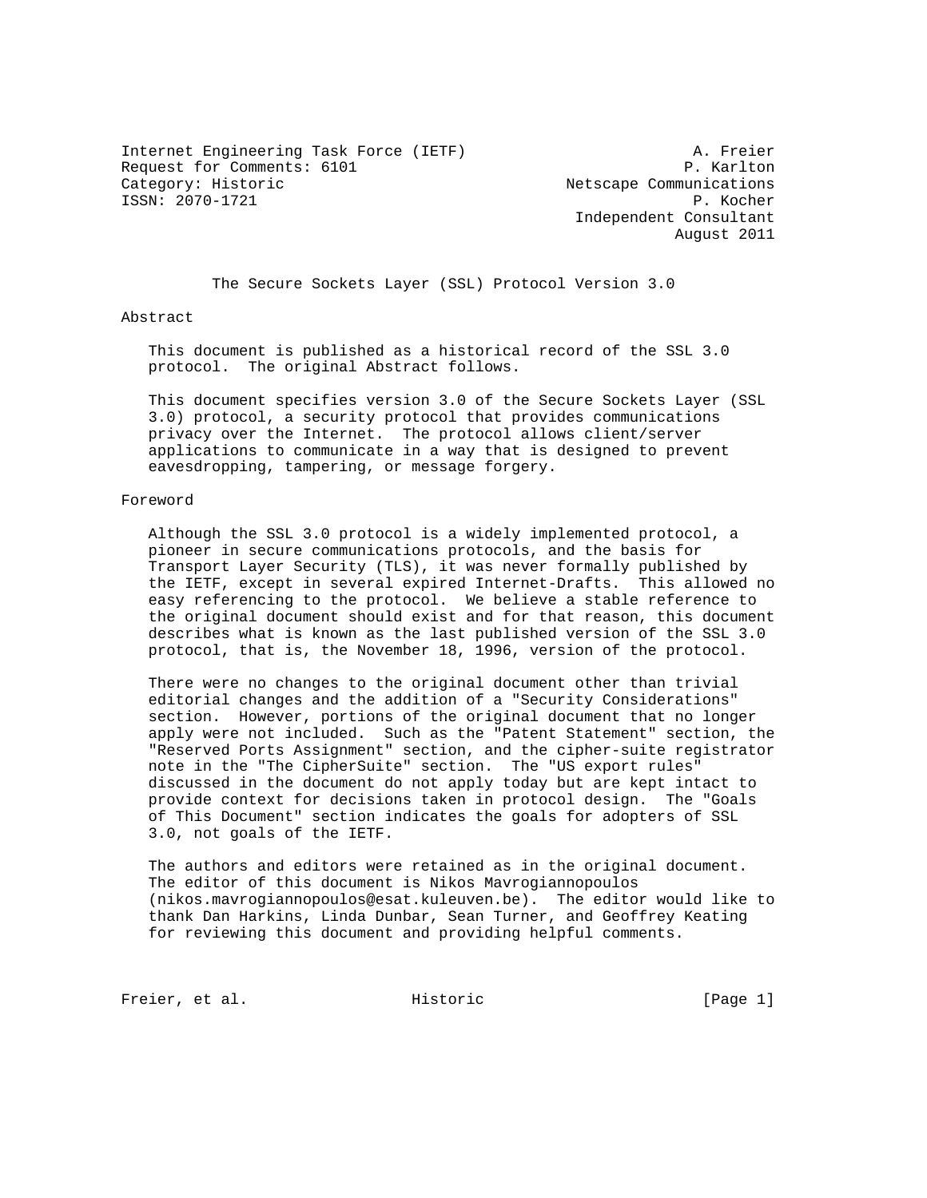Internet Engineering Task Force (IETF)                        A. Freier
Request for Comments: 6101                                   P. Karlton
Category: Historic                              Netscape Communications
ISSN: 2070-1721                                               P. Kocher
                                                 Independent Consultant
                                                            August 2011

# The Secure Sockets Layer (SSL) Protocol Version 3.0

## Abstract

This document is published as a historical record of the SSL 3.0 protocol. The original Abstract follows.

This document specifies version 3.0 of the Secure Sockets Layer (SSL 3.0) protocol, a security protocol that provides communications privacy over the Internet. The protocol allows client/server applications to communicate in a way that is designed to prevent eavesdropping, tampering, or message forgery.

## Foreword

Although the SSL 3.0 protocol is a widely implemented protocol, a pioneer in secure communications protocols, and the basis for Transport Layer Security (TLS), it was never formally published by the IETF, except in several expired Internet-Drafts. This allowed no easy referencing to the protocol. We believe a stable reference to the original document should exist and for that reason, this document describes what is known as the last published version of the SSL 3.0 protocol, that is, the November 18, 1996, version of the protocol.

There were no changes to the original document other than trivial editorial changes and the addition of a "Security Considerations" section. However, portions of the original document that no longer apply were not included. Such as the "Patent Statement" section, the "Reserved Ports Assignment" section, and the cipher-suite registrator note in the "The CipherSuite" section. The "US export rules" discussed in the document do not apply today but are kept intact to provide context for decisions taken in protocol design. The "Goals of This Document" section indicates the goals for adopters of SSL 3.0, not goals of the IETF.

The authors and editors were retained as in the original document. The editor of this document is Nikos Mavrogiannopoulos (nikos.mavrogiannopoulos@esat.kuleuven.be). The editor would like to thank Dan Harkins, Linda Dunbar, Sean Turner, and Geoffrey Keating for reviewing this document and providing helpful comments.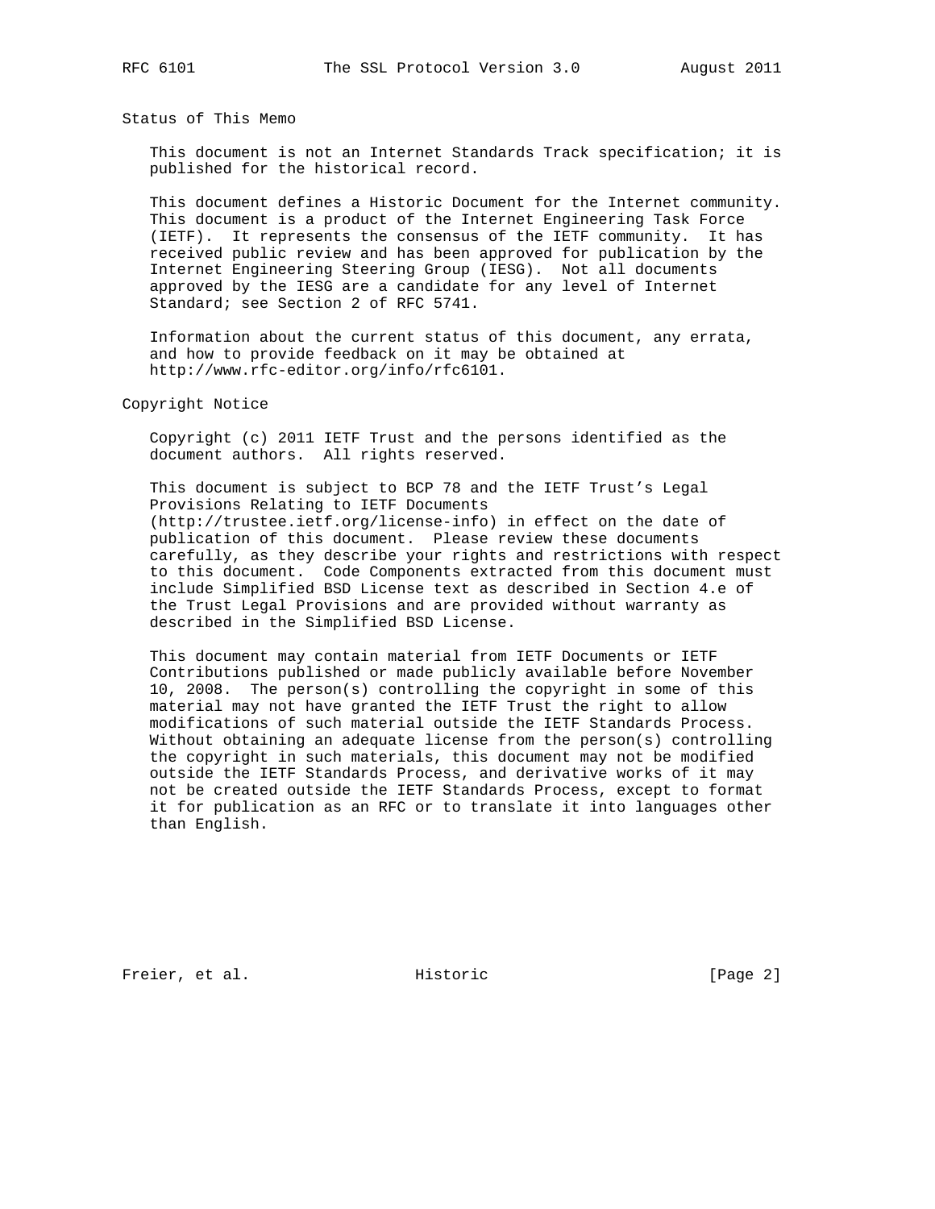## Status of This Memo

This document is not an Internet Standards Track specification; it is published for the historical record.

This document defines a Historic Document for the Internet community. This document is a product of the Internet Engineering Task Force (IETF). It represents the consensus of the IETF community. It has received public review and has been approved for publication by the Internet Engineering Steering Group (IESG). Not all documents approved by the IESG are a candidate for any level of Internet Standard; see Section 2 of RFC 5741.

Information about the current status of this document, any errata, and how to provide feedback on it may be obtained at http://www.rfc-editor.org/info/rfc6101.

## Copyright Notice

Copyright (c) 2011 IETF Trust and the persons identified as the document authors. All rights reserved.

This document is subject to BCP 78 and the IETF Trust's Legal Provisions Relating to IETF Documents (http://trustee.ietf.org/license-info) in effect on the date of publication of this document. Please review these documents carefully, as they describe your rights and restrictions with respect to this document. Code Components extracted from this document must include Simplified BSD License text as described in Section 4.e of the Trust Legal Provisions and are provided without warranty as described in the Simplified BSD License.

This document may contain material from IETF Documents or IETF Contributions published or made publicly available before November 10, 2008. The person(s) controlling the copyright in some of this material may not have granted the IETF Trust the right to allow modifications of such material outside the IETF Standards Process. Without obtaining an adequate license from the person(s) controlling the copyright in such materials, this document may not be modified outside the IETF Standards Process, and derivative works of it may not be created outside the IETF Standards Process, except to format it for publication as an RFC or to translate it into languages other than English.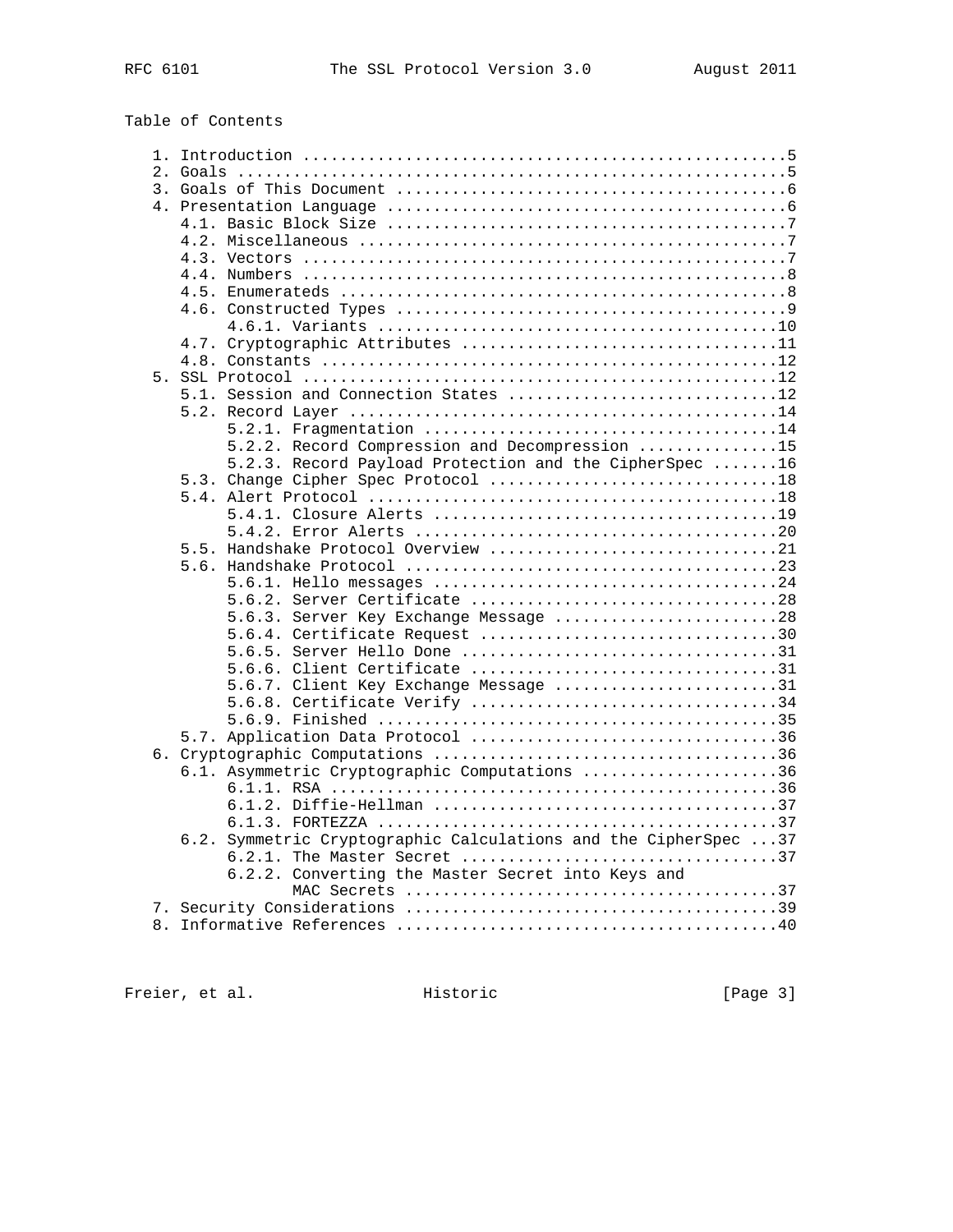## Table of Contents

```
   1. Introduction ....................................................5
   2. Goals ...........................................................5
   3. Goals of This Document ..........................................6
   4. Presentation Language ...........................................6
      4.1. Basic Block Size ...........................................7
      4.2. Miscellaneous ..............................................7
      4.3. Vectors ....................................................7
      4.4. Numbers ....................................................8
      4.5. Enumerateds ................................................8
      4.6. Constructed Types ..........................................9
           4.6.1. Variants ...........................................10
      4.7. Cryptographic Attributes ..................................11
      4.8. Constants .................................................12
   5. SSL Protocol ...................................................12
      5.1. Session and Connection States .............................12
      5.2. Record Layer ..............................................14
           5.2.1. Fragmentation ......................................14
           5.2.2. Record Compression and Decompression ...............15
           5.2.3. Record Payload Protection and the CipherSpec .......16
      5.3. Change Cipher Spec Protocol ...............................18
      5.4. Alert Protocol ............................................18
           5.4.1. Closure Alerts .....................................19
           5.4.2. Error Alerts .......................................20
      5.5. Handshake Protocol Overview ...............................21
      5.6. Handshake Protocol ........................................23
           5.6.1. Hello messages .....................................24
           5.6.2. Server Certificate .................................28
           5.6.3. Server Key Exchange Message ........................28
           5.6.4. Certificate Request ................................30
           5.6.5. Server Hello Done ..................................31
           5.6.6. Client Certificate .................................31
           5.6.7. Client Key Exchange Message ........................31
           5.6.8. Certificate Verify .................................34
           5.6.9. Finished ...........................................35
      5.7. Application Data Protocol .................................36
   6. Cryptographic Computations .....................................36
      6.1. Asymmetric Cryptographic Computations .....................36
           6.1.1. RSA ................................................36
           6.1.2. Diffie-Hellman .....................................37
           6.1.3. FORTEZZA ...........................................37
      6.2. Symmetric Cryptographic Calculations and the CipherSpec ...37
           6.2.1. The Master Secret ..................................37
           6.2.2. Converting the Master Secret into Keys and
                  MAC Secrets ........................................37
   7. Security Considerations ........................................39
   8. Informative References .........................................40
```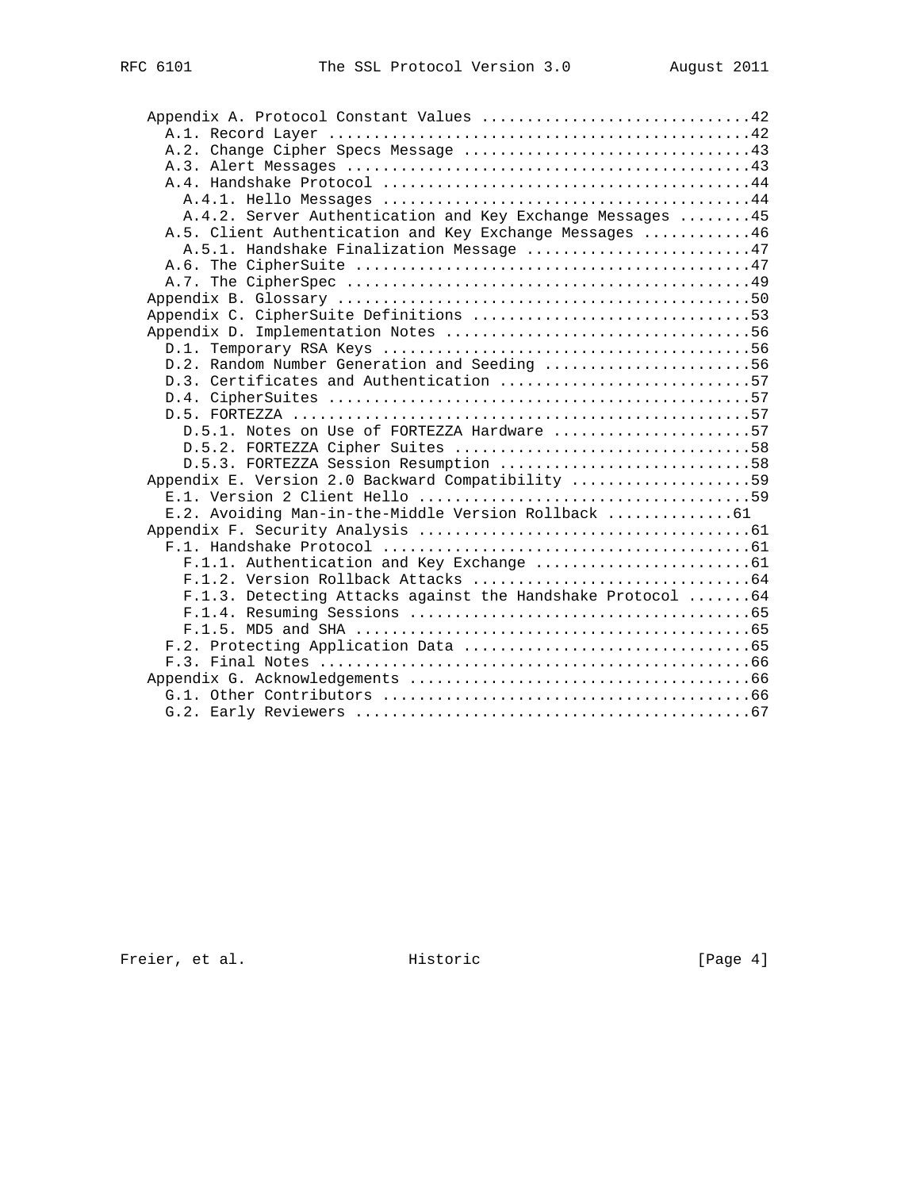```
   Appendix A. Protocol Constant Values ..............................42
      A.1. Record Layer ..............................................42
      A.2. Change Cipher Specs Message ...............................43
      A.3. Alert Messages ............................................43
      A.4. Handshake Protocol ........................................44
         A.4.1. Hello Messages .......................................44
         A.4.2. Server Authentication and Key Exchange Messages ......45
      A.5. Client Authentication and Key Exchange Messages ...........46
         A.5.1. Handshake Finalization Message .......................47
      A.6. The CipherSuite ...........................................47
      A.7. The CipherSpec ............................................49
   Appendix B. Glossary ..............................................50
   Appendix C. CipherSuite Definitions ...............................53
   Appendix D. Implementation Notes ..................................56
      D.1. Temporary RSA Keys ........................................56
      D.2. Random Number Generation and Seeding ......................56
      D.3. Certificates and Authentication ...........................57
      D.4. CipherSuites ..............................................57
      D.5. FORTEZZA ..................................................57
         D.5.1. Notes on Use of FORTEZZA Hardware ....................57
         D.5.2. FORTEZZA Cipher Suites ...............................58
         D.5.3. FORTEZZA Session Resumption ..........................58
   Appendix E. Version 2.0 Backward Compatibility ....................59
      E.1. Version 2 Client Hello ....................................59
      E.2. Avoiding Man-in-the-Middle Version Rollback .............61
   Appendix F. Security Analysis .....................................61
      F.1. Handshake Protocol ........................................61
         F.1.1. Authentication and Key Exchange ......................61
         F.1.2. Version Rollback Attacks .............................64
         F.1.3. Detecting Attacks against the Handshake Protocol .....64
         F.1.4. Resuming Sessions ....................................65
         F.1.5. MD5 and SHA ..........................................65
      F.2. Protecting Application Data ...............................65
      F.3. Final Notes ...............................................66
   Appendix G. Acknowledgements ......................................66
      G.1. Other Contributors ........................................66
      G.2. Early Reviewers ...........................................67
```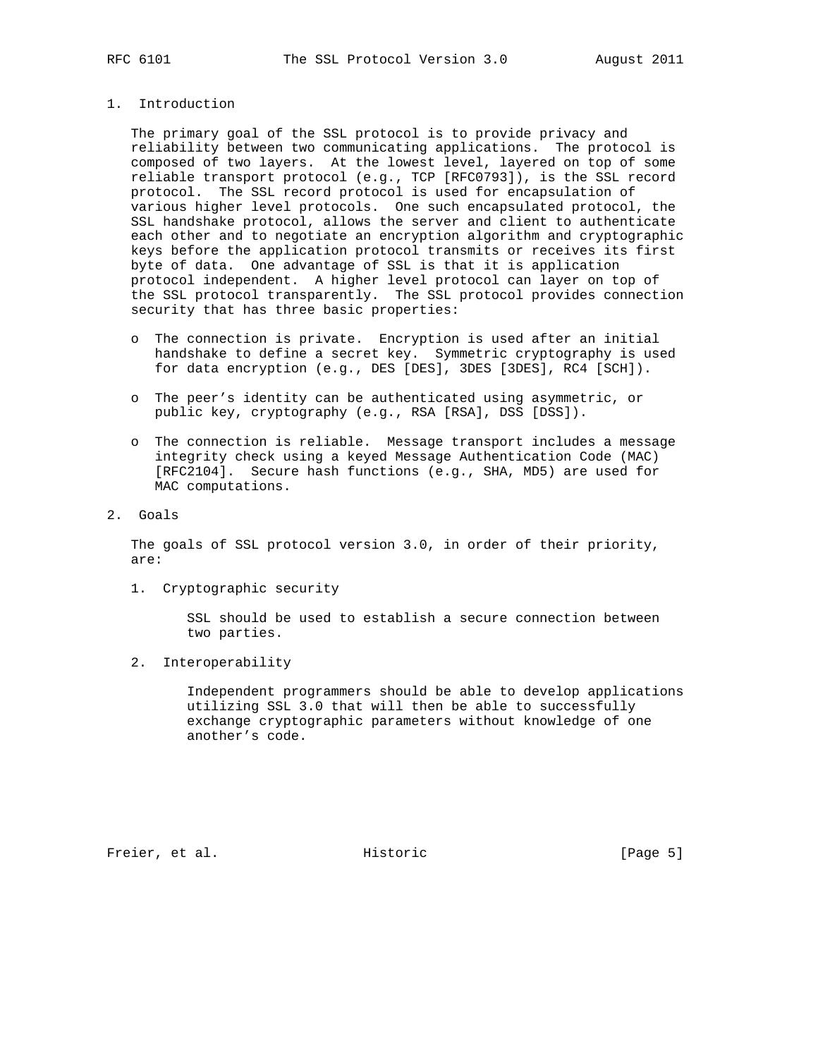# 1. Introduction

The primary goal of the SSL protocol is to provide privacy and reliability between two communicating applications. The protocol is composed of two layers. At the lowest level, layered on top of some reliable transport protocol (e.g., TCP [RFC0793]), is the SSL record protocol. The SSL record protocol is used for encapsulation of various higher level protocols. One such encapsulated protocol, the SSL handshake protocol, allows the server and client to authenticate each other and to negotiate an encryption algorithm and cryptographic keys before the application protocol transmits or receives its first byte of data. One advantage of SSL is that it is application protocol independent. A higher level protocol can layer on top of the SSL protocol transparently. The SSL protocol provides connection security that has three basic properties:

- The connection is private. Encryption is used after an initial handshake to define a secret key. Symmetric cryptography is used for data encryption (e.g., DES [DES], 3DES [3DES], RC4 [SCH]).
- The peer's identity can be authenticated using asymmetric, or public key, cryptography (e.g., RSA [RSA], DSS [DSS]).
- The connection is reliable. Message transport includes a message integrity check using a keyed Message Authentication Code (MAC) [RFC2104]. Secure hash functions (e.g., SHA, MD5) are used for MAC computations.

# 2. Goals

The goals of SSL protocol version 3.0, in order of their priority, are:

1. Cryptographic security

   SSL should be used to establish a secure connection between two parties.

2. Interoperability

   Independent programmers should be able to develop applications utilizing SSL 3.0 that will then be able to successfully exchange cryptographic parameters without knowledge of one another's code.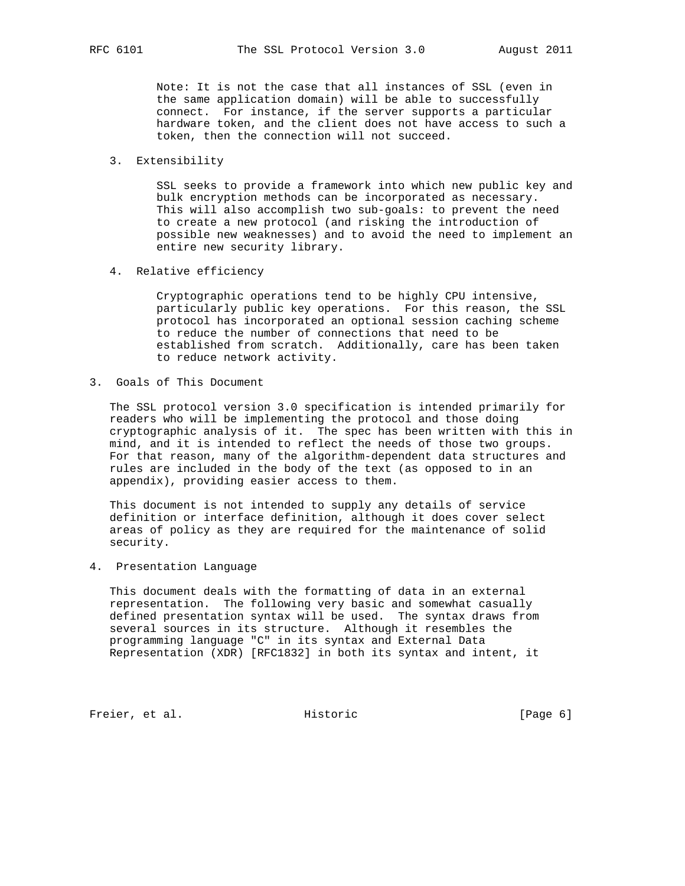Note: It is not the case that all instances of SSL (even in the same application domain) will be able to successfully connect. For instance, if the server supports a particular hardware token, and the client does not have access to such a token, then the connection will not succeed.

3. Extensibility

   SSL seeks to provide a framework into which new public key and bulk encryption methods can be incorporated as necessary. This will also accomplish two sub-goals: to prevent the need to create a new protocol (and risking the introduction of possible new weaknesses) and to avoid the need to implement an entire new security library.

4. Relative efficiency

   Cryptographic operations tend to be highly CPU intensive, particularly public key operations. For this reason, the SSL protocol has incorporated an optional session caching scheme to reduce the number of connections that need to be established from scratch. Additionally, care has been taken to reduce network activity.

## 3. Goals of This Document

The SSL protocol version 3.0 specification is intended primarily for readers who will be implementing the protocol and those doing cryptographic analysis of it. The spec has been written with this in mind, and it is intended to reflect the needs of those two groups. For that reason, many of the algorithm-dependent data structures and rules are included in the body of the text (as opposed to in an appendix), providing easier access to them.

This document is not intended to supply any details of service definition or interface definition, although it does cover select areas of policy as they are required for the maintenance of solid security.

## 4. Presentation Language

This document deals with the formatting of data in an external representation. The following very basic and somewhat casually defined presentation syntax will be used. The syntax draws from several sources in its structure. Although it resembles the programming language "C" in its syntax and External Data Representation (XDR) [RFC1832] in both its syntax and intent, it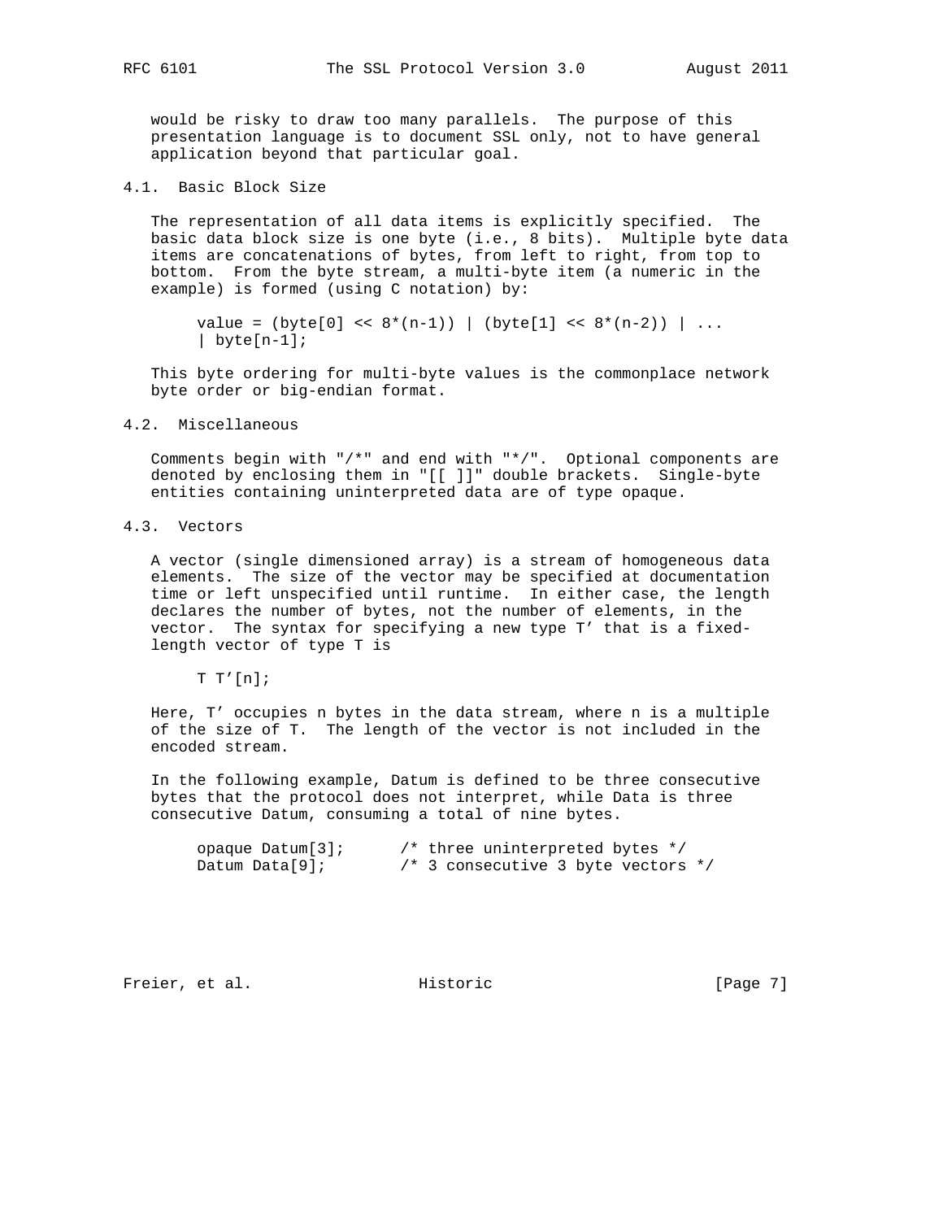would be risky to draw too many parallels. The purpose of this presentation language is to document SSL only, not to have general application beyond that particular goal.

### 4.1. Basic Block Size

The representation of all data items is explicitly specified. The basic data block size is one byte (i.e., 8 bits). Multiple byte data items are concatenations of bytes, from left to right, from top to bottom. From the byte stream, a multi-byte item (a numeric in the example) is formed (using C notation) by:

```
value = (byte[0] << 8*(n-1)) | (byte[1] << 8*(n-2)) | ...
| byte[n-1];
```

This byte ordering for multi-byte values is the commonplace network byte order or big-endian format.

### 4.2. Miscellaneous

Comments begin with "/*" and end with "*/". Optional components are denoted by enclosing them in "[[ ]]" double brackets. Single-byte entities containing uninterpreted data are of type opaque.

### 4.3. Vectors

A vector (single dimensioned array) is a stream of homogeneous data elements. The size of the vector may be specified at documentation time or left unspecified until runtime. In either case, the length declares the number of bytes, not the number of elements, in the vector. The syntax for specifying a new type T' that is a fixed-length vector of type T is

```
T T'[n];
```

Here, T' occupies n bytes in the data stream, where n is a multiple of the size of T. The length of the vector is not included in the encoded stream.

In the following example, Datum is defined to be three consecutive bytes that the protocol does not interpret, while Data is three consecutive Datum, consuming a total of nine bytes.

```
opaque Datum[3];      /* three uninterpreted bytes */
Datum Data[9];        /* 3 consecutive 3 byte vectors */
```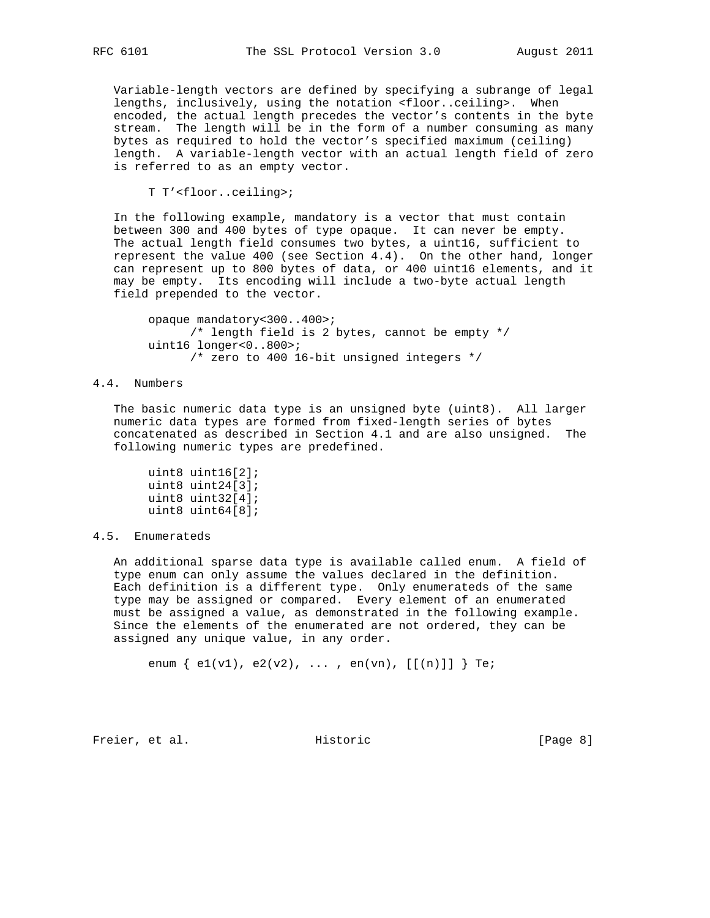Variable-length vectors are defined by specifying a subrange of legal lengths, inclusively, using the notation <floor..ceiling>. When encoded, the actual length precedes the vector's contents in the byte stream. The length will be in the form of a number consuming as many bytes as required to hold the vector's specified maximum (ceiling) length. A variable-length vector with an actual length field of zero is referred to as an empty vector.

```
T T'<floor..ceiling>;
```

In the following example, mandatory is a vector that must contain between 300 and 400 bytes of type opaque. It can never be empty. The actual length field consumes two bytes, a uint16, sufficient to represent the value 400 (see Section 4.4). On the other hand, longer can represent up to 800 bytes of data, or 400 uint16 elements, and it may be empty. Its encoding will include a two-byte actual length field prepended to the vector.

```
opaque mandatory<300..400>;
      /* length field is 2 bytes, cannot be empty */
uint16 longer<0..800>;
      /* zero to 400 16-bit unsigned integers */
```

## 4.4. Numbers

The basic numeric data type is an unsigned byte (uint8). All larger numeric data types are formed from fixed-length series of bytes concatenated as described in Section 4.1 and are also unsigned. The following numeric types are predefined.

```
uint8 uint16[2];
uint8 uint24[3];
uint8 uint32[4];
uint8 uint64[8];
```

## 4.5. Enumerateds

An additional sparse data type is available called enum. A field of type enum can only assume the values declared in the definition. Each definition is a different type. Only enumerateds of the same type may be assigned or compared. Every element of an enumerated must be assigned a value, as demonstrated in the following example. Since the elements of the enumerated are not ordered, they can be assigned any unique value, in any order.

```
enum { e1(v1), e2(v2), ... , en(vn), [[(n)]] } Te;
```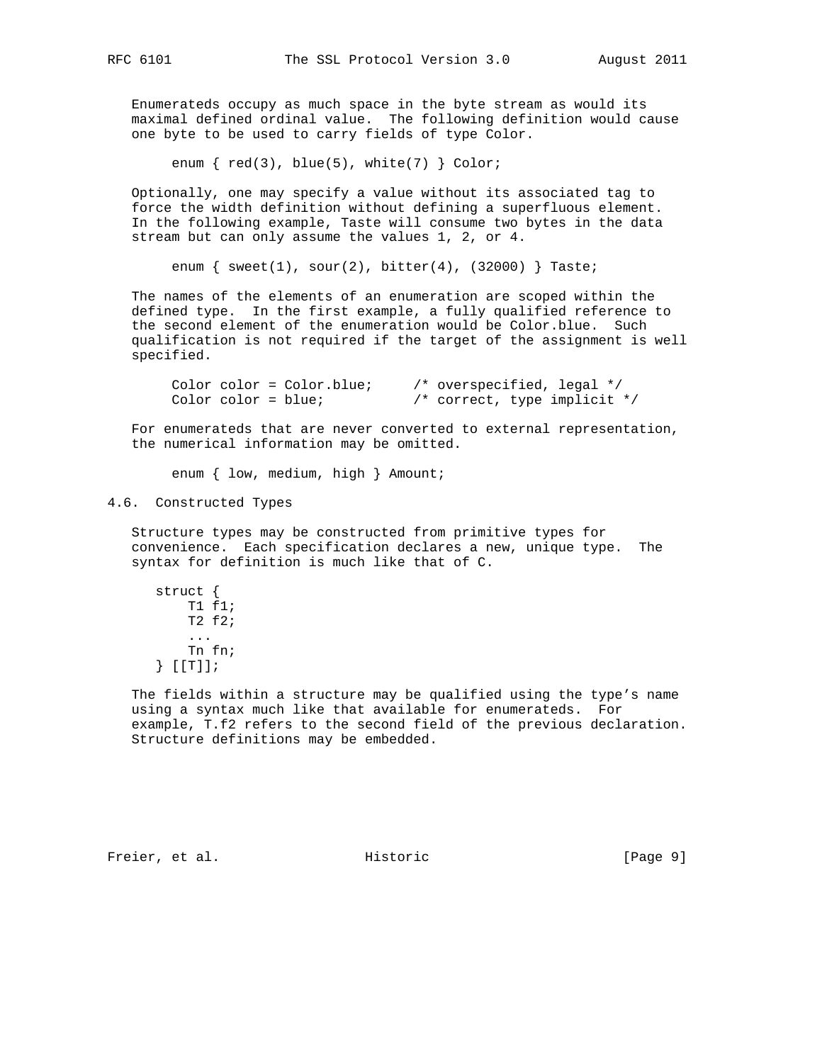Enumerateds occupy as much space in the byte stream as would its maximal defined ordinal value. The following definition would cause one byte to be used to carry fields of type Color.

```
enum { red(3), blue(5), white(7) } Color;
```

Optionally, one may specify a value without its associated tag to force the width definition without defining a superfluous element. In the following example, Taste will consume two bytes in the data stream but can only assume the values 1, 2, or 4.

```
enum { sweet(1), sour(2), bitter(4), (32000) } Taste;
```

The names of the elements of an enumeration are scoped within the defined type. In the first example, a fully qualified reference to the second element of the enumeration would be Color.blue. Such qualification is not required if the target of the assignment is well specified.

```
Color color = Color.blue;     /* overspecified, legal */
Color color = blue;           /* correct, type implicit */
```

For enumerateds that are never converted to external representation, the numerical information may be omitted.

```
enum { low, medium, high } Amount;
```

## 4.6. Constructed Types

Structure types may be constructed from primitive types for convenience. Each specification declares a new, unique type. The syntax for definition is much like that of C.

```
struct {
    T1 f1;
    T2 f2;
    ...
    Tn fn;
} [[T]];
```

The fields within a structure may be qualified using the type's name using a syntax much like that available for enumerateds. For example, T.f2 refers to the second field of the previous declaration. Structure definitions may be embedded.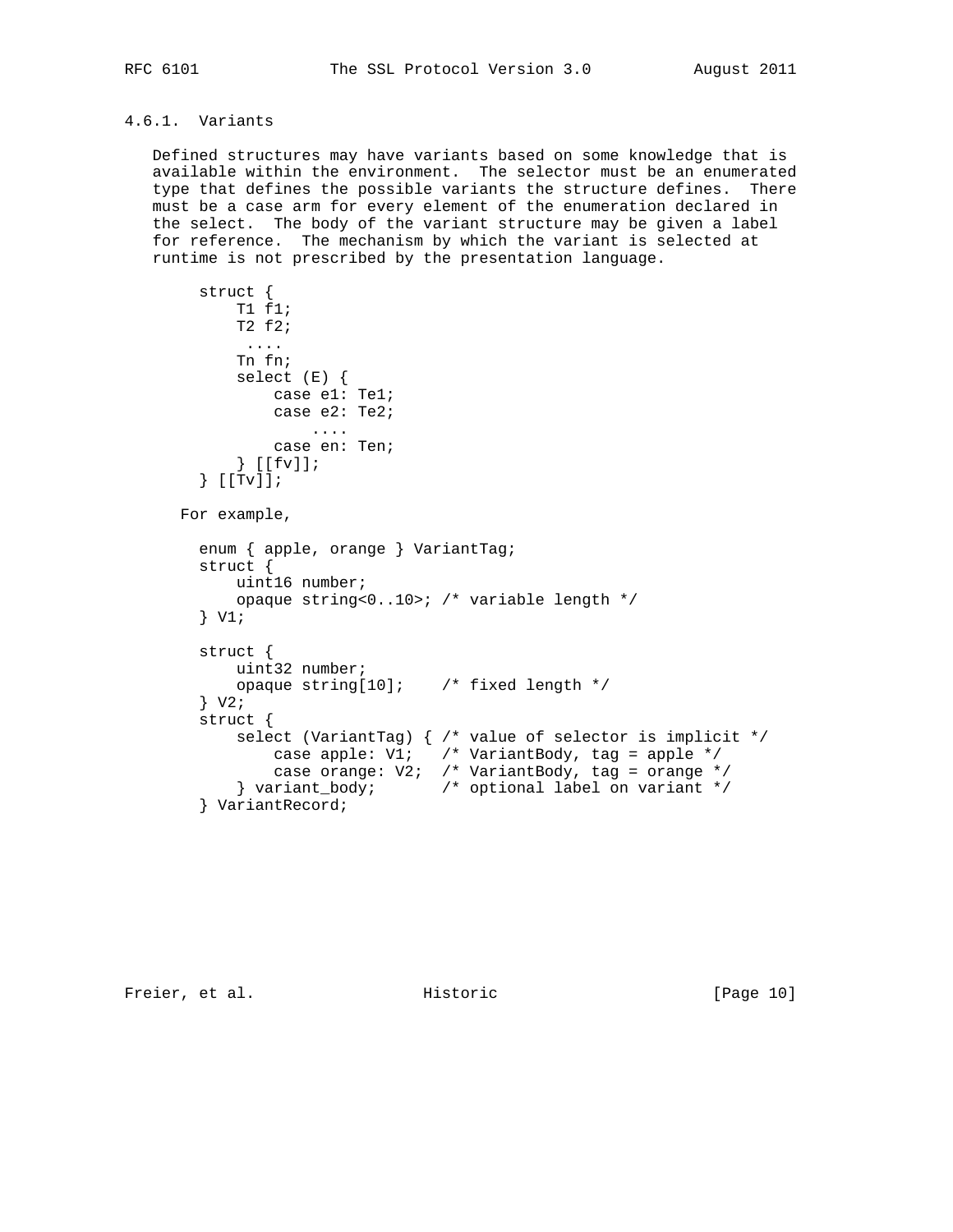### 4.6.1. Variants

Defined structures may have variants based on some knowledge that is available within the environment. The selector must be an enumerated type that defines the possible variants the structure defines. There must be a case arm for every element of the enumeration declared in the select. The body of the variant structure may be given a label for reference. The mechanism by which the variant is selected at runtime is not prescribed by the presentation language.

```
struct {
    T1 f1;
    T2 f2;
     ....
    Tn fn;
    select (E) {
        case e1: Te1;
        case e2: Te2;
            ....
        case en: Ten;
    } [[fv]];
} [[Tv]];
```

For example,

```
enum { apple, orange } VariantTag;
struct {
    uint16 number;
    opaque string<0..10>; /* variable length */
} V1;

struct {
    uint32 number;
    opaque string[10];    /* fixed length */
} V2;
struct {
    select (VariantTag) { /* value of selector is implicit */
        case apple: V1;   /* VariantBody, tag = apple */
        case orange: V2;  /* VariantBody, tag = orange */
    } variant_body;       /* optional label on variant */
} VariantRecord;
```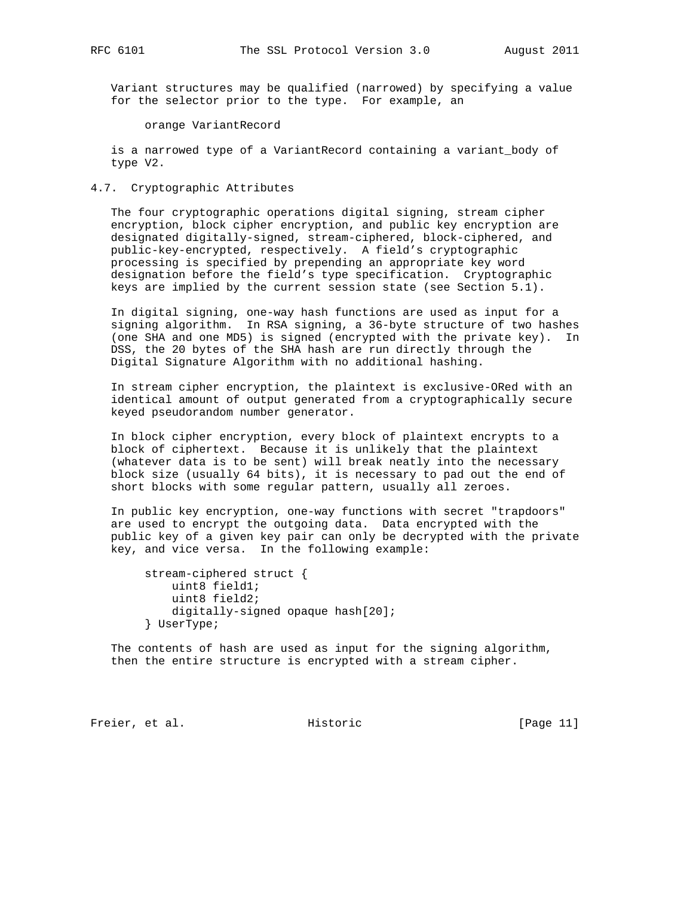Variant structures may be qualified (narrowed) by specifying a value for the selector prior to the type. For example, an

```
orange VariantRecord
```

is a narrowed type of a VariantRecord containing a variant_body of type V2.

## 4.7. Cryptographic Attributes

The four cryptographic operations digital signing, stream cipher encryption, block cipher encryption, and public key encryption are designated digitally-signed, stream-ciphered, block-ciphered, and public-key-encrypted, respectively. A field's cryptographic processing is specified by prepending an appropriate key word designation before the field's type specification. Cryptographic keys are implied by the current session state (see Section 5.1).

In digital signing, one-way hash functions are used as input for a signing algorithm. In RSA signing, a 36-byte structure of two hashes (one SHA and one MD5) is signed (encrypted with the private key). In DSS, the 20 bytes of the SHA hash are run directly through the Digital Signature Algorithm with no additional hashing.

In stream cipher encryption, the plaintext is exclusive-ORed with an identical amount of output generated from a cryptographically secure keyed pseudorandom number generator.

In block cipher encryption, every block of plaintext encrypts to a block of ciphertext. Because it is unlikely that the plaintext (whatever data is to be sent) will break neatly into the necessary block size (usually 64 bits), it is necessary to pad out the end of short blocks with some regular pattern, usually all zeroes.

In public key encryption, one-way functions with secret "trapdoors" are used to encrypt the outgoing data. Data encrypted with the public key of a given key pair can only be decrypted with the private key, and vice versa. In the following example:

```
stream-ciphered struct {
    uint8 field1;
    uint8 field2;
    digitally-signed opaque hash[20];
} UserType;
```

The contents of hash are used as input for the signing algorithm, then the entire structure is encrypted with a stream cipher.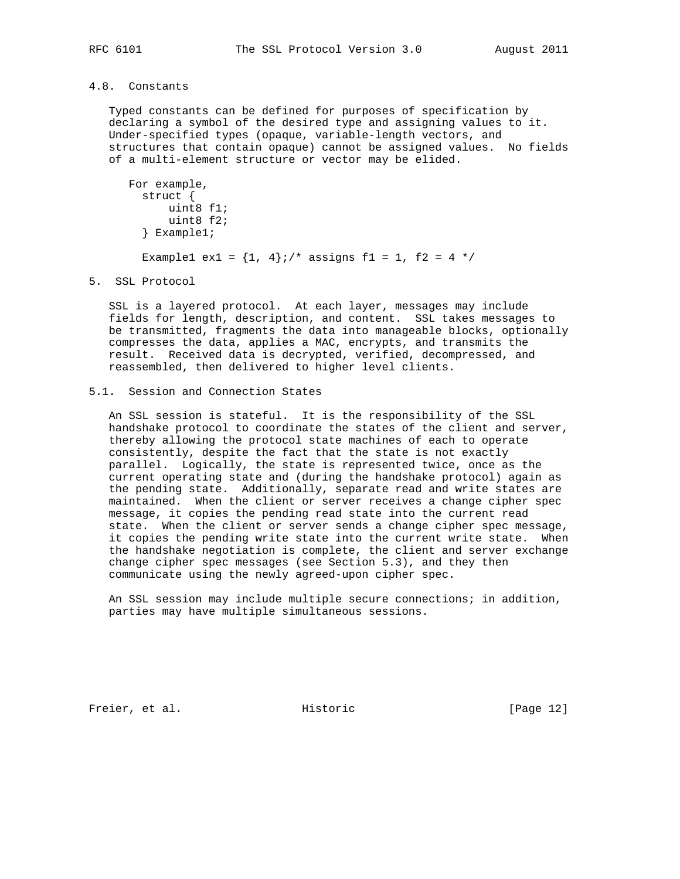### 4.8. Constants

Typed constants can be defined for purposes of specification by declaring a symbol of the desired type and assigning values to it. Under-specified types (opaque, variable-length vectors, and structures that contain opaque) cannot be assigned values. No fields of a multi-element structure or vector may be elided.

For example,

```
struct {
    uint8 f1;
    uint8 f2;
} Example1;

Example1 ex1 = {1, 4};/* assigns f1 = 1, f2 = 4 */
```

## 5. SSL Protocol

SSL is a layered protocol. At each layer, messages may include fields for length, description, and content. SSL takes messages to be transmitted, fragments the data into manageable blocks, optionally compresses the data, applies a MAC, encrypts, and transmits the result. Received data is decrypted, verified, decompressed, and reassembled, then delivered to higher level clients.

### 5.1. Session and Connection States

An SSL session is stateful. It is the responsibility of the SSL handshake protocol to coordinate the states of the client and server, thereby allowing the protocol state machines of each to operate consistently, despite the fact that the state is not exactly parallel. Logically, the state is represented twice, once as the current operating state and (during the handshake protocol) again as the pending state. Additionally, separate read and write states are maintained. When the client or server receives a change cipher spec message, it copies the pending read state into the current read state. When the client or server sends a change cipher spec message, it copies the pending write state into the current write state. When the handshake negotiation is complete, the client and server exchange change cipher spec messages (see Section 5.3), and they then communicate using the newly agreed-upon cipher spec.

An SSL session may include multiple secure connections; in addition, parties may have multiple simultaneous sessions.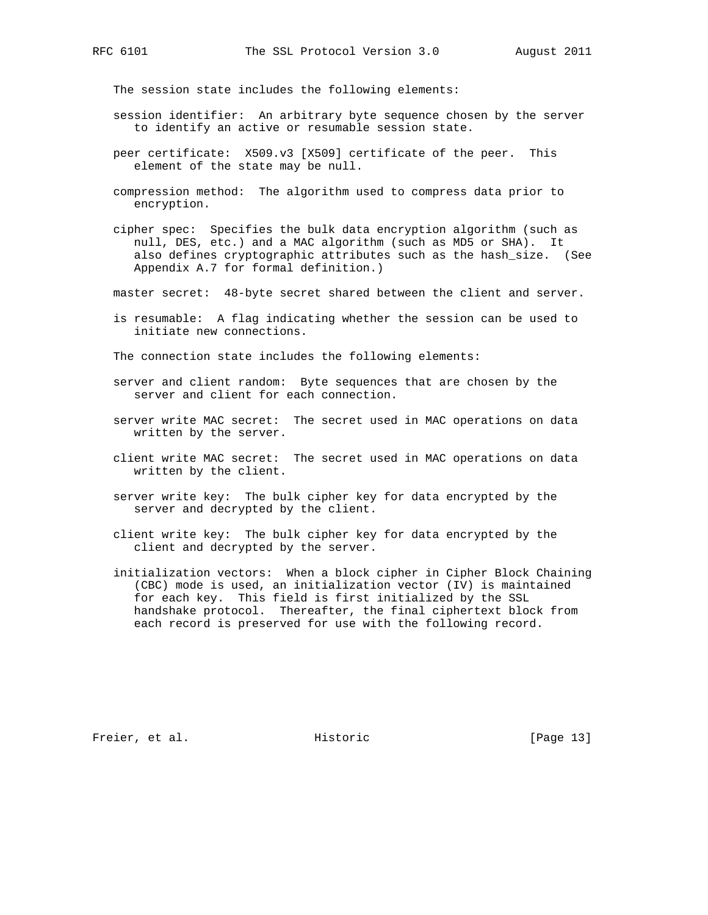The session state includes the following elements:

session identifier: An arbitrary byte sequence chosen by the server to identify an active or resumable session state.

peer certificate: X509.v3 [X509] certificate of the peer. This element of the state may be null.

compression method: The algorithm used to compress data prior to encryption.

cipher spec: Specifies the bulk data encryption algorithm (such as null, DES, etc.) and a MAC algorithm (such as MD5 or SHA). It also defines cryptographic attributes such as the hash_size. (See Appendix A.7 for formal definition.)

master secret: 48-byte secret shared between the client and server.

is resumable: A flag indicating whether the session can be used to initiate new connections.

The connection state includes the following elements:

server and client random: Byte sequences that are chosen by the server and client for each connection.

server write MAC secret: The secret used in MAC operations on data written by the server.

client write MAC secret: The secret used in MAC operations on data written by the client.

server write key: The bulk cipher key for data encrypted by the server and decrypted by the client.

client write key: The bulk cipher key for data encrypted by the client and decrypted by the server.

initialization vectors: When a block cipher in Cipher Block Chaining (CBC) mode is used, an initialization vector (IV) is maintained for each key. This field is first initialized by the SSL handshake protocol. Thereafter, the final ciphertext block from each record is preserved for use with the following record.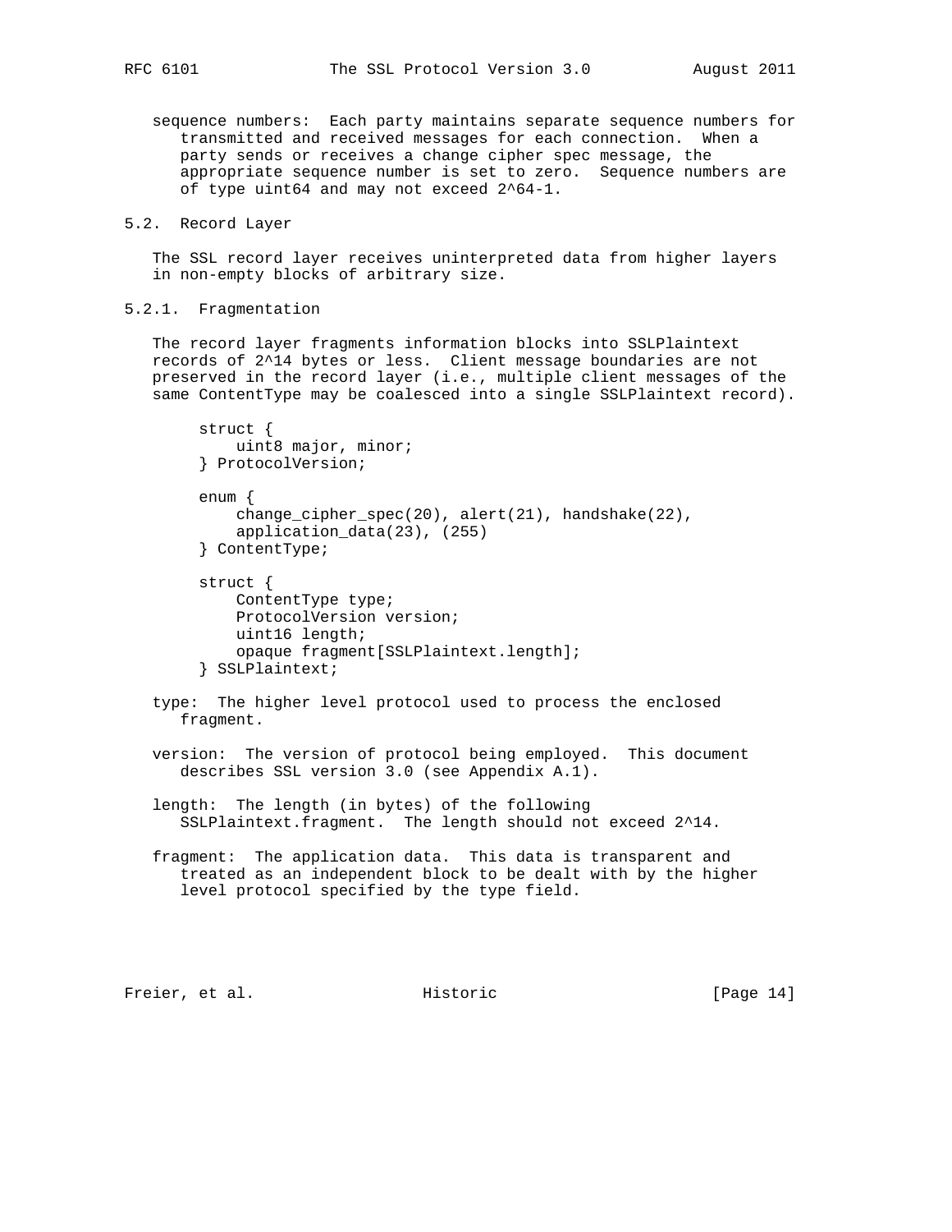sequence numbers: Each party maintains separate sequence numbers for transmitted and received messages for each connection. When a party sends or receives a change cipher spec message, the appropriate sequence number is set to zero. Sequence numbers are of type uint64 and may not exceed $2^{64}-1$.

### 5.2. Record Layer

The SSL record layer receives uninterpreted data from higher layers in non-empty blocks of arbitrary size.

#### 5.2.1. Fragmentation

The record layer fragments information blocks into SSLPlaintext records of $2^{14}$ bytes or less. Client message boundaries are not preserved in the record layer (i.e., multiple client messages of the same ContentType may be coalesced into a single SSLPlaintext record).

```
struct {
    uint8 major, minor;
} ProtocolVersion;

enum {
    change_cipher_spec(20), alert(21), handshake(22),
    application_data(23), (255)
} ContentType;

struct {
    ContentType type;
    ProtocolVersion version;
    uint16 length;
    opaque fragment[SSLPlaintext.length];
} SSLPlaintext;
```

type: The higher level protocol used to process the enclosed fragment.

version: The version of protocol being employed. This document describes SSL version 3.0 (see Appendix A.1).

length: The length (in bytes) of the following SSLPlaintext.fragment. The length should not exceed $2^{14}$.

fragment: The application data. This data is transparent and treated as an independent block to be dealt with by the higher level protocol specified by the type field.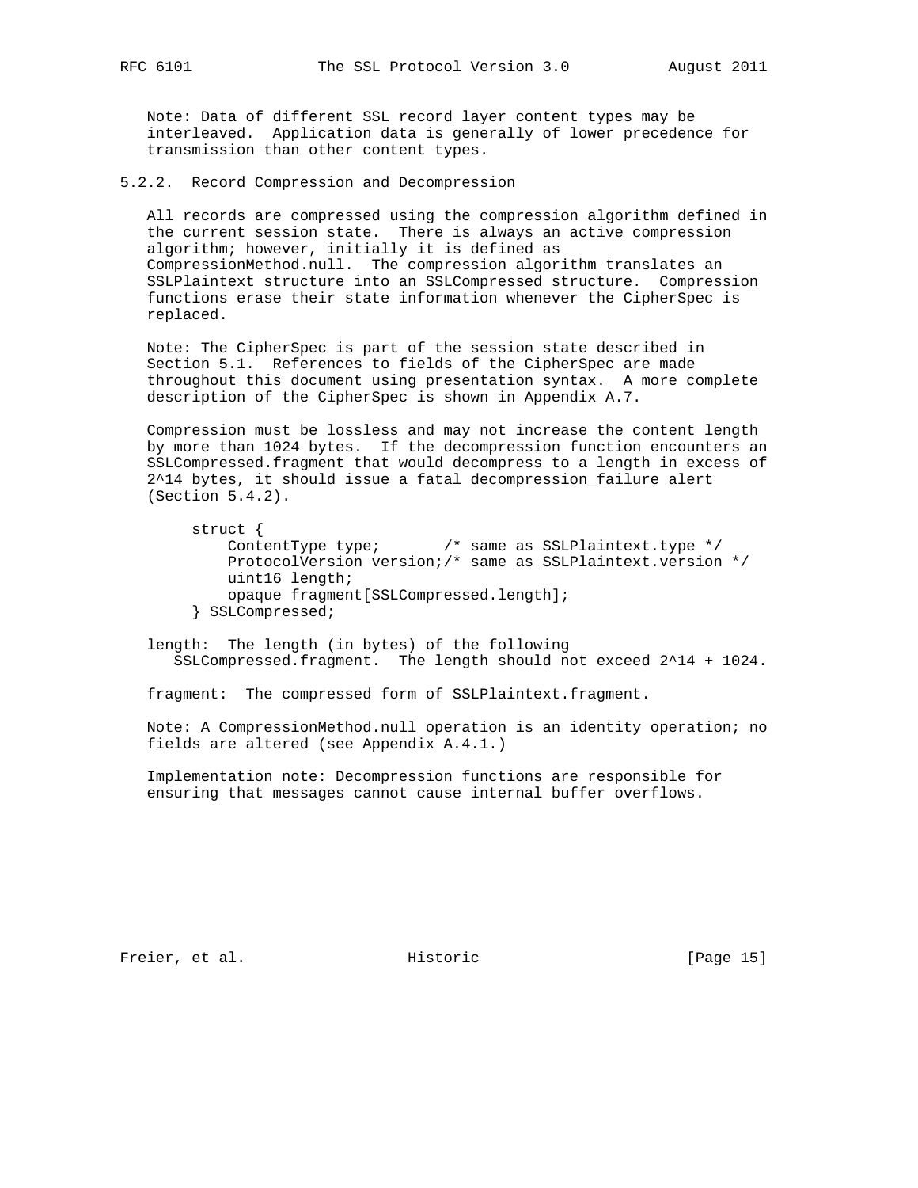Note: Data of different SSL record layer content types may be interleaved. Application data is generally of lower precedence for transmission than other content types.

### 5.2.2. Record Compression and Decompression

All records are compressed using the compression algorithm defined in the current session state. There is always an active compression algorithm; however, initially it is defined as CompressionMethod.null. The compression algorithm translates an SSLPlaintext structure into an SSLCompressed structure. Compression functions erase their state information whenever the CipherSpec is replaced.

Note: The CipherSpec is part of the session state described in Section 5.1. References to fields of the CipherSpec are made throughout this document using presentation syntax. A more complete description of the CipherSpec is shown in Appendix A.7.

Compression must be lossless and may not increase the content length by more than 1024 bytes. If the decompression function encounters an SSLCompressed.fragment that would decompress to a length in excess of $2^{14}$ bytes, it should issue a fatal decompression_failure alert (Section 5.4.2).

```
struct {
    ContentType type;       /* same as SSLPlaintext.type */
    ProtocolVersion version;/* same as SSLPlaintext.version */
    uint16 length;
    opaque fragment[SSLCompressed.length];
} SSLCompressed;
```

length: The length (in bytes) of the following SSLCompressed.fragment. The length should not exceed $2^{14} + 1024$.

fragment: The compressed form of SSLPlaintext.fragment.

Note: A CompressionMethod.null operation is an identity operation; no fields are altered (see Appendix A.4.1.)

Implementation note: Decompression functions are responsible for ensuring that messages cannot cause internal buffer overflows.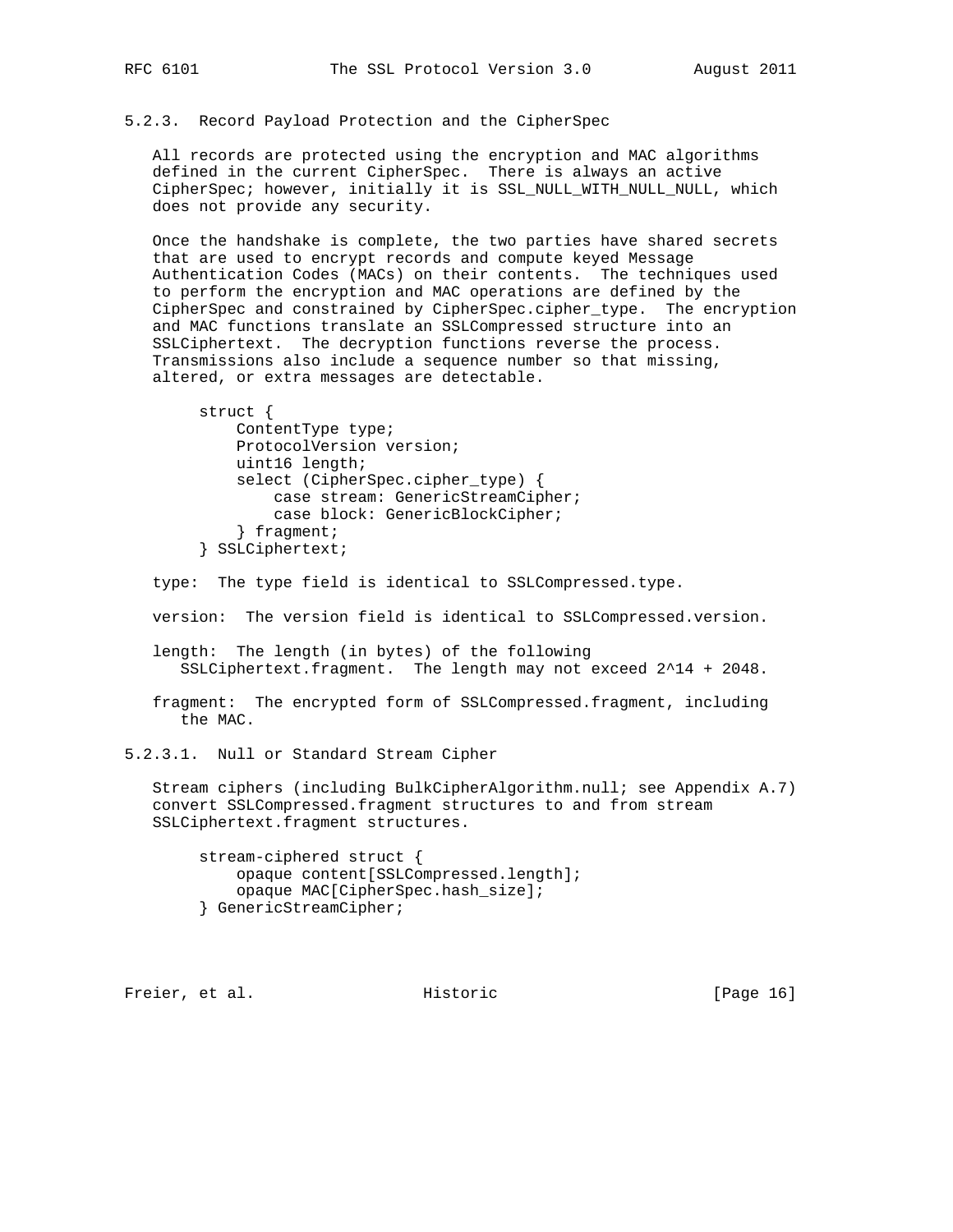### 5.2.3. Record Payload Protection and the CipherSpec

All records are protected using the encryption and MAC algorithms defined in the current CipherSpec. There is always an active CipherSpec; however, initially it is SSL_NULL_WITH_NULL_NULL, which does not provide any security.

Once the handshake is complete, the two parties have shared secrets that are used to encrypt records and compute keyed Message Authentication Codes (MACs) on their contents. The techniques used to perform the encryption and MAC operations are defined by the CipherSpec and constrained by CipherSpec.cipher_type. The encryption and MAC functions translate an SSLCompressed structure into an SSLCiphertext. The decryption functions reverse the process. Transmissions also include a sequence number so that missing, altered, or extra messages are detectable.

```
struct {
    ContentType type;
    ProtocolVersion version;
    uint16 length;
    select (CipherSpec.cipher_type) {
        case stream: GenericStreamCipher;
        case block: GenericBlockCipher;
    } fragment;
} SSLCiphertext;
```

type: The type field is identical to SSLCompressed.type.

version: The version field is identical to SSLCompressed.version.

length: The length (in bytes) of the following SSLCiphertext.fragment. The length may not exceed 2^14 + 2048.

fragment: The encrypted form of SSLCompressed.fragment, including the MAC.

#### 5.2.3.1. Null or Standard Stream Cipher

Stream ciphers (including BulkCipherAlgorithm.null; see Appendix A.7) convert SSLCompressed.fragment structures to and from stream SSLCiphertext.fragment structures.

```
stream-ciphered struct {
    opaque content[SSLCompressed.length];
    opaque MAC[CipherSpec.hash_size];
} GenericStreamCipher;
```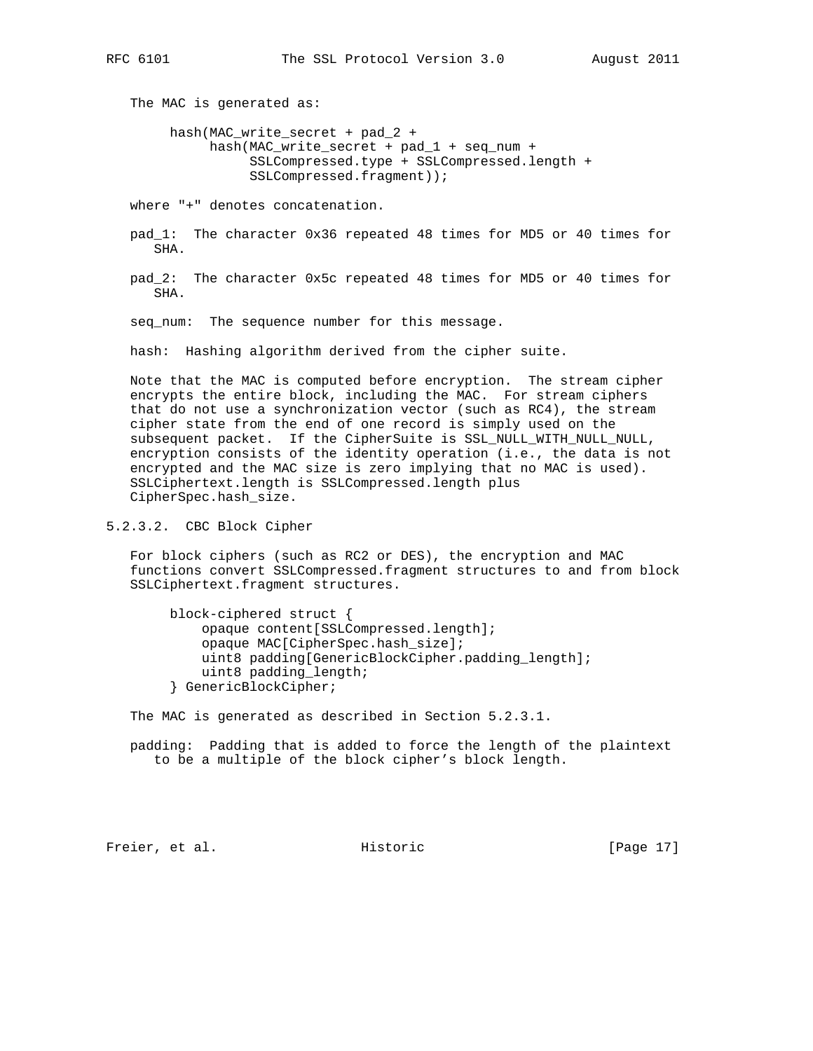The MAC is generated as:

```
hash(MAC_write_secret + pad_2 +
     hash(MAC_write_secret + pad_1 + seq_num +
          SSLCompressed.type + SSLCompressed.length +
          SSLCompressed.fragment));
```

where "+" denotes concatenation.

pad_1: The character 0x36 repeated 48 times for MD5 or 40 times for SHA.

pad_2: The character 0x5c repeated 48 times for MD5 or 40 times for SHA.

seq_num: The sequence number for this message.

hash: Hashing algorithm derived from the cipher suite.

Note that the MAC is computed before encryption. The stream cipher encrypts the entire block, including the MAC. For stream ciphers that do not use a synchronization vector (such as RC4), the stream cipher state from the end of one record is simply used on the subsequent packet. If the CipherSuite is SSL_NULL_WITH_NULL_NULL, encryption consists of the identity operation (i.e., the data is not encrypted and the MAC size is zero implying that no MAC is used). SSLCiphertext.length is SSLCompressed.length plus CipherSpec.hash_size.

### 5.2.3.2. CBC Block Cipher

For block ciphers (such as RC2 or DES), the encryption and MAC functions convert SSLCompressed.fragment structures to and from block SSLCiphertext.fragment structures.

```
block-ciphered struct {
    opaque content[SSLCompressed.length];
    opaque MAC[CipherSpec.hash_size];
    uint8 padding[GenericBlockCipher.padding_length];
    uint8 padding_length;
} GenericBlockCipher;
```

The MAC is generated as described in Section 5.2.3.1.

padding: Padding that is added to force the length of the plaintext to be a multiple of the block cipher's block length.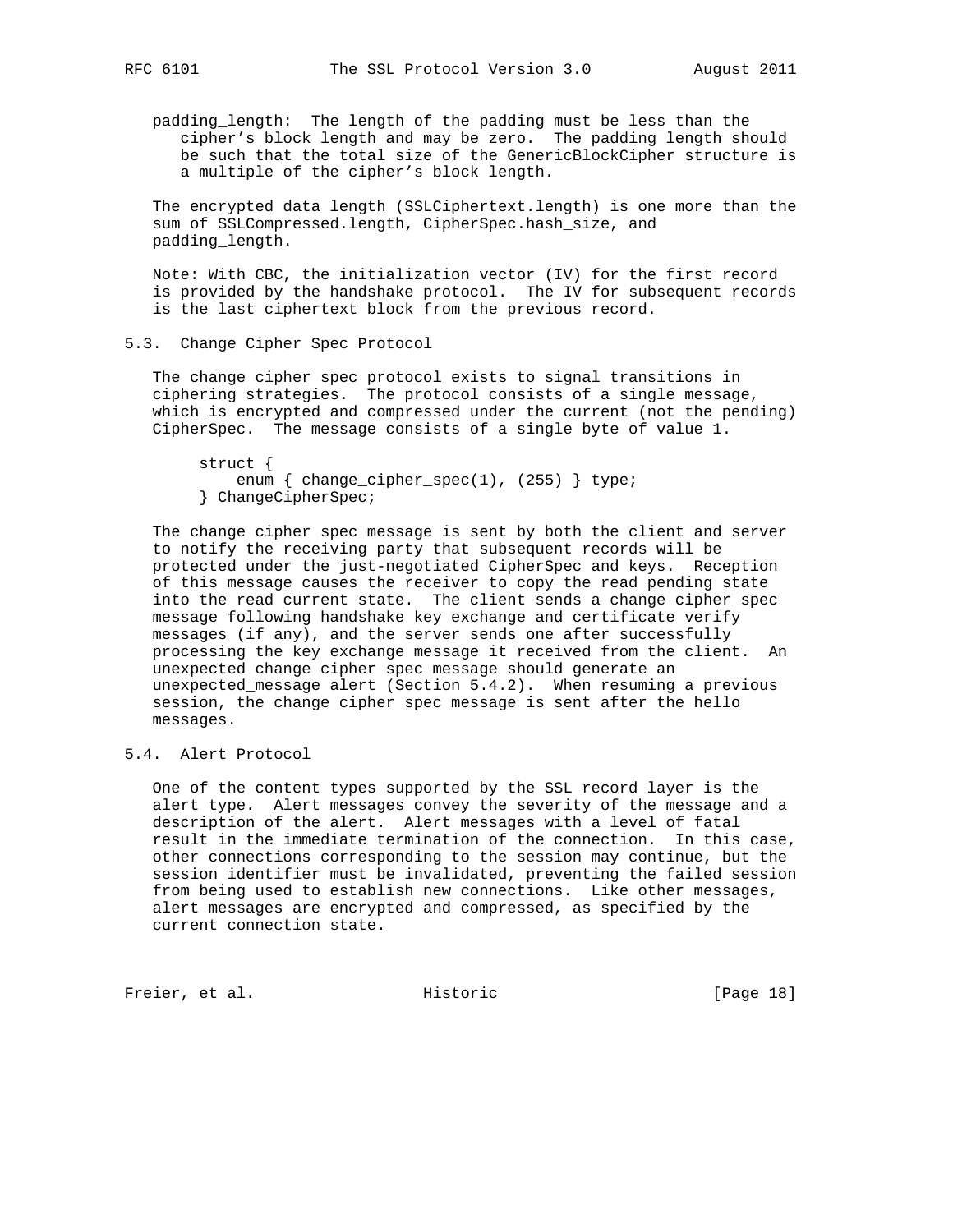padding_length: The length of the padding must be less than the cipher's block length and may be zero. The padding length should be such that the total size of the GenericBlockCipher structure is a multiple of the cipher's block length.

The encrypted data length (SSLCiphertext.length) is one more than the sum of SSLCompressed.length, CipherSpec.hash_size, and padding_length.

Note: With CBC, the initialization vector (IV) for the first record is provided by the handshake protocol. The IV for subsequent records is the last ciphertext block from the previous record.

## 5.3. Change Cipher Spec Protocol

The change cipher spec protocol exists to signal transitions in ciphering strategies. The protocol consists of a single message, which is encrypted and compressed under the current (not the pending) CipherSpec. The message consists of a single byte of value 1.

```
struct {
    enum { change_cipher_spec(1), (255) } type;
} ChangeCipherSpec;
```

The change cipher spec message is sent by both the client and server to notify the receiving party that subsequent records will be protected under the just-negotiated CipherSpec and keys. Reception of this message causes the receiver to copy the read pending state into the read current state. The client sends a change cipher spec message following handshake key exchange and certificate verify messages (if any), and the server sends one after successfully processing the key exchange message it received from the client. An unexpected change cipher spec message should generate an unexpected_message alert (Section 5.4.2). When resuming a previous session, the change cipher spec message is sent after the hello messages.

## 5.4. Alert Protocol

One of the content types supported by the SSL record layer is the alert type. Alert messages convey the severity of the message and a description of the alert. Alert messages with a level of fatal result in the immediate termination of the connection. In this case, other connections corresponding to the session may continue, but the session identifier must be invalidated, preventing the failed session from being used to establish new connections. Like other messages, alert messages are encrypted and compressed, as specified by the current connection state.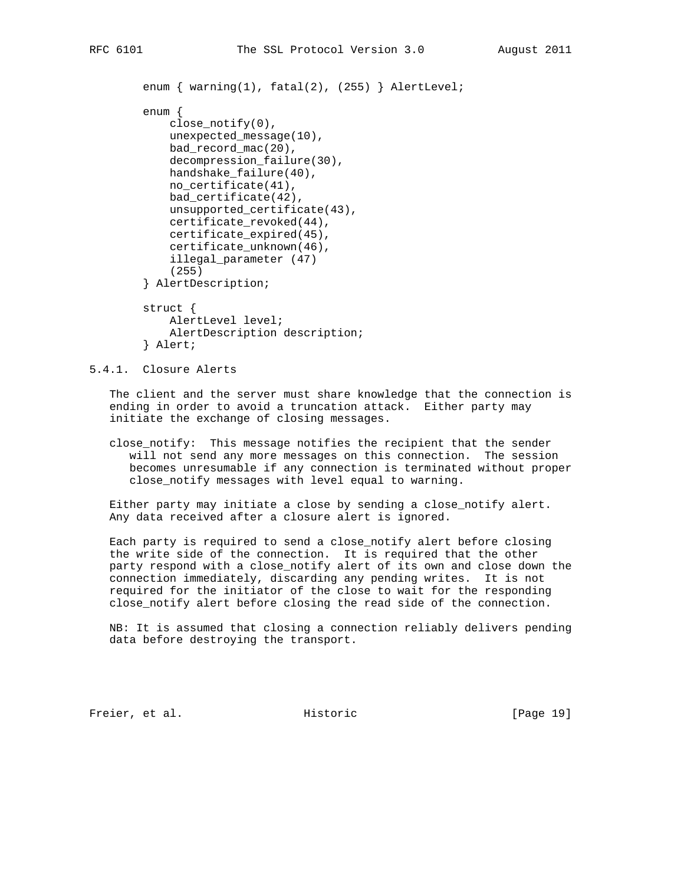```
enum { warning(1), fatal(2), (255) } AlertLevel;

enum {
    close_notify(0),
    unexpected_message(10),
    bad_record_mac(20),
    decompression_failure(30),
    handshake_failure(40),
    no_certificate(41),
    bad_certificate(42),
    unsupported_certificate(43),
    certificate_revoked(44),
    certificate_expired(45),
    certificate_unknown(46),
    illegal_parameter (47)
    (255)
} AlertDescription;

struct {
    AlertLevel level;
    AlertDescription description;
} Alert;
```

#### 5.4.1. Closure Alerts

The client and the server must share knowledge that the connection is ending in order to avoid a truncation attack. Either party may initiate the exchange of closing messages.

close_notify: This message notifies the recipient that the sender will not send any more messages on this connection. The session becomes unresumable if any connection is terminated without proper close_notify messages with level equal to warning.

Either party may initiate a close by sending a close_notify alert. Any data received after a closure alert is ignored.

Each party is required to send a close_notify alert before closing the write side of the connection. It is required that the other party respond with a close_notify alert of its own and close down the connection immediately, discarding any pending writes. It is not required for the initiator of the close to wait for the responding close_notify alert before closing the read side of the connection.

NB: It is assumed that closing a connection reliably delivers pending data before destroying the transport.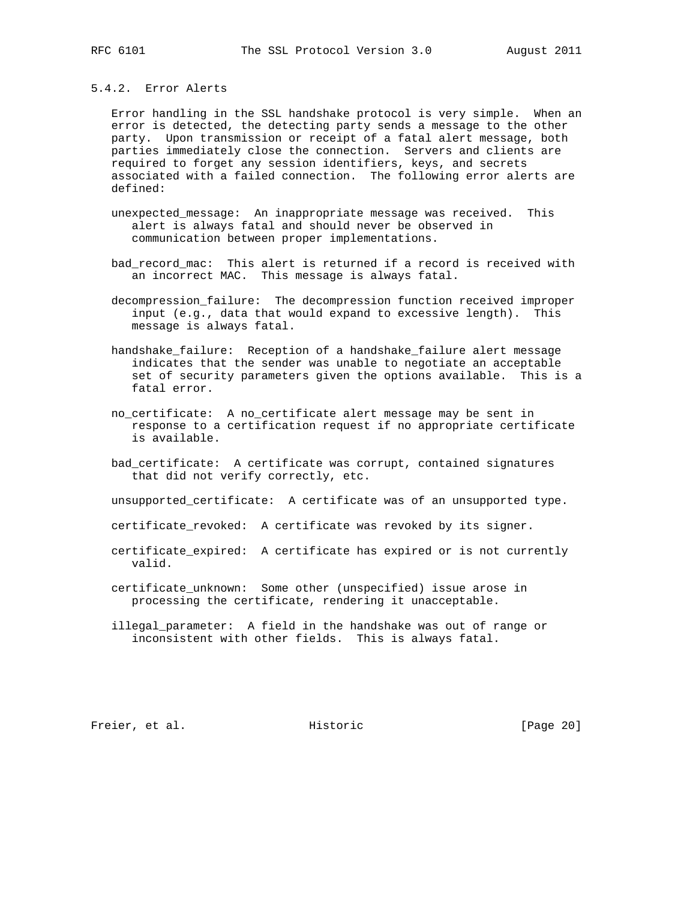### 5.4.2. Error Alerts

Error handling in the SSL handshake protocol is very simple. When an error is detected, the detecting party sends a message to the other party. Upon transmission or receipt of a fatal alert message, both parties immediately close the connection. Servers and clients are required to forget any session identifiers, keys, and secrets associated with a failed connection. The following error alerts are defined:

unexpected_message: An inappropriate message was received. This alert is always fatal and should never be observed in communication between proper implementations.

bad_record_mac: This alert is returned if a record is received with an incorrect MAC. This message is always fatal.

decompression_failure: The decompression function received improper input (e.g., data that would expand to excessive length). This message is always fatal.

handshake_failure: Reception of a handshake_failure alert message indicates that the sender was unable to negotiate an acceptable set of security parameters given the options available. This is a fatal error.

no_certificate: A no_certificate alert message may be sent in response to a certification request if no appropriate certificate is available.

bad_certificate: A certificate was corrupt, contained signatures that did not verify correctly, etc.

unsupported_certificate: A certificate was of an unsupported type.

certificate_revoked: A certificate was revoked by its signer.

certificate_expired: A certificate has expired or is not currently valid.

certificate_unknown: Some other (unspecified) issue arose in processing the certificate, rendering it unacceptable.

illegal_parameter: A field in the handshake was out of range or inconsistent with other fields. This is always fatal.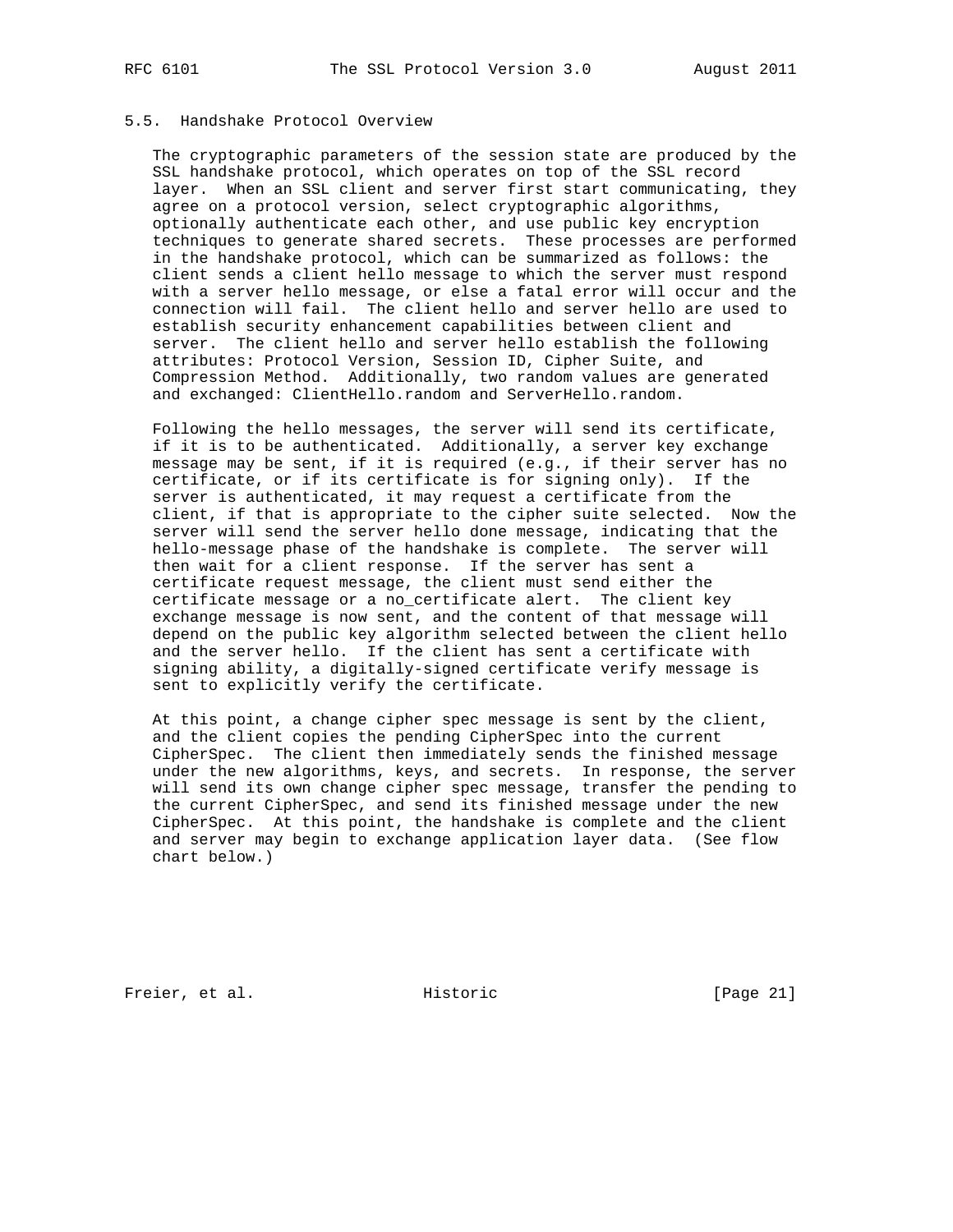## 5.5. Handshake Protocol Overview

The cryptographic parameters of the session state are produced by the SSL handshake protocol, which operates on top of the SSL record layer. When an SSL client and server first start communicating, they agree on a protocol version, select cryptographic algorithms, optionally authenticate each other, and use public key encryption techniques to generate shared secrets. These processes are performed in the handshake protocol, which can be summarized as follows: the client sends a client hello message to which the server must respond with a server hello message, or else a fatal error will occur and the connection will fail. The client hello and server hello are used to establish security enhancement capabilities between client and server. The client hello and server hello establish the following attributes: Protocol Version, Session ID, Cipher Suite, and Compression Method. Additionally, two random values are generated and exchanged: ClientHello.random and ServerHello.random.

Following the hello messages, the server will send its certificate, if it is to be authenticated. Additionally, a server key exchange message may be sent, if it is required (e.g., if their server has no certificate, or if its certificate is for signing only). If the server is authenticated, it may request a certificate from the client, if that is appropriate to the cipher suite selected. Now the server will send the server hello done message, indicating that the hello-message phase of the handshake is complete. The server will then wait for a client response. If the server has sent a certificate request message, the client must send either the certificate message or a no_certificate alert. The client key exchange message is now sent, and the content of that message will depend on the public key algorithm selected between the client hello and the server hello. If the client has sent a certificate with signing ability, a digitally-signed certificate verify message is sent to explicitly verify the certificate.

At this point, a change cipher spec message is sent by the client, and the client copies the pending CipherSpec into the current CipherSpec. The client then immediately sends the finished message under the new algorithms, keys, and secrets. In response, the server will send its own change cipher spec message, transfer the pending to the current CipherSpec, and send its finished message under the new CipherSpec. At this point, the handshake is complete and the client and server may begin to exchange application layer data. (See flow chart below.)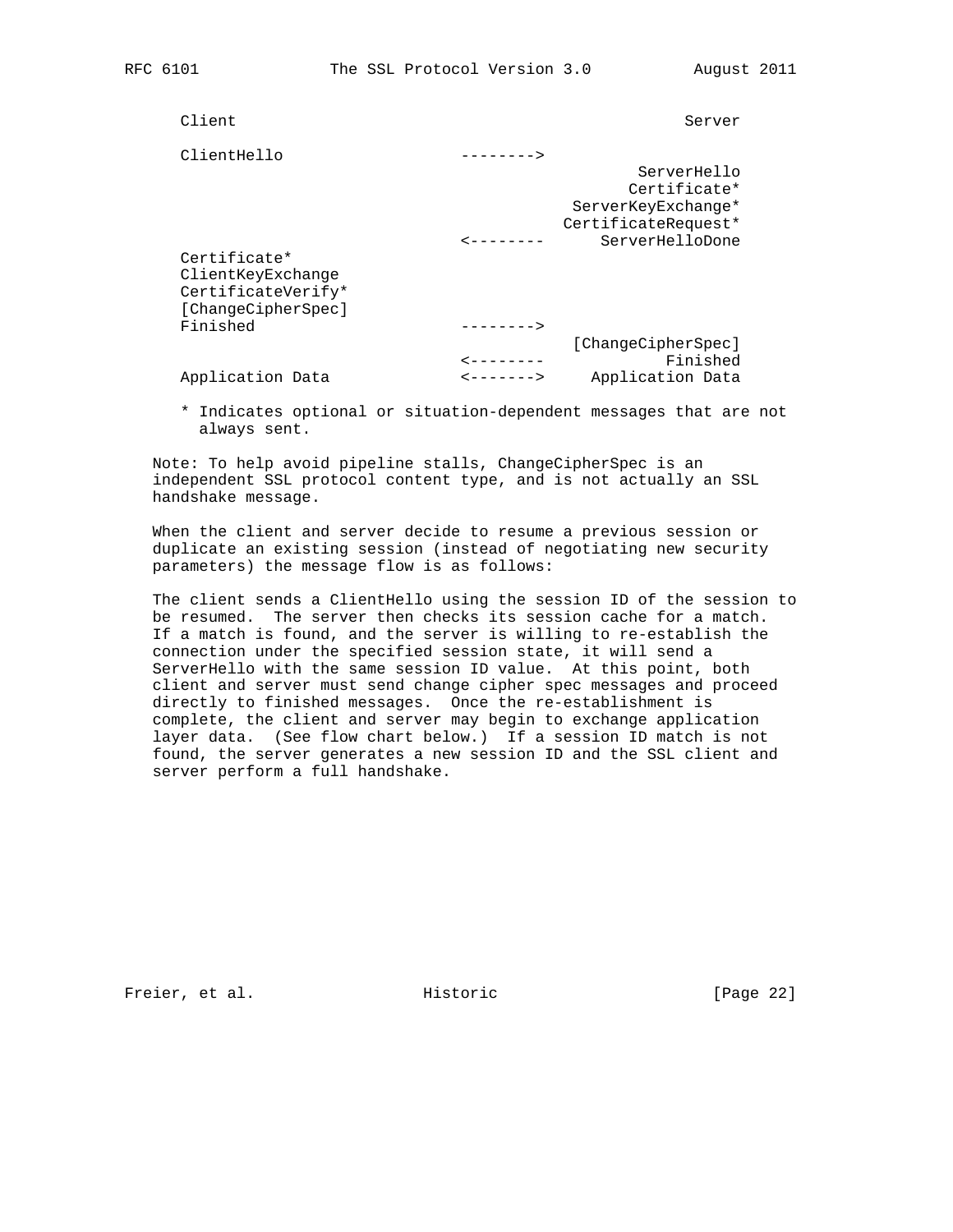```
      Client                                                Server

      ClientHello                  -------->
                                                       ServerHello
                                                      Certificate*
                                                ServerKeyExchange*
                                               CertificateRequest*
                                   <--------       ServerHelloDone
      Certificate*
      ClientKeyExchange
      CertificateVerify*
      [ChangeCipherSpec]
      Finished                     -------->
                                                [ChangeCipherSpec]
                                   <--------              Finished
      Application Data             <------->      Application Data
```

* Indicates optional or situation-dependent messages that are not always sent.

Note: To help avoid pipeline stalls, ChangeCipherSpec is an independent SSL protocol content type, and is not actually an SSL handshake message.

When the client and server decide to resume a previous session or duplicate an existing session (instead of negotiating new security parameters) the message flow is as follows:

The client sends a ClientHello using the session ID of the session to be resumed. The server then checks its session cache for a match. If a match is found, and the server is willing to re-establish the connection under the specified session state, it will send a ServerHello with the same session ID value. At this point, both client and server must send change cipher spec messages and proceed directly to finished messages. Once the re-establishment is complete, the client and server may begin to exchange application layer data. (See flow chart below.) If a session ID match is not found, the server generates a new session ID and the SSL client and server perform a full handshake.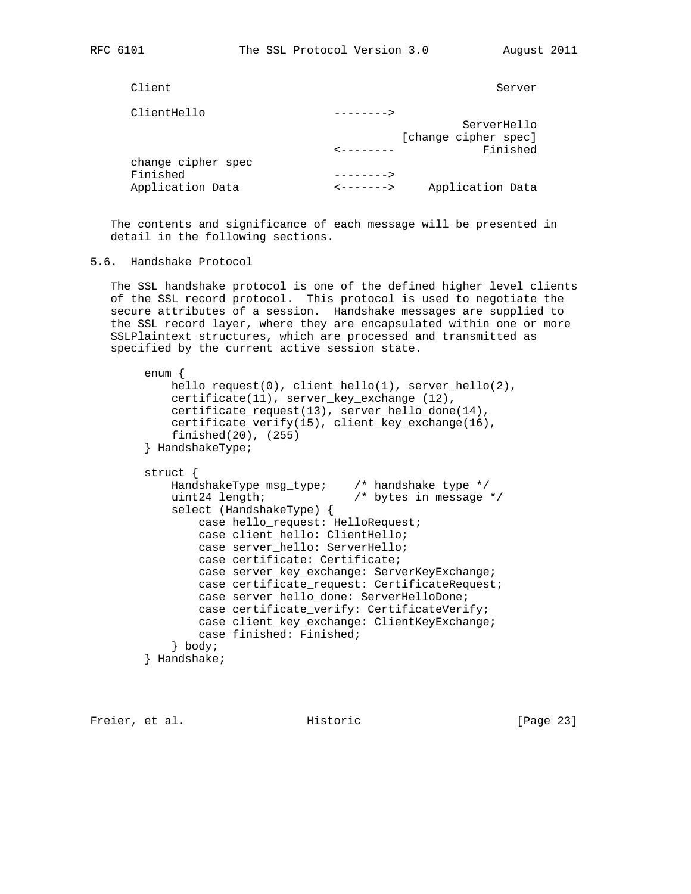```
      Client                                                Server

      ClientHello                   -------->
                                                       ServerHello
                                                [change cipher spec]
                                    <--------             Finished
      change cipher spec
      Finished                      -------->
      Application Data              <------->     Application Data
```

The contents and significance of each message will be presented in detail in the following sections.

## 5.6. Handshake Protocol

The SSL handshake protocol is one of the defined higher level clients of the SSL record protocol. This protocol is used to negotiate the secure attributes of a session. Handshake messages are supplied to the SSL record layer, where they are encapsulated within one or more SSLPlaintext structures, which are processed and transmitted as specified by the current active session state.

```
enum {
    hello_request(0), client_hello(1), server_hello(2),
    certificate(11), server_key_exchange (12),
    certificate_request(13), server_hello_done(14),
    certificate_verify(15), client_key_exchange(16),
    finished(20), (255)
} HandshakeType;

struct {
    HandshakeType msg_type;    /* handshake type */
    uint24 length;             /* bytes in message */
    select (HandshakeType) {
        case hello_request: HelloRequest;
        case client_hello: ClientHello;
        case server_hello: ServerHello;
        case certificate: Certificate;
        case server_key_exchange: ServerKeyExchange;
        case certificate_request: CertificateRequest;
        case server_hello_done: ServerHelloDone;
        case certificate_verify: CertificateVerify;
        case client_key_exchange: ClientKeyExchange;
        case finished: Finished;
    } body;
} Handshake;
```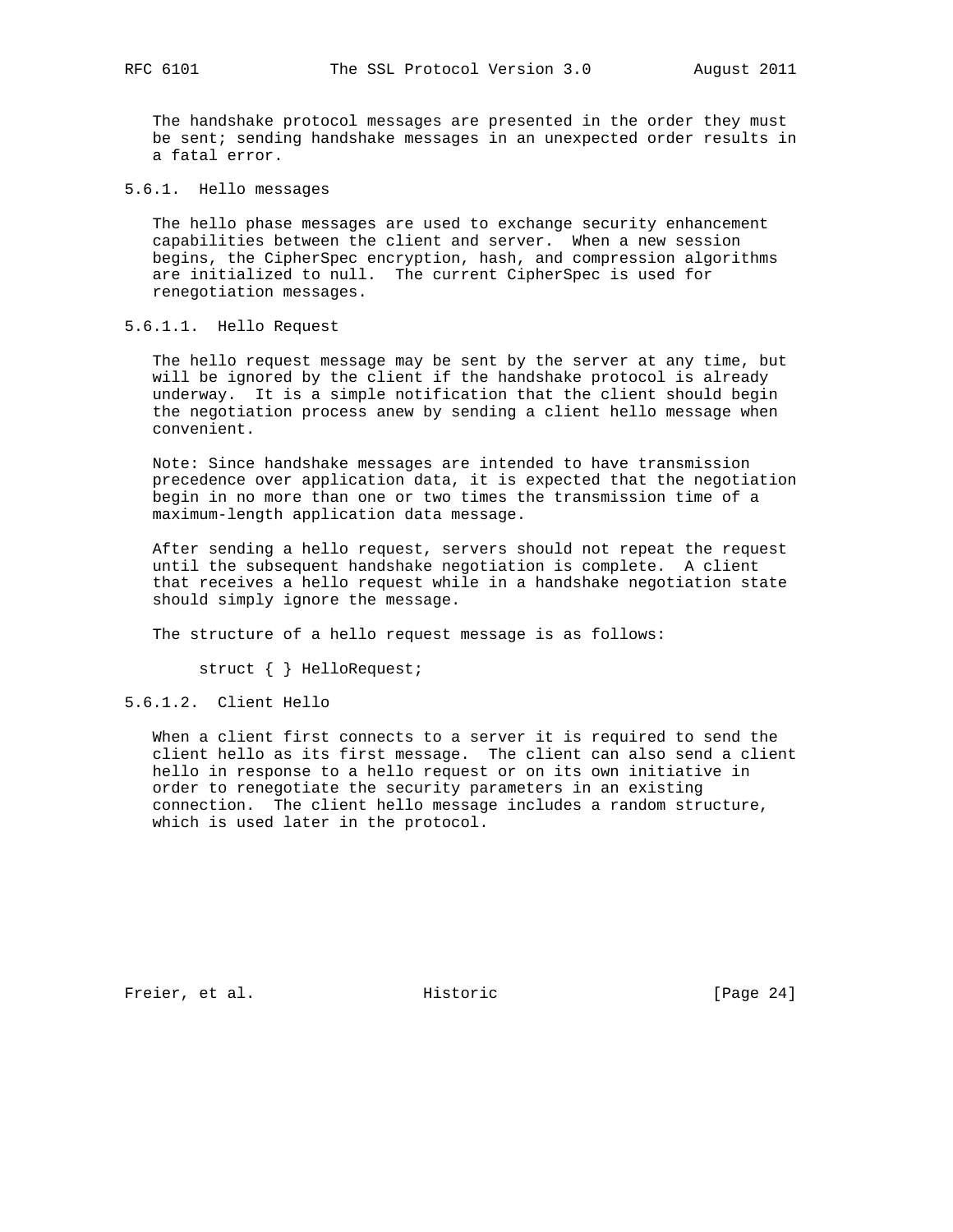The handshake protocol messages are presented in the order they must be sent; sending handshake messages in an unexpected order results in a fatal error.

#### 5.6.1. Hello messages

The hello phase messages are used to exchange security enhancement capabilities between the client and server. When a new session begins, the CipherSpec encryption, hash, and compression algorithms are initialized to null. The current CipherSpec is used for renegotiation messages.

##### 5.6.1.1. Hello Request

The hello request message may be sent by the server at any time, but will be ignored by the client if the handshake protocol is already underway. It is a simple notification that the client should begin the negotiation process anew by sending a client hello message when convenient.

Note: Since handshake messages are intended to have transmission precedence over application data, it is expected that the negotiation begin in no more than one or two times the transmission time of a maximum-length application data message.

After sending a hello request, servers should not repeat the request until the subsequent handshake negotiation is complete. A client that receives a hello request while in a handshake negotiation state should simply ignore the message.

The structure of a hello request message is as follows:

```
struct { } HelloRequest;
```

##### 5.6.1.2. Client Hello

When a client first connects to a server it is required to send the client hello as its first message. The client can also send a client hello in response to a hello request or on its own initiative in order to renegotiate the security parameters in an existing connection. The client hello message includes a random structure, which is used later in the protocol.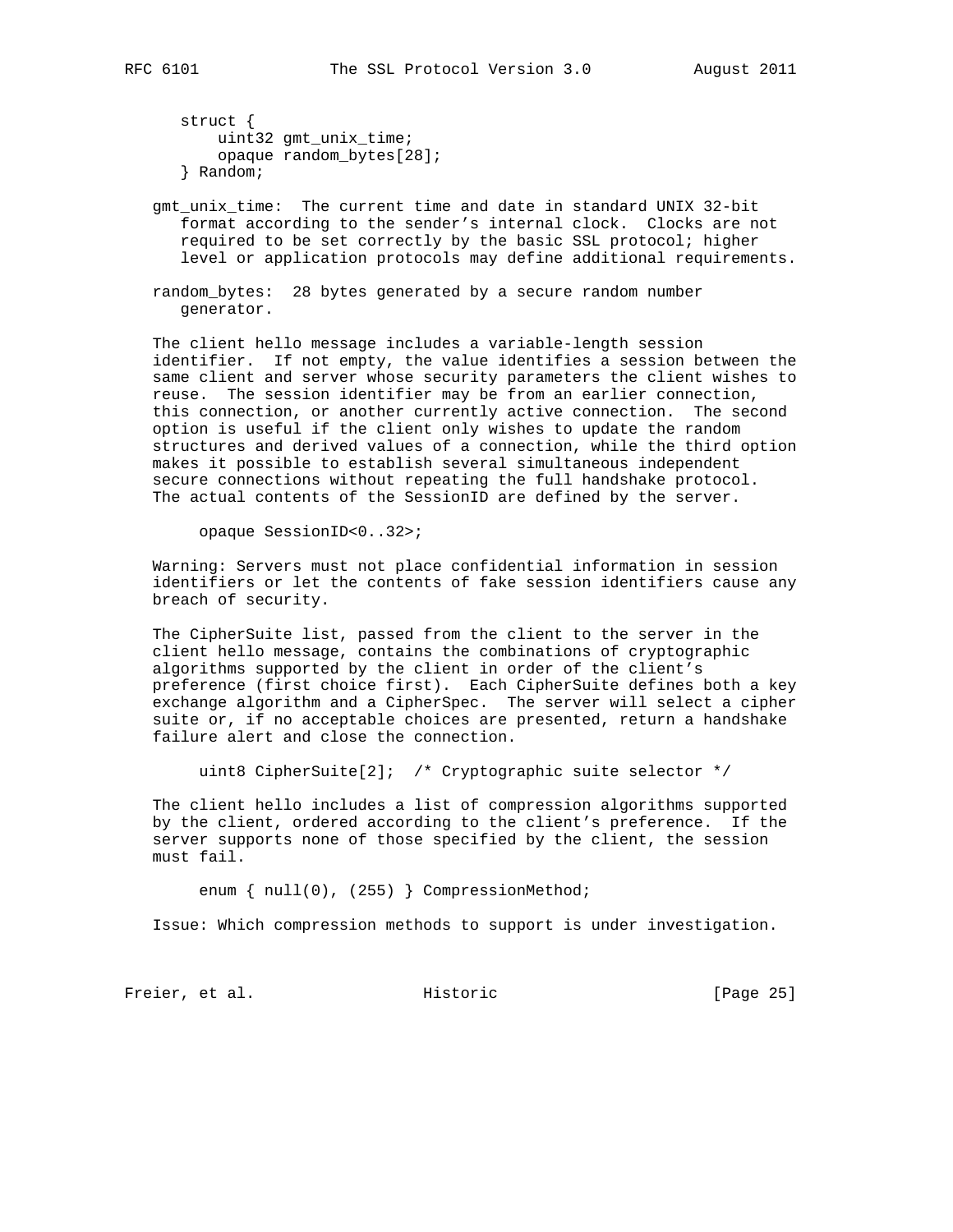```
struct {
    uint32 gmt_unix_time;
    opaque random_bytes[28];
} Random;
```

gmt_unix_time: The current time and date in standard UNIX 32-bit format according to the sender's internal clock. Clocks are not required to be set correctly by the basic SSL protocol; higher level or application protocols may define additional requirements.

random_bytes: 28 bytes generated by a secure random number generator.

The client hello message includes a variable-length session identifier. If not empty, the value identifies a session between the same client and server whose security parameters the client wishes to reuse. The session identifier may be from an earlier connection, this connection, or another currently active connection. The second option is useful if the client only wishes to update the random structures and derived values of a connection, while the third option makes it possible to establish several simultaneous independent secure connections without repeating the full handshake protocol. The actual contents of the SessionID are defined by the server.

```
opaque SessionID<0..32>;
```

Warning: Servers must not place confidential information in session identifiers or let the contents of fake session identifiers cause any breach of security.

The CipherSuite list, passed from the client to the server in the client hello message, contains the combinations of cryptographic algorithms supported by the client in order of the client's preference (first choice first). Each CipherSuite defines both a key exchange algorithm and a CipherSpec. The server will select a cipher suite or, if no acceptable choices are presented, return a handshake failure alert and close the connection.

```
uint8 CipherSuite[2];  /* Cryptographic suite selector */
```

The client hello includes a list of compression algorithms supported by the client, ordered according to the client's preference. If the server supports none of those specified by the client, the session must fail.

```
enum { null(0), (255) } CompressionMethod;
```

Issue: Which compression methods to support is under investigation.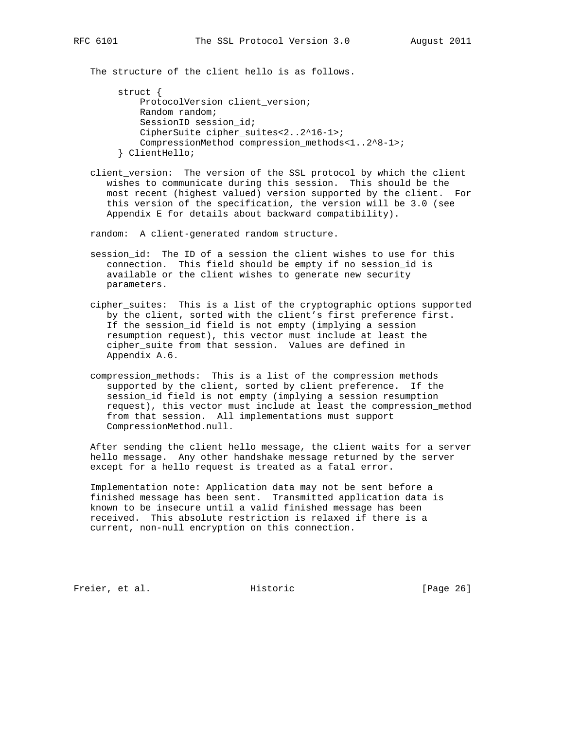The structure of the client hello is as follows.

```
struct {
    ProtocolVersion client_version;
    Random random;
    SessionID session_id;
    CipherSuite cipher_suites<2..2^16-1>;
    CompressionMethod compression_methods<1..2^8-1>;
} ClientHello;
```

client_version: The version of the SSL protocol by which the client wishes to communicate during this session. This should be the most recent (highest valued) version supported by the client. For this version of the specification, the version will be 3.0 (see Appendix E for details about backward compatibility).

random: A client-generated random structure.

session_id: The ID of a session the client wishes to use for this connection. This field should be empty if no session_id is available or the client wishes to generate new security parameters.

cipher_suites: This is a list of the cryptographic options supported by the client, sorted with the client's first preference first. If the session_id field is not empty (implying a session resumption request), this vector must include at least the cipher_suite from that session. Values are defined in Appendix A.6.

compression_methods: This is a list of the compression methods supported by the client, sorted by client preference. If the session_id field is not empty (implying a session resumption request), this vector must include at least the compression_method from that session. All implementations must support CompressionMethod.null.

After sending the client hello message, the client waits for a server hello message. Any other handshake message returned by the server except for a hello request is treated as a fatal error.

Implementation note: Application data may not be sent before a finished message has been sent. Transmitted application data is known to be insecure until a valid finished message has been received. This absolute restriction is relaxed if there is a current, non-null encryption on this connection.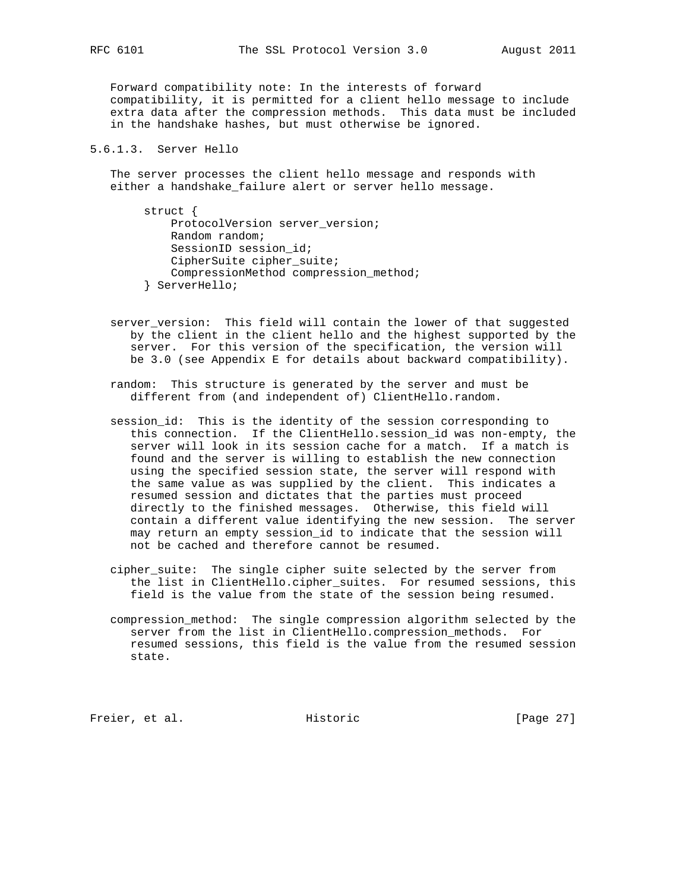Forward compatibility note: In the interests of forward compatibility, it is permitted for a client hello message to include extra data after the compression methods. This data must be included in the handshake hashes, but must otherwise be ignored.

#### 5.6.1.3. Server Hello

The server processes the client hello message and responds with either a handshake_failure alert or server hello message.

```
struct {
    ProtocolVersion server_version;
    Random random;
    SessionID session_id;
    CipherSuite cipher_suite;
    CompressionMethod compression_method;
} ServerHello;
```

server_version: This field will contain the lower of that suggested by the client in the client hello and the highest supported by the server. For this version of the specification, the version will be 3.0 (see Appendix E for details about backward compatibility).

random: This structure is generated by the server and must be different from (and independent of) ClientHello.random.

session_id: This is the identity of the session corresponding to this connection. If the ClientHello.session_id was non-empty, the server will look in its session cache for a match. If a match is found and the server is willing to establish the new connection using the specified session state, the server will respond with the same value as was supplied by the client. This indicates a resumed session and dictates that the parties must proceed directly to the finished messages. Otherwise, this field will contain a different value identifying the new session. The server may return an empty session_id to indicate that the session will not be cached and therefore cannot be resumed.

cipher_suite: The single cipher suite selected by the server from the list in ClientHello.cipher_suites. For resumed sessions, this field is the value from the state of the session being resumed.

compression_method: The single compression algorithm selected by the server from the list in ClientHello.compression_methods. For resumed sessions, this field is the value from the resumed session state.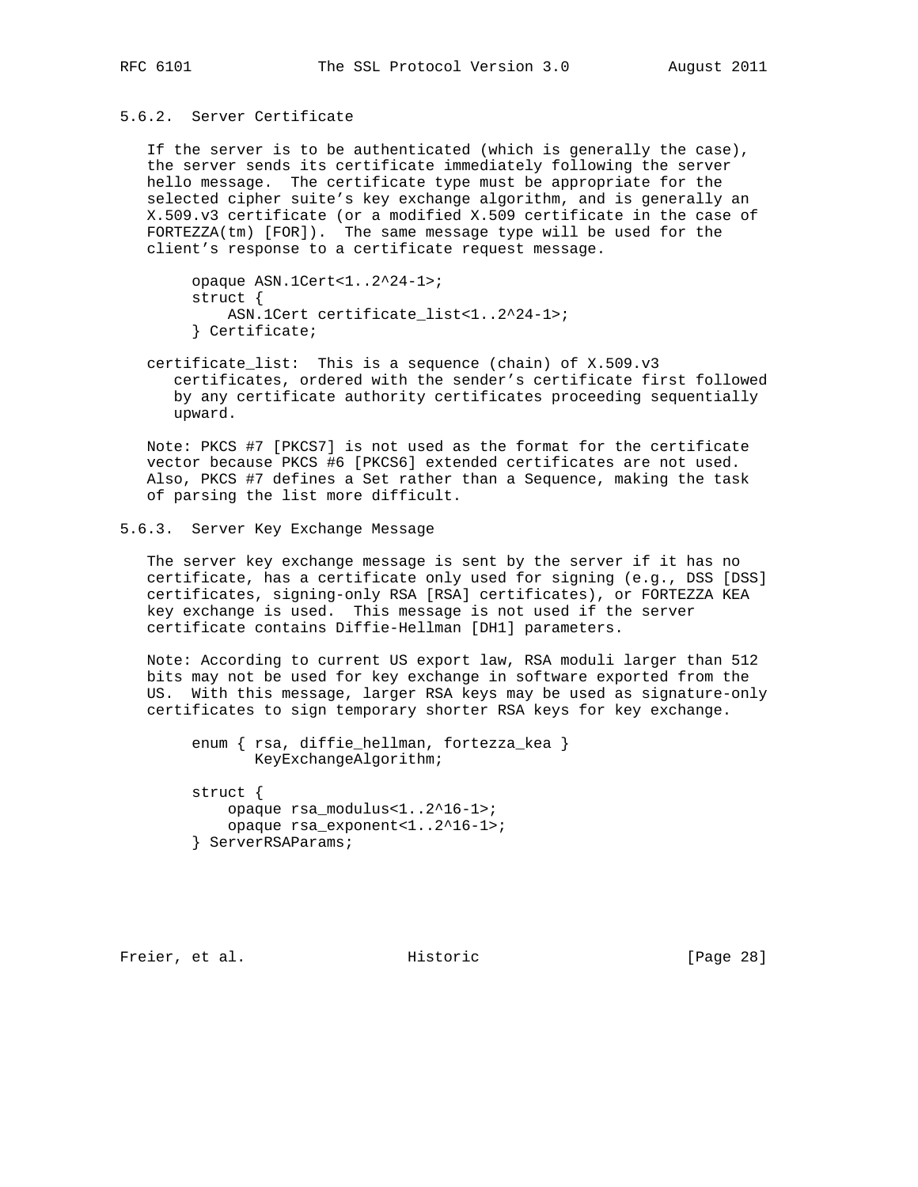### 5.6.2. Server Certificate

If the server is to be authenticated (which is generally the case), the server sends its certificate immediately following the server hello message. The certificate type must be appropriate for the selected cipher suite's key exchange algorithm, and is generally an X.509.v3 certificate (or a modified X.509 certificate in the case of FORTEZZA(tm) [FOR]). The same message type will be used for the client's response to a certificate request message.

```
opaque ASN.1Cert<1..2^24-1>;
struct {
    ASN.1Cert certificate_list<1..2^24-1>;
} Certificate;
```

certificate_list: This is a sequence (chain) of X.509.v3 certificates, ordered with the sender's certificate first followed by any certificate authority certificates proceeding sequentially upward.

Note: PKCS #7 [PKCS7] is not used as the format for the certificate vector because PKCS #6 [PKCS6] extended certificates are not used. Also, PKCS #7 defines a Set rather than a Sequence, making the task of parsing the list more difficult.

### 5.6.3. Server Key Exchange Message

The server key exchange message is sent by the server if it has no certificate, has a certificate only used for signing (e.g., DSS [DSS] certificates, signing-only RSA [RSA] certificates), or FORTEZZA KEA key exchange is used. This message is not used if the server certificate contains Diffie-Hellman [DH1] parameters.

Note: According to current US export law, RSA moduli larger than 512 bits may not be used for key exchange in software exported from the US. With this message, larger RSA keys may be used as signature-only certificates to sign temporary shorter RSA keys for key exchange.

```
enum { rsa, diffie_hellman, fortezza_kea }
       KeyExchangeAlgorithm;

struct {
    opaque rsa_modulus<1..2^16-1>;
    opaque rsa_exponent<1..2^16-1>;
} ServerRSAParams;
```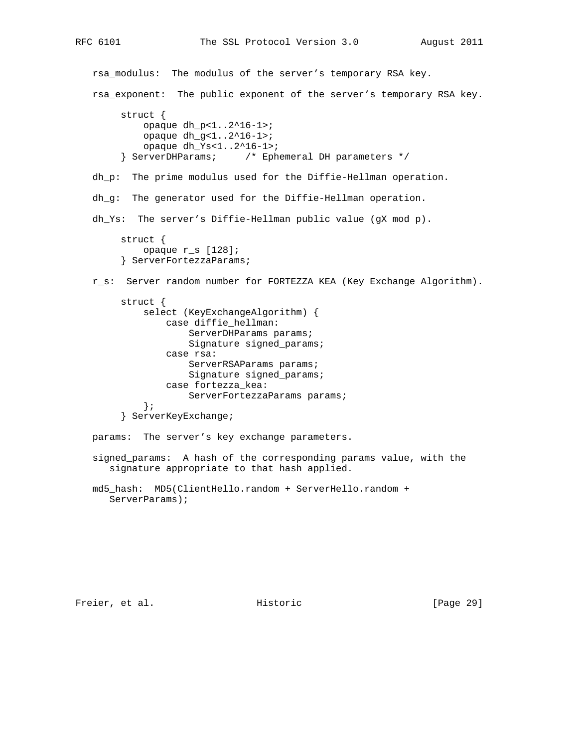rsa_modulus:  The modulus of the server's temporary RSA key.

rsa_exponent:  The public exponent of the server's temporary RSA key.

```
     struct {
         opaque dh_p<1..2^16-1>;
         opaque dh_g<1..2^16-1>;
         opaque dh_Ys<1..2^16-1>;
     } ServerDHParams;     /* Ephemeral DH parameters */
```

dh_p:  The prime modulus used for the Diffie-Hellman operation.

dh_g:  The generator used for the Diffie-Hellman operation.

dh_Ys:  The server's Diffie-Hellman public value (gX mod p).

```
     struct {
         opaque r_s [128];
     } ServerFortezzaParams;
```

r_s:  Server random number for FORTEZZA KEA (Key Exchange Algorithm).

```
     struct {
         select (KeyExchangeAlgorithm) {
             case diffie_hellman:
                 ServerDHParams params;
                 Signature signed_params;
             case rsa:
                 ServerRSAParams params;
                 Signature signed_params;
             case fortezza_kea:
                 ServerFortezzaParams params;
         };
     } ServerKeyExchange;
```

params:  The server's key exchange parameters.

signed_params:  A hash of the corresponding params value, with the signature appropriate to that hash applied.

md5_hash:  MD5(ClientHello.random + ServerHello.random + ServerParams);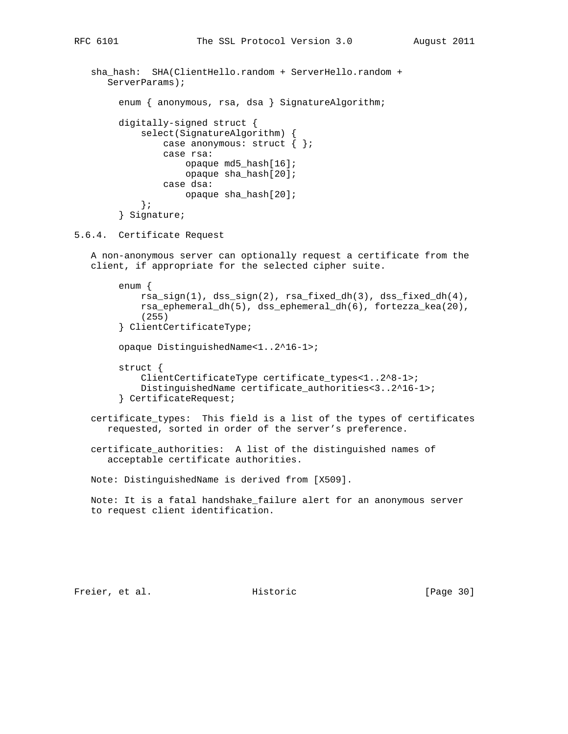sha_hash: SHA(ClientHello.random + ServerHello.random + ServerParams);

```
enum { anonymous, rsa, dsa } SignatureAlgorithm;

digitally-signed struct {
    select(SignatureAlgorithm) {
        case anonymous: struct { };
        case rsa:
            opaque md5_hash[16];
            opaque sha_hash[20];
        case dsa:
            opaque sha_hash[20];
    };
} Signature;
```

### 5.6.4. Certificate Request

A non-anonymous server can optionally request a certificate from the client, if appropriate for the selected cipher suite.

```
enum {
    rsa_sign(1), dss_sign(2), rsa_fixed_dh(3), dss_fixed_dh(4),
    rsa_ephemeral_dh(5), dss_ephemeral_dh(6), fortezza_kea(20),
    (255)
} ClientCertificateType;

opaque DistinguishedName<1..2^16-1>;

struct {
    ClientCertificateType certificate_types<1..2^8-1>;
    DistinguishedName certificate_authorities<3..2^16-1>;
} CertificateRequest;
```

certificate_types: This field is a list of the types of certificates requested, sorted in order of the server's preference.

certificate_authorities: A list of the distinguished names of acceptable certificate authorities.

Note: DistinguishedName is derived from [X509].

Note: It is a fatal handshake_failure alert for an anonymous server to request client identification.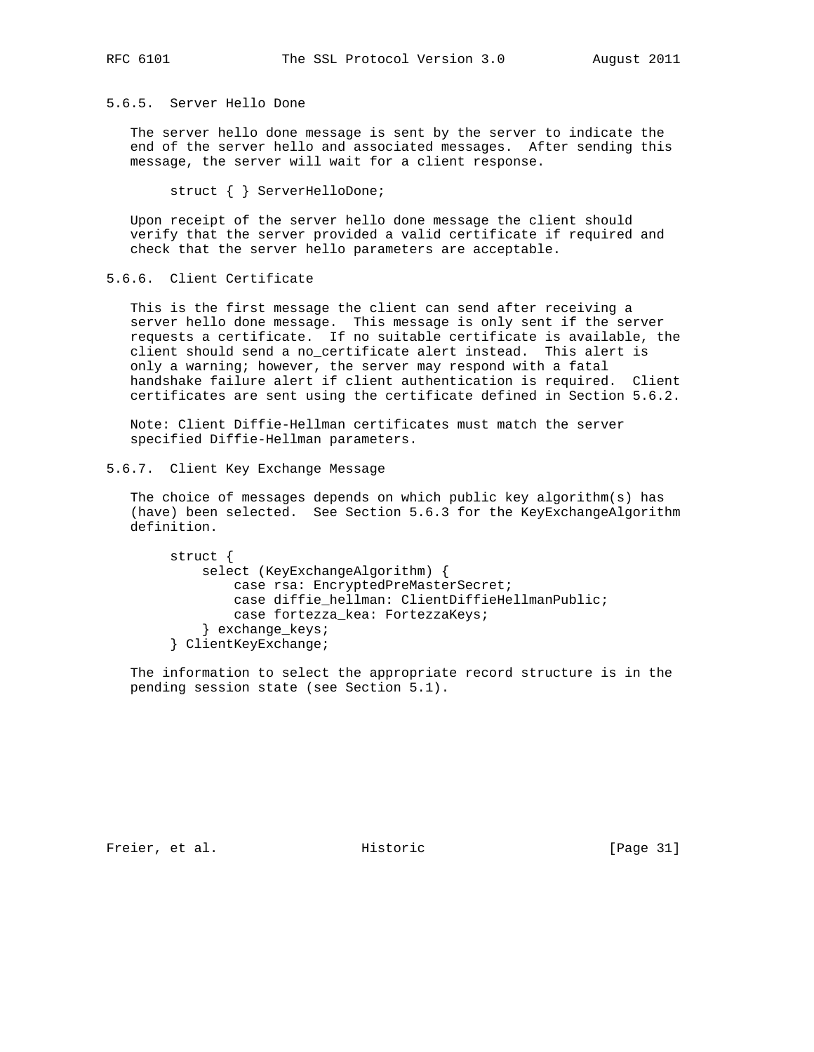### 5.6.5. Server Hello Done

The server hello done message is sent by the server to indicate the end of the server hello and associated messages. After sending this message, the server will wait for a client response.

```
struct { } ServerHelloDone;
```

Upon receipt of the server hello done message the client should verify that the server provided a valid certificate if required and check that the server hello parameters are acceptable.

### 5.6.6. Client Certificate

This is the first message the client can send after receiving a server hello done message. This message is only sent if the server requests a certificate. If no suitable certificate is available, the client should send a no_certificate alert instead. This alert is only a warning; however, the server may respond with a fatal handshake failure alert if client authentication is required. Client certificates are sent using the certificate defined in Section 5.6.2.

Note: Client Diffie-Hellman certificates must match the server specified Diffie-Hellman parameters.

### 5.6.7. Client Key Exchange Message

The choice of messages depends on which public key algorithm(s) has (have) been selected. See Section 5.6.3 for the KeyExchangeAlgorithm definition.

```
struct {
    select (KeyExchangeAlgorithm) {
        case rsa: EncryptedPreMasterSecret;
        case diffie_hellman: ClientDiffieHellmanPublic;
        case fortezza_kea: FortezzaKeys;
    } exchange_keys;
} ClientKeyExchange;
```

The information to select the appropriate record structure is in the pending session state (see Section 5.1).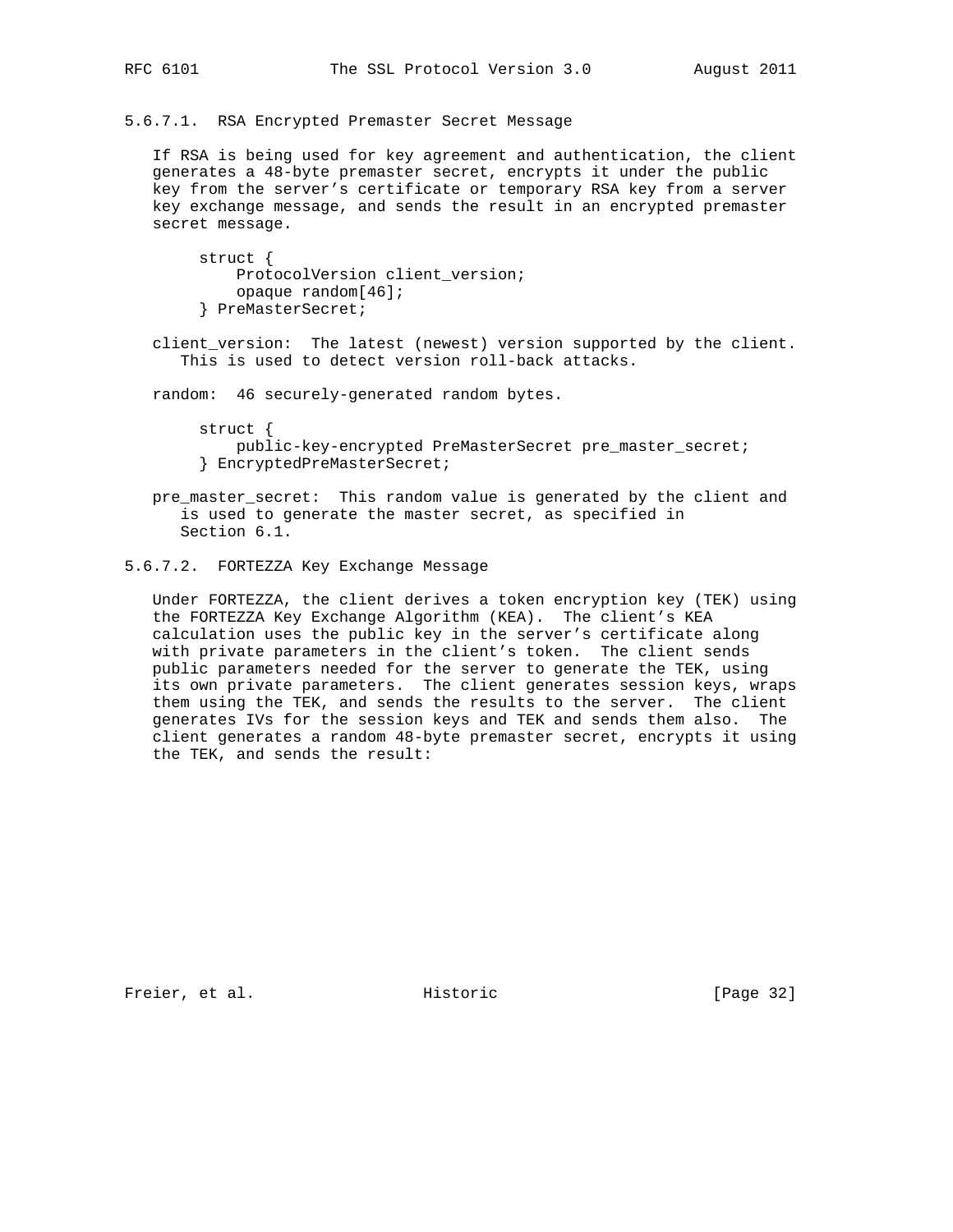#### 5.6.7.1. RSA Encrypted Premaster Secret Message

If RSA is being used for key agreement and authentication, the client generates a 48-byte premaster secret, encrypts it under the public key from the server's certificate or temporary RSA key from a server key exchange message, and sends the result in an encrypted premaster secret message.

```
struct {
    ProtocolVersion client_version;
    opaque random[46];
} PreMasterSecret;
```

client_version: The latest (newest) version supported by the client. This is used to detect version roll-back attacks.

random: 46 securely-generated random bytes.

```
struct {
    public-key-encrypted PreMasterSecret pre_master_secret;
} EncryptedPreMasterSecret;
```

pre_master_secret: This random value is generated by the client and is used to generate the master secret, as specified in Section 6.1.

#### 5.6.7.2. FORTEZZA Key Exchange Message

Under FORTEZZA, the client derives a token encryption key (TEK) using the FORTEZZA Key Exchange Algorithm (KEA). The client's KEA calculation uses the public key in the server's certificate along with private parameters in the client's token. The client sends public parameters needed for the server to generate the TEK, using its own private parameters. The client generates session keys, wraps them using the TEK, and sends the results to the server. The client generates IVs for the session keys and TEK and sends them also. The client generates a random 48-byte premaster secret, encrypts it using the TEK, and sends the result: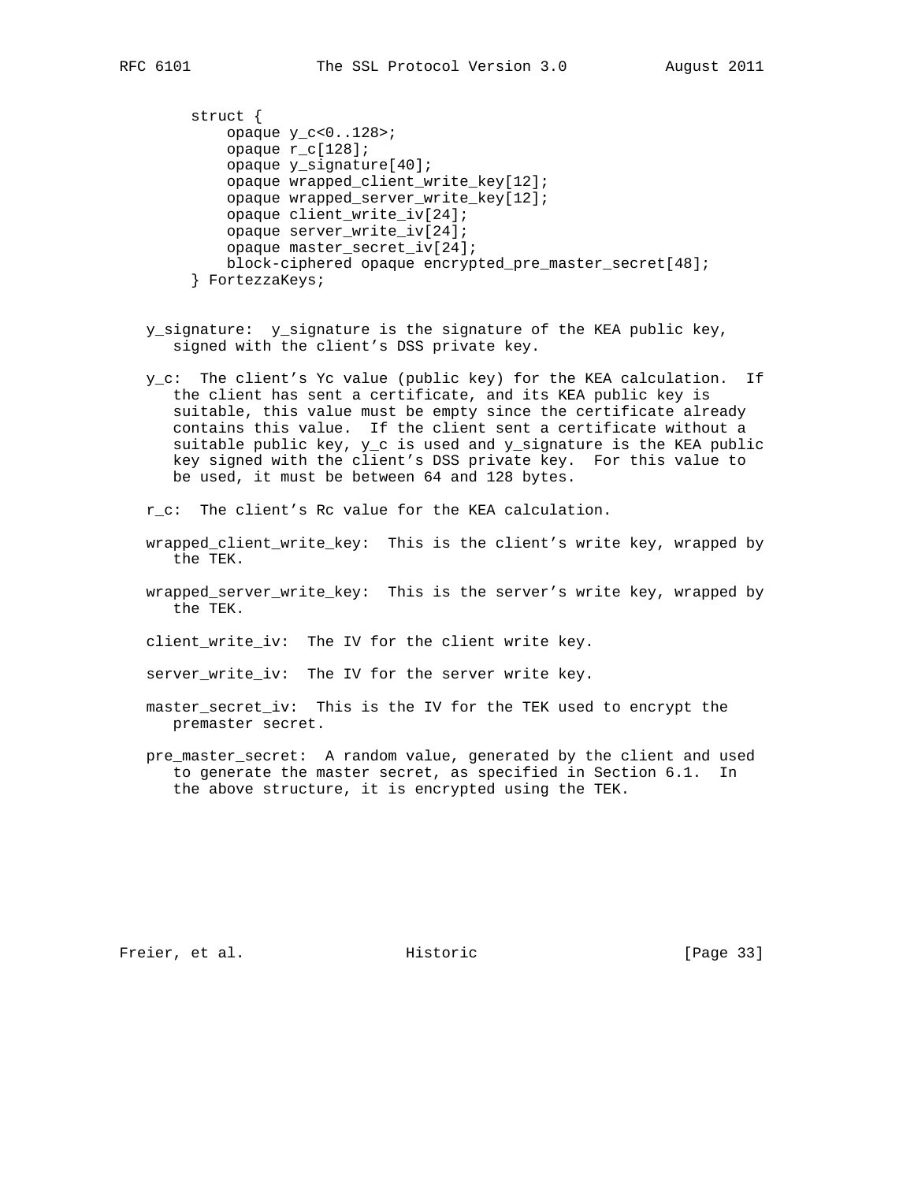```
struct {
    opaque y_c<0..128>;
    opaque r_c[128];
    opaque y_signature[40];
    opaque wrapped_client_write_key[12];
    opaque wrapped_server_write_key[12];
    opaque client_write_iv[24];
    opaque server_write_iv[24];
    opaque master_secret_iv[24];
    block-ciphered opaque encrypted_pre_master_secret[48];
} FortezzaKeys;
```

y_signature: y_signature is the signature of the KEA public key, signed with the client's DSS private key.

y_c: The client's Yc value (public key) for the KEA calculation. If the client has sent a certificate, and its KEA public key is suitable, this value must be empty since the certificate already contains this value. If the client sent a certificate without a suitable public key, y_c is used and y_signature is the KEA public key signed with the client's DSS private key. For this value to be used, it must be between 64 and 128 bytes.

r_c: The client's Rc value for the KEA calculation.

wrapped_client_write_key: This is the client's write key, wrapped by the TEK.

wrapped_server_write_key: This is the server's write key, wrapped by the TEK.

client_write_iv: The IV for the client write key.

server_write_iv: The IV for the server write key.

master_secret_iv: This is the IV for the TEK used to encrypt the premaster secret.

pre_master_secret: A random value, generated by the client and used to generate the master secret, as specified in Section 6.1. In the above structure, it is encrypted using the TEK.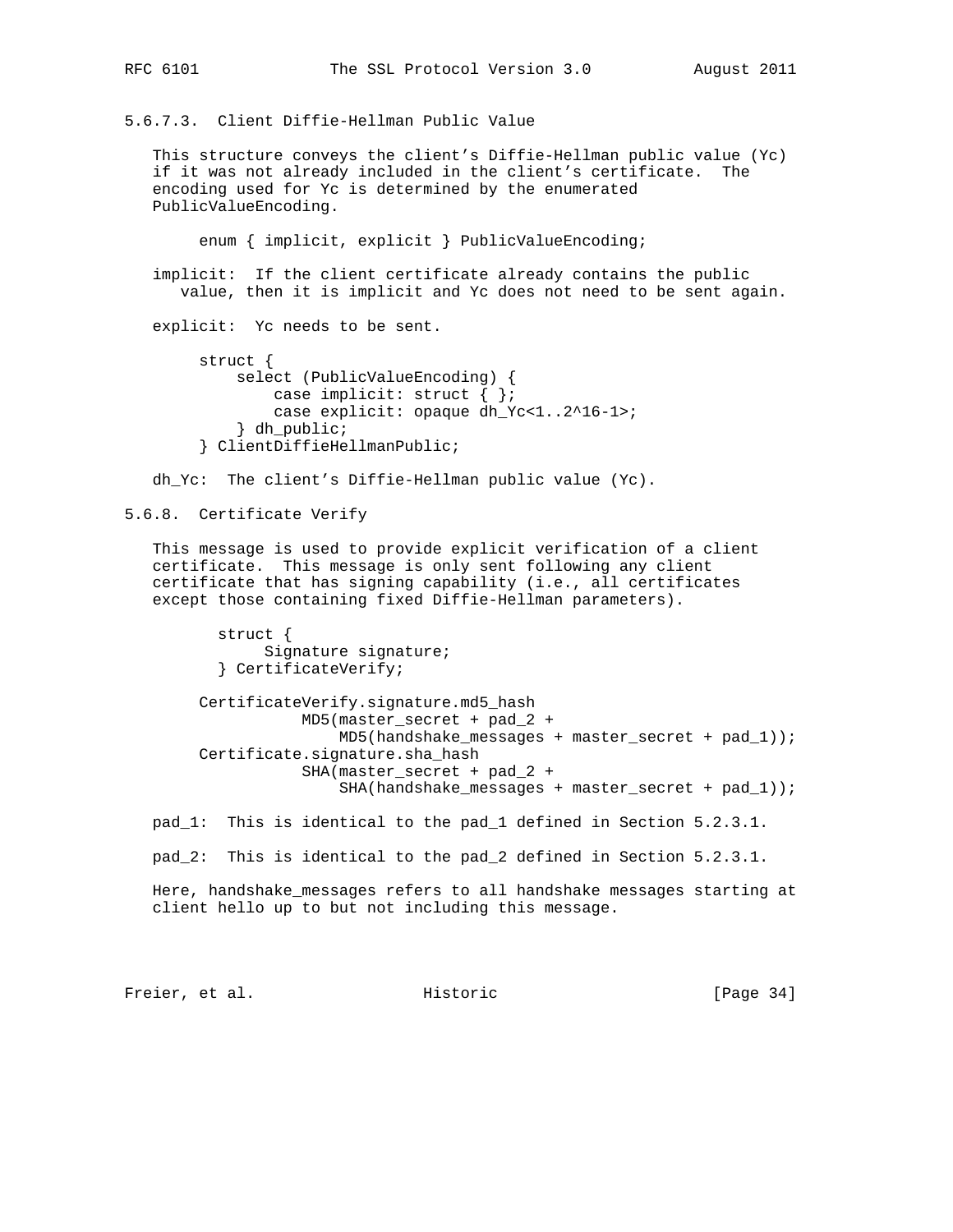#### 5.6.7.3. Client Diffie-Hellman Public Value

This structure conveys the client's Diffie-Hellman public value (Yc) if it was not already included in the client's certificate. The encoding used for Yc is determined by the enumerated PublicValueEncoding.

```
enum { implicit, explicit } PublicValueEncoding;
```

implicit: If the client certificate already contains the public value, then it is implicit and Yc does not need to be sent again.

explicit: Yc needs to be sent.

```
struct {
    select (PublicValueEncoding) {
        case implicit: struct { };
        case explicit: opaque dh_Yc<1..2^16-1>;
    } dh_public;
} ClientDiffieHellmanPublic;
```

dh_Yc: The client's Diffie-Hellman public value (Yc).

### 5.6.8. Certificate Verify

This message is used to provide explicit verification of a client certificate. This message is only sent following any client certificate that has signing capability (i.e., all certificates except those containing fixed Diffie-Hellman parameters).

```
  struct {
       Signature signature;
  } CertificateVerify;

CertificateVerify.signature.md5_hash
           MD5(master_secret + pad_2 +
               MD5(handshake_messages + master_secret + pad_1));
Certificate.signature.sha_hash
           SHA(master_secret + pad_2 +
               SHA(handshake_messages + master_secret + pad_1));
```

pad_1: This is identical to the pad_1 defined in Section 5.2.3.1.

pad_2: This is identical to the pad_2 defined in Section 5.2.3.1.

Here, handshake_messages refers to all handshake messages starting at client hello up to but not including this message.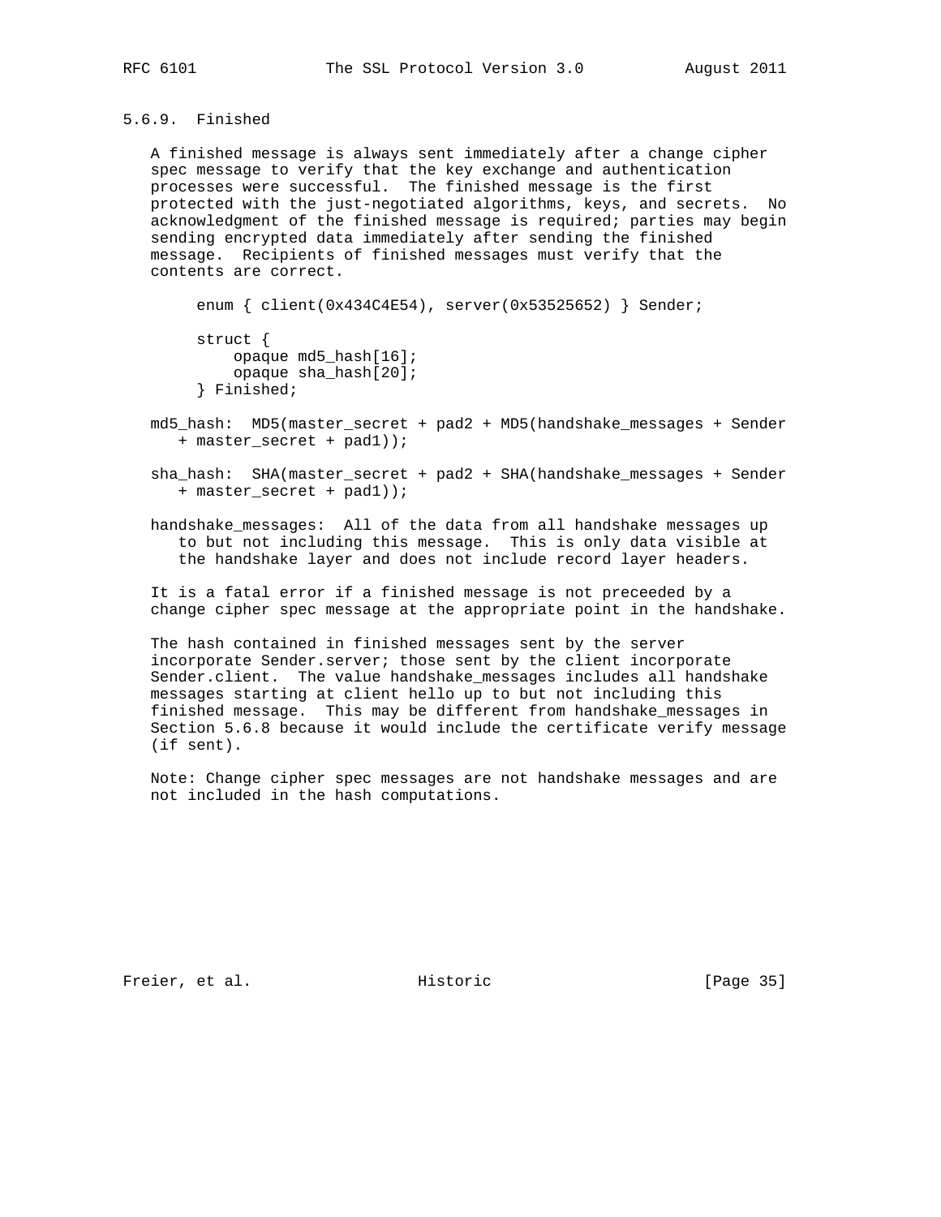### 5.6.9. Finished

A finished message is always sent immediately after a change cipher spec message to verify that the key exchange and authentication processes were successful. The finished message is the first protected with the just-negotiated algorithms, keys, and secrets. No acknowledgment of the finished message is required; parties may begin sending encrypted data immediately after sending the finished message. Recipients of finished messages must verify that the contents are correct.

```
enum { client(0x434C4E54), server(0x53525652) } Sender;

struct {
    opaque md5_hash[16];
    opaque sha_hash[20];
} Finished;
```

md5_hash: MD5(master_secret + pad2 + MD5(handshake_messages + Sender + master_secret + pad1));

sha_hash: SHA(master_secret + pad2 + SHA(handshake_messages + Sender + master_secret + pad1));

handshake_messages: All of the data from all handshake messages up to but not including this message. This is only data visible at the handshake layer and does not include record layer headers.

It is a fatal error if a finished message is not preceeded by a change cipher spec message at the appropriate point in the handshake.

The hash contained in finished messages sent by the server incorporate Sender.server; those sent by the client incorporate Sender.client. The value handshake_messages includes all handshake messages starting at client hello up to but not including this finished message. This may be different from handshake_messages in Section 5.6.8 because it would include the certificate verify message (if sent).

Note: Change cipher spec messages are not handshake messages and are not included in the hash computations.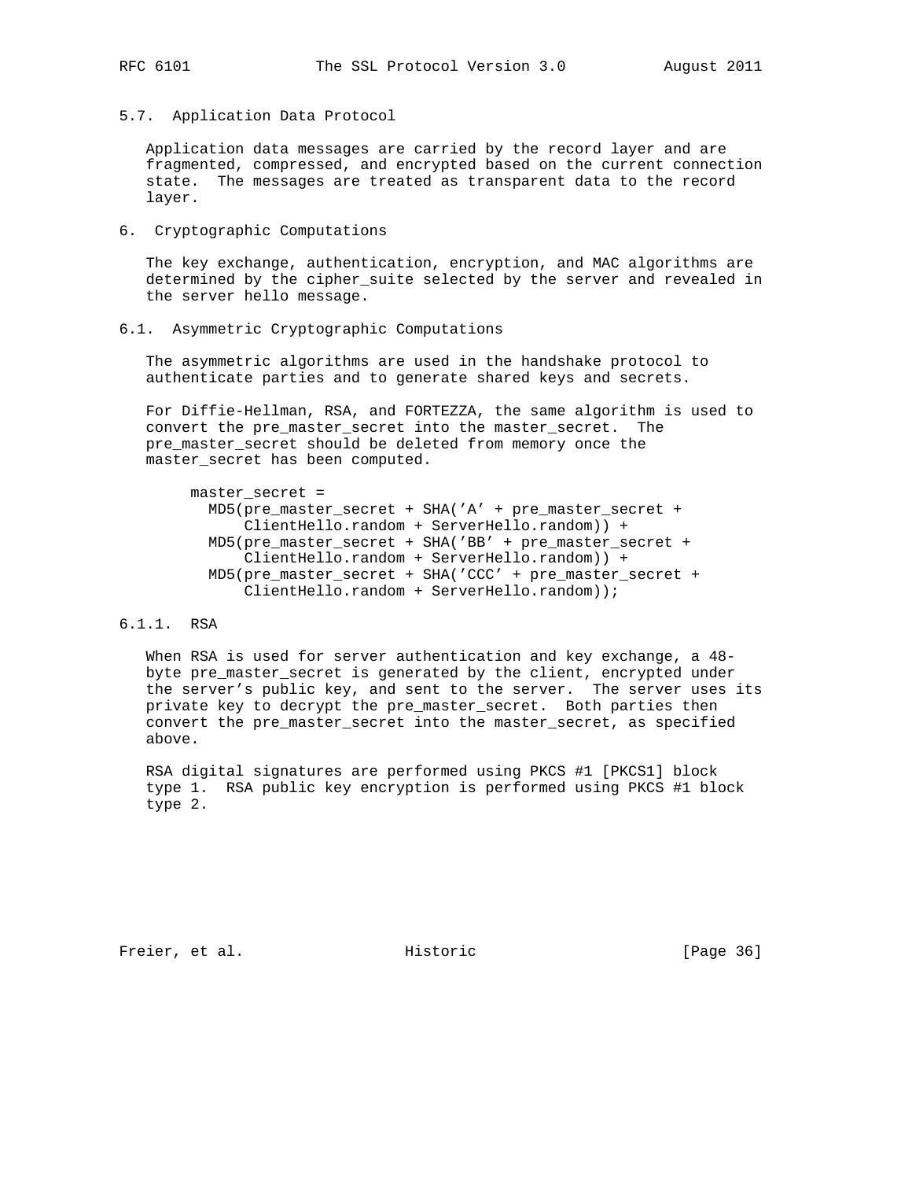## 5.7. Application Data Protocol

Application data messages are carried by the record layer and are fragmented, compressed, and encrypted based on the current connection state. The messages are treated as transparent data to the record layer.

# 6. Cryptographic Computations

The key exchange, authentication, encryption, and MAC algorithms are determined by the cipher_suite selected by the server and revealed in the server hello message.

## 6.1. Asymmetric Cryptographic Computations

The asymmetric algorithms are used in the handshake protocol to authenticate parties and to generate shared keys and secrets.

For Diffie-Hellman, RSA, and FORTEZZA, the same algorithm is used to convert the pre_master_secret into the master_secret. The pre_master_secret should be deleted from memory once the master_secret has been computed.

```
master_secret =
  MD5(pre_master_secret + SHA('A' + pre_master_secret +
      ClientHello.random + ServerHello.random)) +
  MD5(pre_master_secret + SHA('BB' + pre_master_secret +
      ClientHello.random + ServerHello.random)) +
  MD5(pre_master_secret + SHA('CCC' + pre_master_secret +
      ClientHello.random + ServerHello.random));
```

### 6.1.1. RSA

When RSA is used for server authentication and key exchange, a 48-byte pre_master_secret is generated by the client, encrypted under the server's public key, and sent to the server. The server uses its private key to decrypt the pre_master_secret. Both parties then convert the pre_master_secret into the master_secret, as specified above.

RSA digital signatures are performed using PKCS #1 [PKCS1] block type 1. RSA public key encryption is performed using PKCS #1 block type 2.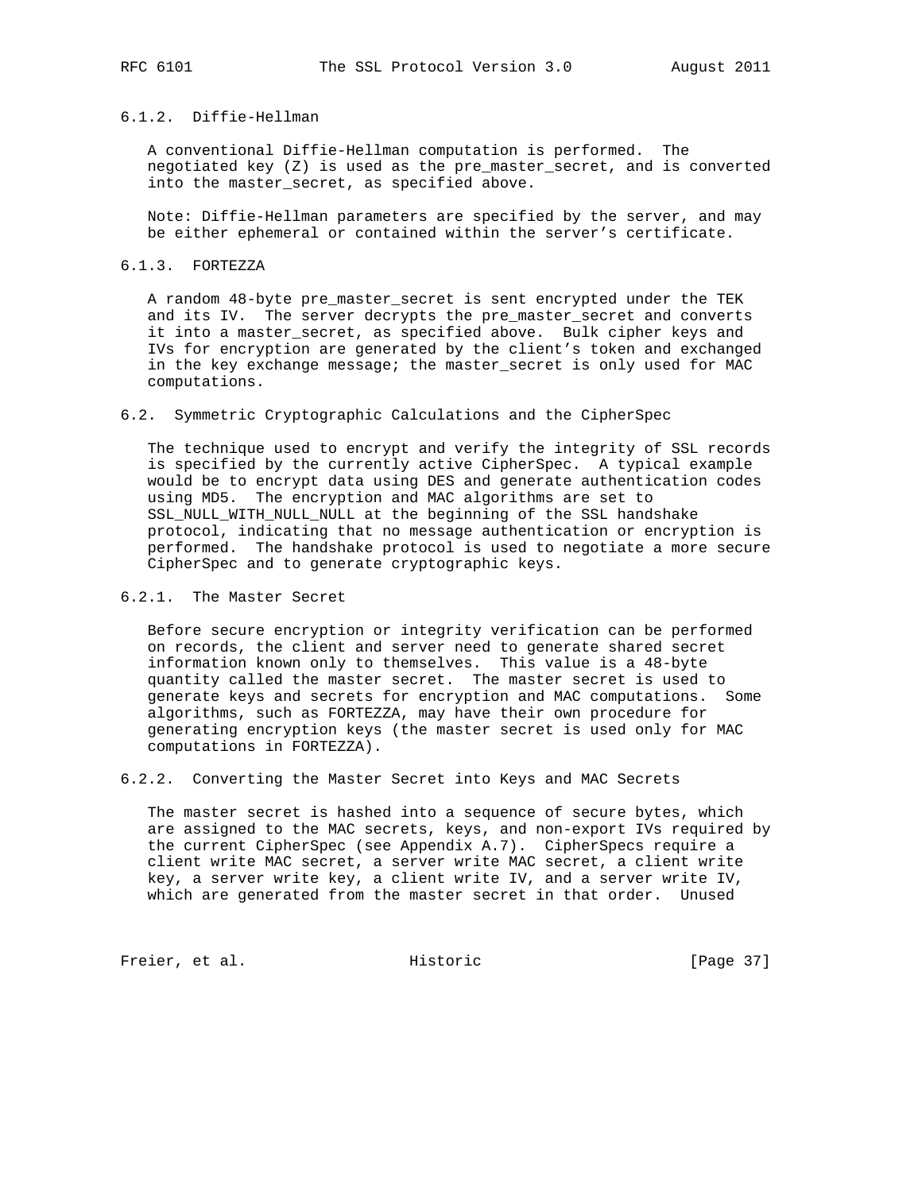### 6.1.2. Diffie-Hellman

A conventional Diffie-Hellman computation is performed. The negotiated key (Z) is used as the pre_master_secret, and is converted into the master_secret, as specified above.

Note: Diffie-Hellman parameters are specified by the server, and may be either ephemeral or contained within the server's certificate.

### 6.1.3. FORTEZZA

A random 48-byte pre_master_secret is sent encrypted under the TEK and its IV. The server decrypts the pre_master_secret and converts it into a master_secret, as specified above. Bulk cipher keys and IVs for encryption are generated by the client's token and exchanged in the key exchange message; the master_secret is only used for MAC computations.

## 6.2. Symmetric Cryptographic Calculations and the CipherSpec

The technique used to encrypt and verify the integrity of SSL records is specified by the currently active CipherSpec. A typical example would be to encrypt data using DES and generate authentication codes using MD5. The encryption and MAC algorithms are set to SSL_NULL_WITH_NULL_NULL at the beginning of the SSL handshake protocol, indicating that no message authentication or encryption is performed. The handshake protocol is used to negotiate a more secure CipherSpec and to generate cryptographic keys.

### 6.2.1. The Master Secret

Before secure encryption or integrity verification can be performed on records, the client and server need to generate shared secret information known only to themselves. This value is a 48-byte quantity called the master secret. The master secret is used to generate keys and secrets for encryption and MAC computations. Some algorithms, such as FORTEZZA, may have their own procedure for generating encryption keys (the master secret is used only for MAC computations in FORTEZZA).

### 6.2.2. Converting the Master Secret into Keys and MAC Secrets

The master secret is hashed into a sequence of secure bytes, which are assigned to the MAC secrets, keys, and non-export IVs required by the current CipherSpec (see Appendix A.7). CipherSpecs require a client write MAC secret, a server write MAC secret, a client write key, a server write key, a client write IV, and a server write IV, which are generated from the master secret in that order. Unused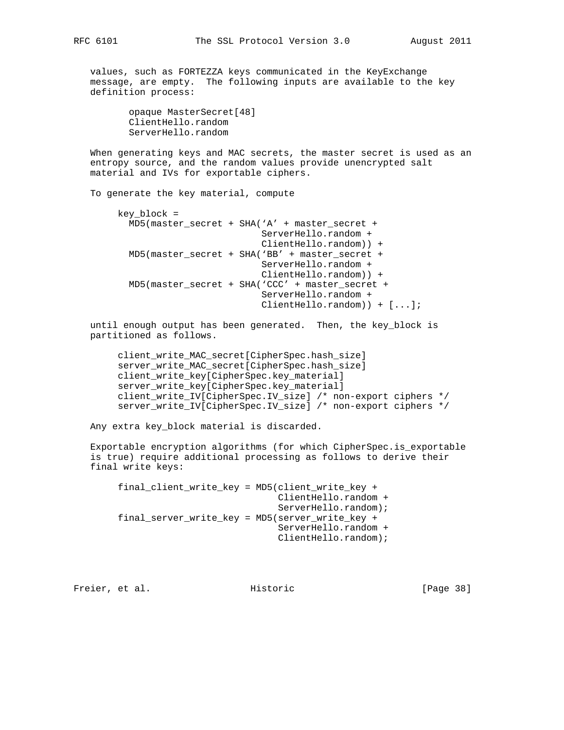values, such as FORTEZZA keys communicated in the KeyExchange message, are empty. The following inputs are available to the key definition process:

```
opaque MasterSecret[48]
ClientHello.random
ServerHello.random
```

When generating keys and MAC secrets, the master secret is used as an entropy source, and the random values provide unencrypted salt material and IVs for exportable ciphers.

To generate the key material, compute

```
key_block =
  MD5(master_secret + SHA('A' + master_secret +
                          ServerHello.random +
                          ClientHello.random)) +
  MD5(master_secret + SHA('BB' + master_secret +
                          ServerHello.random +
                          ClientHello.random)) +
  MD5(master_secret + SHA('CCC' + master_secret +
                          ServerHello.random +
                          ClientHello.random)) + [...];
```

until enough output has been generated. Then, the key_block is partitioned as follows.

```
client_write_MAC_secret[CipherSpec.hash_size]
server_write_MAC_secret[CipherSpec.hash_size]
client_write_key[CipherSpec.key_material]
server_write_key[CipherSpec.key_material]
client_write_IV[CipherSpec.IV_size] /* non-export ciphers */
server_write_IV[CipherSpec.IV_size] /* non-export ciphers */
```

Any extra key_block material is discarded.

Exportable encryption algorithms (for which CipherSpec.is_exportable is true) require additional processing as follows to derive their final write keys:

```
final_client_write_key = MD5(client_write_key +
                             ClientHello.random +
                             ServerHello.random);
final_server_write_key = MD5(server_write_key +
                             ServerHello.random +
                             ClientHello.random);
```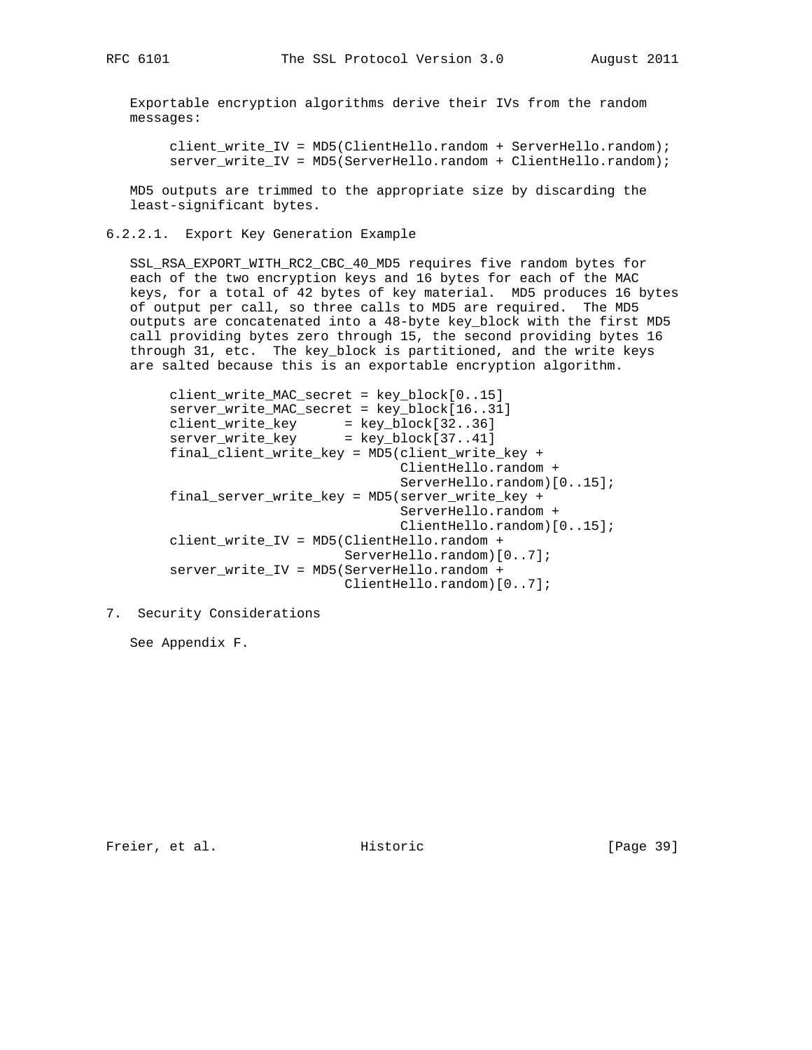Exportable encryption algorithms derive their IVs from the random messages:

```
client_write_IV = MD5(ClientHello.random + ServerHello.random);
server_write_IV = MD5(ServerHello.random + ClientHello.random);
```

MD5 outputs are trimmed to the appropriate size by discarding the least-significant bytes.

#### 6.2.2.1. Export Key Generation Example

SSL_RSA_EXPORT_WITH_RC2_CBC_40_MD5 requires five random bytes for each of the two encryption keys and 16 bytes for each of the MAC keys, for a total of 42 bytes of key material. MD5 produces 16 bytes of output per call, so three calls to MD5 are required. The MD5 outputs are concatenated into a 48-byte key_block with the first MD5 call providing bytes zero through 15, the second providing bytes 16 through 31, etc. The key_block is partitioned, and the write keys are salted because this is an exportable encryption algorithm.

```
client_write_MAC_secret = key_block[0..15]
server_write_MAC_secret = key_block[16..31]
client_write_key      = key_block[32..36]
server_write_key      = key_block[37..41]
final_client_write_key = MD5(client_write_key +
                             ClientHello.random +
                             ServerHello.random)[0..15];
final_server_write_key = MD5(server_write_key +
                             ServerHello.random +
                             ClientHello.random)[0..15];
client_write_IV = MD5(ClientHello.random +
                      ServerHello.random)[0..7];
server_write_IV = MD5(ServerHello.random +
                      ClientHello.random)[0..7];
```

## 7. Security Considerations

See Appendix F.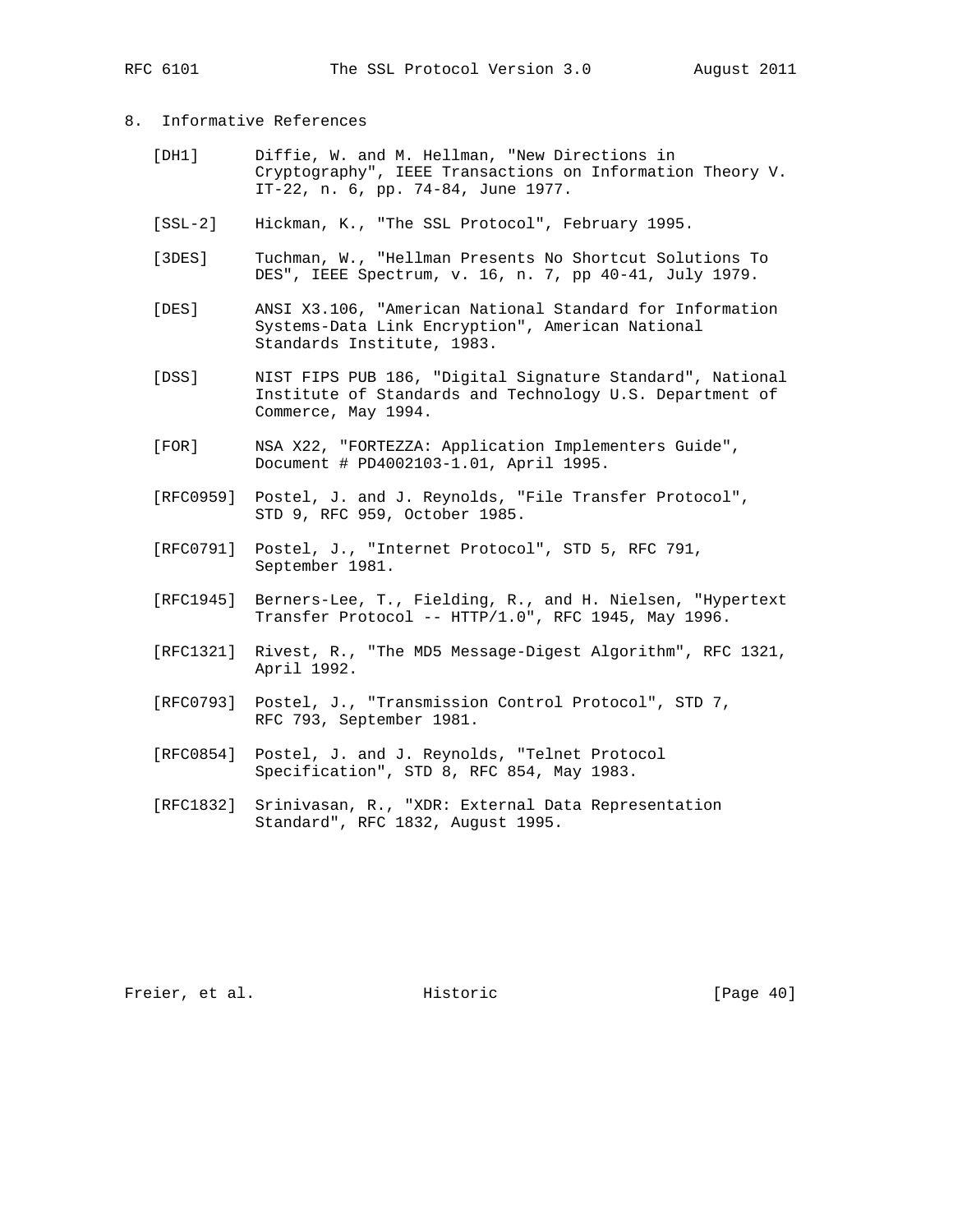## 8. Informative References

[DH1] Diffie, W. and M. Hellman, "New Directions in Cryptography", IEEE Transactions on Information Theory V. IT-22, n. 6, pp. 74-84, June 1977.

[SSL-2] Hickman, K., "The SSL Protocol", February 1995.

[3DES] Tuchman, W., "Hellman Presents No Shortcut Solutions To DES", IEEE Spectrum, v. 16, n. 7, pp 40-41, July 1979.

[DES] ANSI X3.106, "American National Standard for Information Systems-Data Link Encryption", American National Standards Institute, 1983.

[DSS] NIST FIPS PUB 186, "Digital Signature Standard", National Institute of Standards and Technology U.S. Department of Commerce, May 1994.

[FOR] NSA X22, "FORTEZZA: Application Implementers Guide", Document # PD4002103-1.01, April 1995.

[RFC0959] Postel, J. and J. Reynolds, "File Transfer Protocol", STD 9, RFC 959, October 1985.

[RFC0791] Postel, J., "Internet Protocol", STD 5, RFC 791, September 1981.

[RFC1945] Berners-Lee, T., Fielding, R., and H. Nielsen, "Hypertext Transfer Protocol -- HTTP/1.0", RFC 1945, May 1996.

[RFC1321] Rivest, R., "The MD5 Message-Digest Algorithm", RFC 1321, April 1992.

[RFC0793] Postel, J., "Transmission Control Protocol", STD 7, RFC 793, September 1981.

[RFC0854] Postel, J. and J. Reynolds, "Telnet Protocol Specification", STD 8, RFC 854, May 1983.

[RFC1832] Srinivasan, R., "XDR: External Data Representation Standard", RFC 1832, August 1995.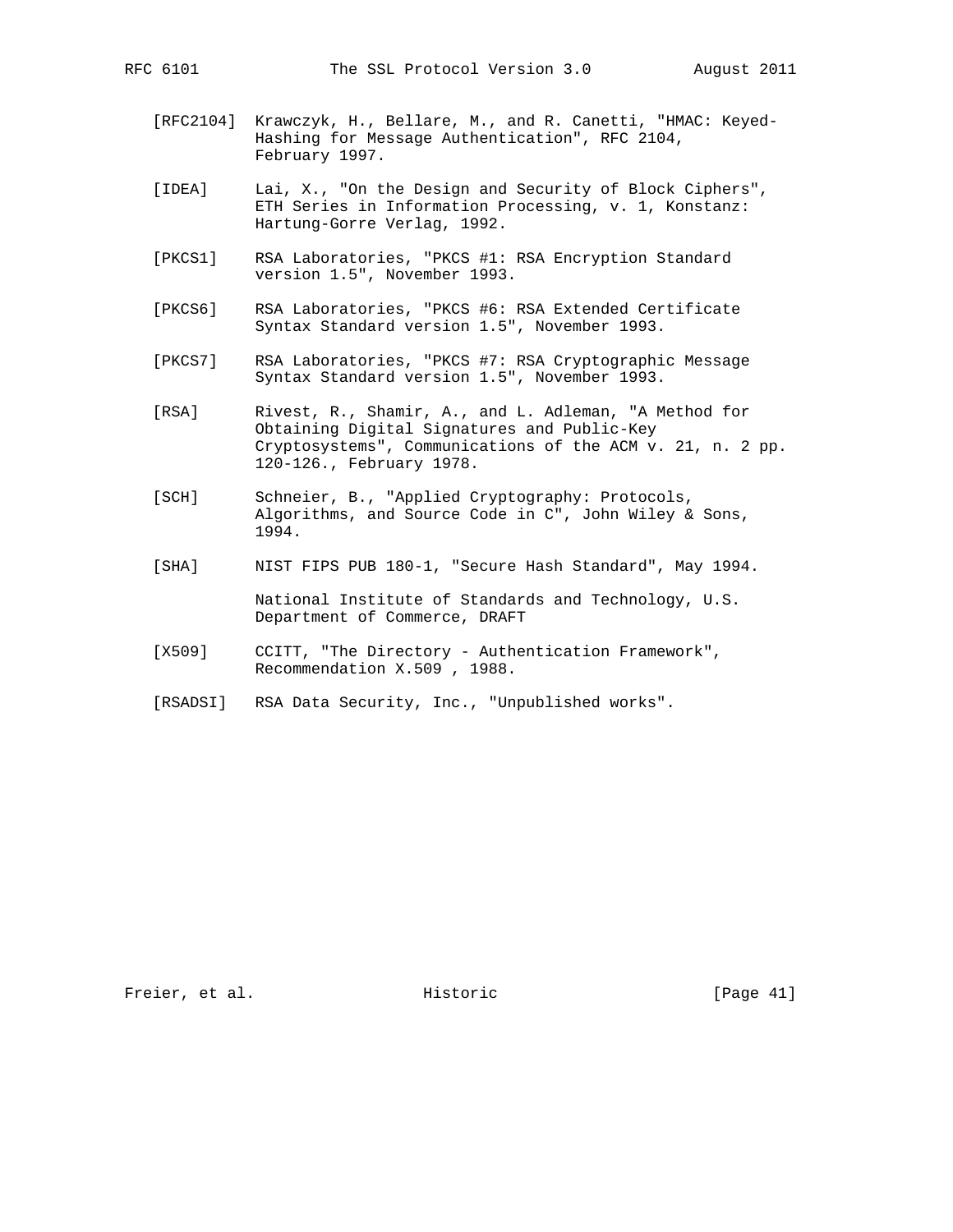[RFC2104] Krawczyk, H., Bellare, M., and R. Canetti, "HMAC: Keyed-Hashing for Message Authentication", RFC 2104, February 1997.

[IDEA] Lai, X., "On the Design and Security of Block Ciphers", ETH Series in Information Processing, v. 1, Konstanz: Hartung-Gorre Verlag, 1992.

[PKCS1] RSA Laboratories, "PKCS #1: RSA Encryption Standard version 1.5", November 1993.

[PKCS6] RSA Laboratories, "PKCS #6: RSA Extended Certificate Syntax Standard version 1.5", November 1993.

[PKCS7] RSA Laboratories, "PKCS #7: RSA Cryptographic Message Syntax Standard version 1.5", November 1993.

[RSA] Rivest, R., Shamir, A., and L. Adleman, "A Method for Obtaining Digital Signatures and Public-Key Cryptosystems", Communications of the ACM v. 21, n. 2 pp. 120-126., February 1978.

[SCH] Schneier, B., "Applied Cryptography: Protocols, Algorithms, and Source Code in C", John Wiley & Sons, 1994.

[SHA] NIST FIPS PUB 180-1, "Secure Hash Standard", May 1994.

National Institute of Standards and Technology, U.S. Department of Commerce, DRAFT

[X509] CCITT, "The Directory - Authentication Framework", Recommendation X.509 , 1988.

[RSADSI] RSA Data Security, Inc., "Unpublished works".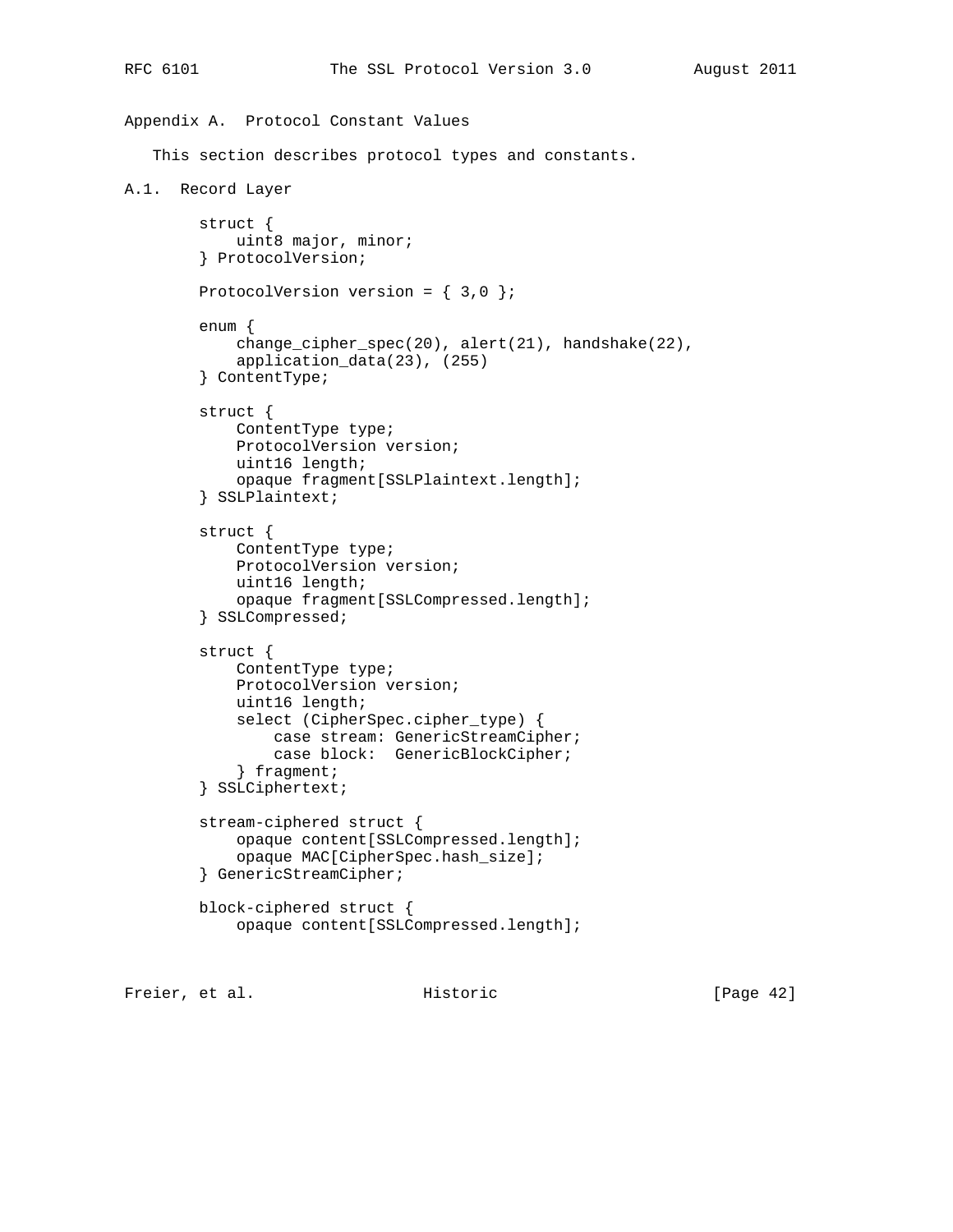# Appendix A. Protocol Constant Values

This section describes protocol types and constants.

## A.1. Record Layer

```
struct {
    uint8 major, minor;
} ProtocolVersion;

ProtocolVersion version = { 3,0 };

enum {
    change_cipher_spec(20), alert(21), handshake(22),
    application_data(23), (255)
} ContentType;

struct {
    ContentType type;
    ProtocolVersion version;
    uint16 length;
    opaque fragment[SSLPlaintext.length];
} SSLPlaintext;

struct {
    ContentType type;
    ProtocolVersion version;
    uint16 length;
    opaque fragment[SSLCompressed.length];
} SSLCompressed;

struct {
    ContentType type;
    ProtocolVersion version;
    uint16 length;
    select (CipherSpec.cipher_type) {
        case stream: GenericStreamCipher;
        case block:  GenericBlockCipher;
    } fragment;
} SSLCiphertext;

stream-ciphered struct {
    opaque content[SSLCompressed.length];
    opaque MAC[CipherSpec.hash_size];
} GenericStreamCipher;

block-ciphered struct {
    opaque content[SSLCompressed.length];
```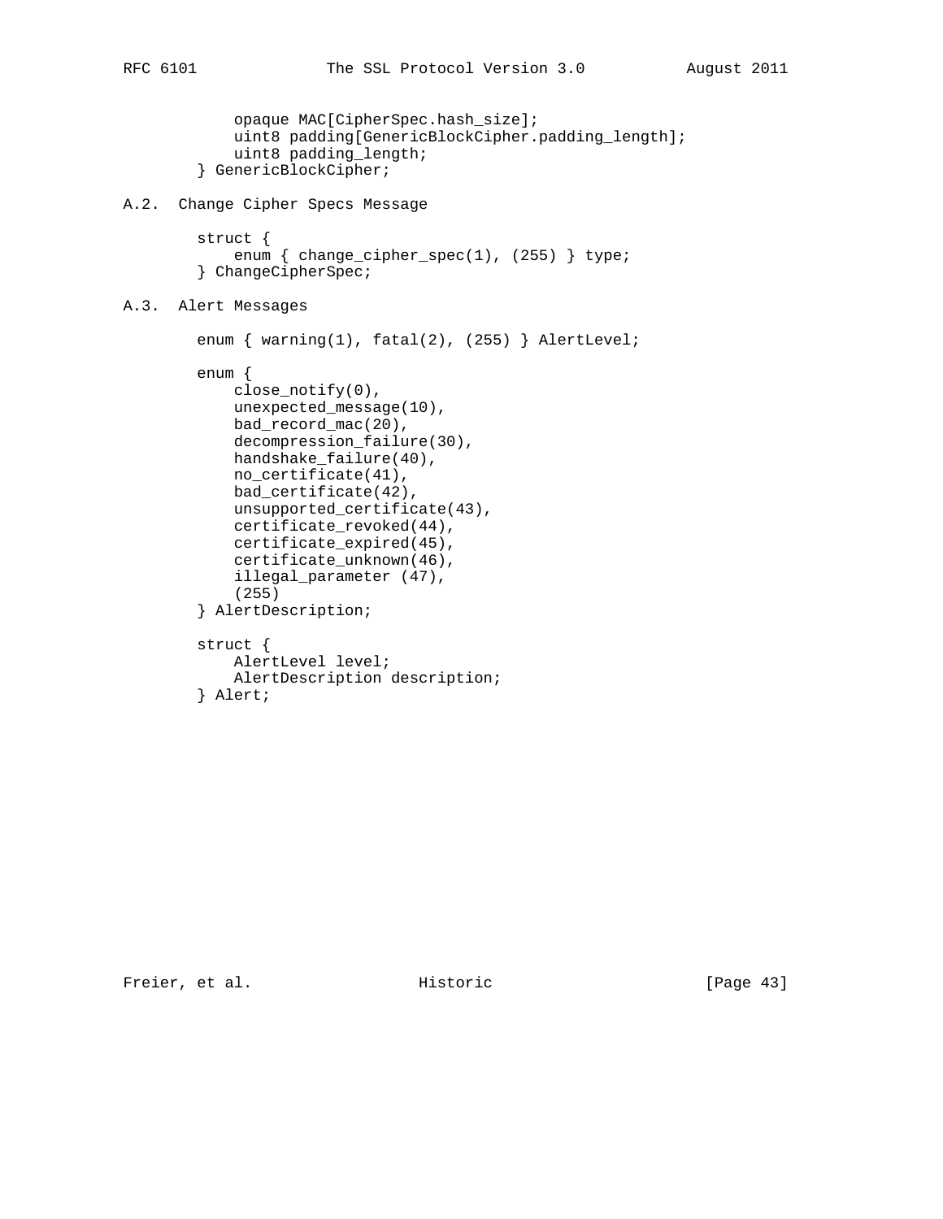```
        opaque MAC[CipherSpec.hash_size];
        uint8 padding[GenericBlockCipher.padding_length];
        uint8 padding_length;
    } GenericBlockCipher;
```

## A.2. Change Cipher Specs Message

```
    struct {
        enum { change_cipher_spec(1), (255) } type;
    } ChangeCipherSpec;
```

## A.3. Alert Messages

```
    enum { warning(1), fatal(2), (255) } AlertLevel;

    enum {
        close_notify(0),
        unexpected_message(10),
        bad_record_mac(20),
        decompression_failure(30),
        handshake_failure(40),
        no_certificate(41),
        bad_certificate(42),
        unsupported_certificate(43),
        certificate_revoked(44),
        certificate_expired(45),
        certificate_unknown(46),
        illegal_parameter (47),
        (255)
    } AlertDescription;

    struct {
        AlertLevel level;
        AlertDescription description;
    } Alert;
```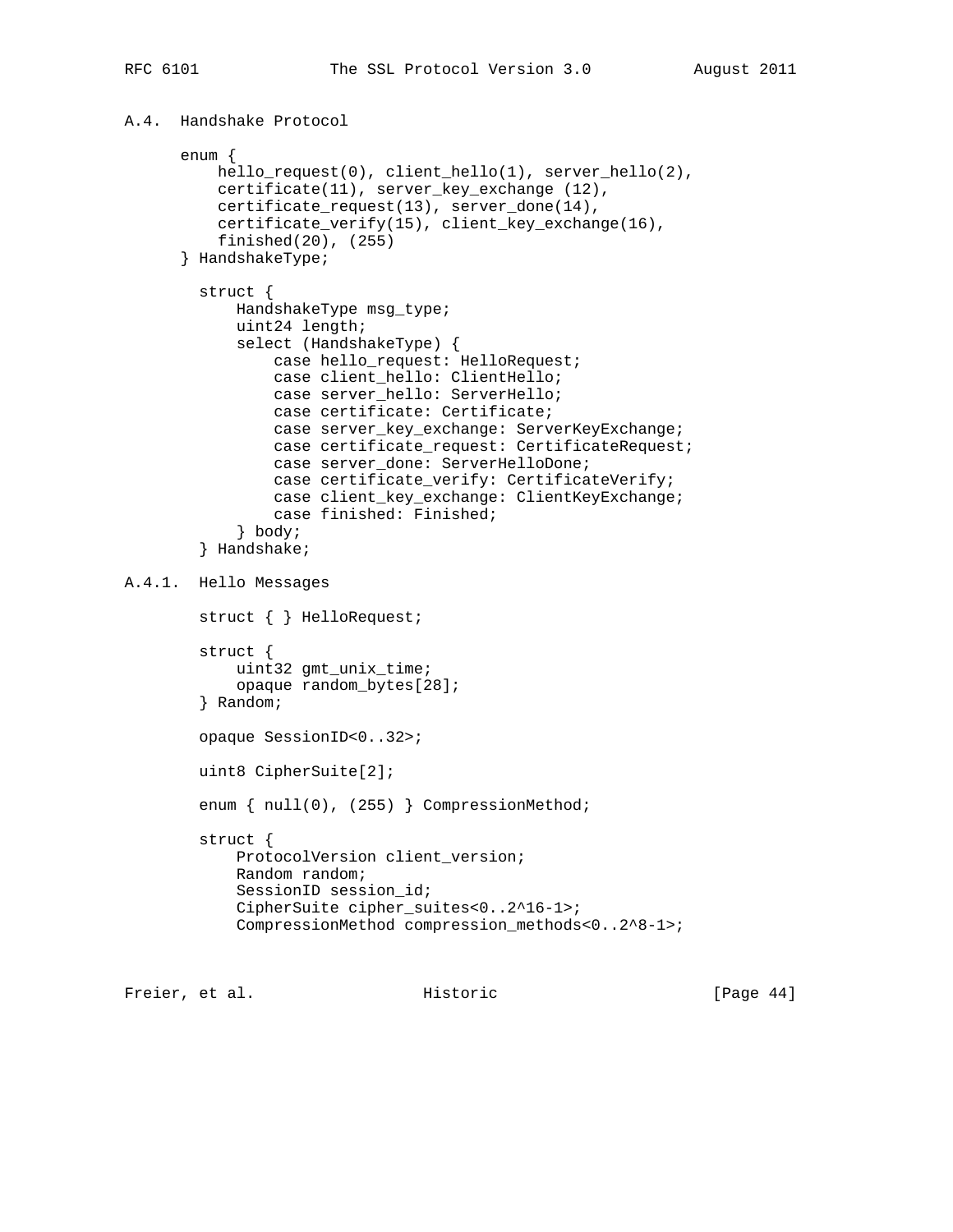## A.4. Handshake Protocol

```
      enum {
          hello_request(0), client_hello(1), server_hello(2),
          certificate(11), server_key_exchange (12),
          certificate_request(13), server_done(14),
          certificate_verify(15), client_key_exchange(16),
          finished(20), (255)
      } HandshakeType;

        struct {
            HandshakeType msg_type;
            uint24 length;
            select (HandshakeType) {
                case hello_request: HelloRequest;
                case client_hello: ClientHello;
                case server_hello: ServerHello;
                case certificate: Certificate;
                case server_key_exchange: ServerKeyExchange;
                case certificate_request: CertificateRequest;
                case server_done: ServerHelloDone;
                case certificate_verify: CertificateVerify;
                case client_key_exchange: ClientKeyExchange;
                case finished: Finished;
            } body;
        } Handshake;
```

### A.4.1. Hello Messages

```
        struct { } HelloRequest;

        struct {
            uint32 gmt_unix_time;
            opaque random_bytes[28];
        } Random;

        opaque SessionID<0..32>;

        uint8 CipherSuite[2];

        enum { null(0), (255) } CompressionMethod;

        struct {
            ProtocolVersion client_version;
            Random random;
            SessionID session_id;
            CipherSuite cipher_suites<0..2^16-1>;
            CompressionMethod compression_methods<0..2^8-1>;
```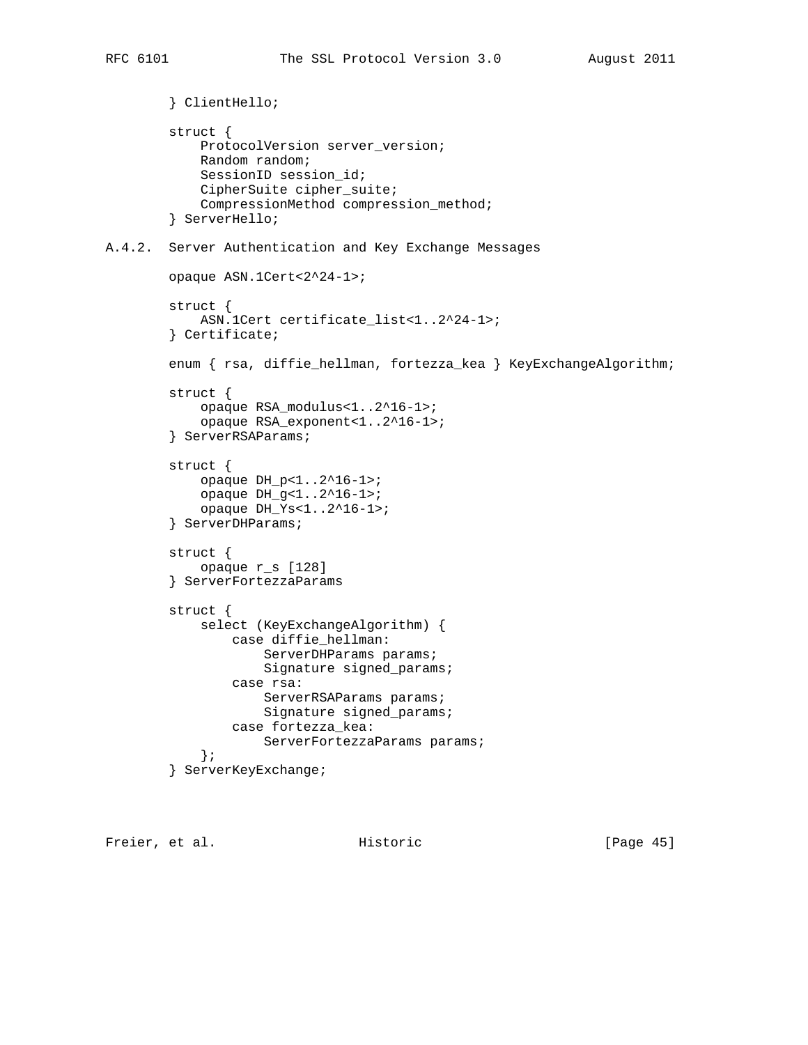```
        } ClientHello;

        struct {
            ProtocolVersion server_version;
            Random random;
            SessionID session_id;
            CipherSuite cipher_suite;
            CompressionMethod compression_method;
        } ServerHello;
```

### A.4.2. Server Authentication and Key Exchange Messages

```
        opaque ASN.1Cert<2^24-1>;

        struct {
            ASN.1Cert certificate_list<1..2^24-1>;
        } Certificate;

        enum { rsa, diffie_hellman, fortezza_kea } KeyExchangeAlgorithm;

        struct {
            opaque RSA_modulus<1..2^16-1>;
            opaque RSA_exponent<1..2^16-1>;
        } ServerRSAParams;

        struct {
            opaque DH_p<1..2^16-1>;
            opaque DH_g<1..2^16-1>;
            opaque DH_Ys<1..2^16-1>;
        } ServerDHParams;

        struct {
            opaque r_s [128]
        } ServerFortezzaParams

        struct {
            select (KeyExchangeAlgorithm) {
                case diffie_hellman:
                    ServerDHParams params;
                    Signature signed_params;
                case rsa:
                    ServerRSAParams params;
                    Signature signed_params;
                case fortezza_kea:
                    ServerFortezzaParams params;
            };
        } ServerKeyExchange;
```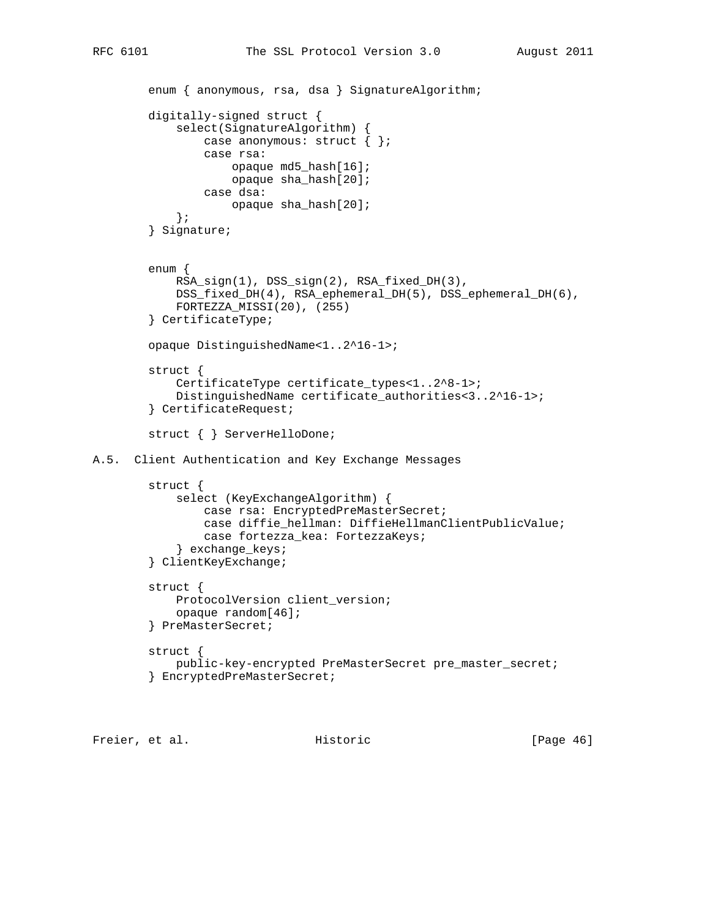```
enum { anonymous, rsa, dsa } SignatureAlgorithm;

digitally-signed struct {
    select(SignatureAlgorithm) {
        case anonymous: struct { };
        case rsa:
            opaque md5_hash[16];
            opaque sha_hash[20];
        case dsa:
            opaque sha_hash[20];
    };
} Signature;


enum {
    RSA_sign(1), DSS_sign(2), RSA_fixed_DH(3),
    DSS_fixed_DH(4), RSA_ephemeral_DH(5), DSS_ephemeral_DH(6),
    FORTEZZA_MISSI(20), (255)
} CertificateType;

opaque DistinguishedName<1..2^16-1>;

struct {
    CertificateType certificate_types<1..2^8-1>;
    DistinguishedName certificate_authorities<3..2^16-1>;
} CertificateRequest;

struct { } ServerHelloDone;
```

## A.5. Client Authentication and Key Exchange Messages

```
struct {
    select (KeyExchangeAlgorithm) {
        case rsa: EncryptedPreMasterSecret;
        case diffie_hellman: DiffieHellmanClientPublicValue;
        case fortezza_kea: FortezzaKeys;
    } exchange_keys;
} ClientKeyExchange;

struct {
    ProtocolVersion client_version;
    opaque random[46];
} PreMasterSecret;

struct {
    public-key-encrypted PreMasterSecret pre_master_secret;
} EncryptedPreMasterSecret;
```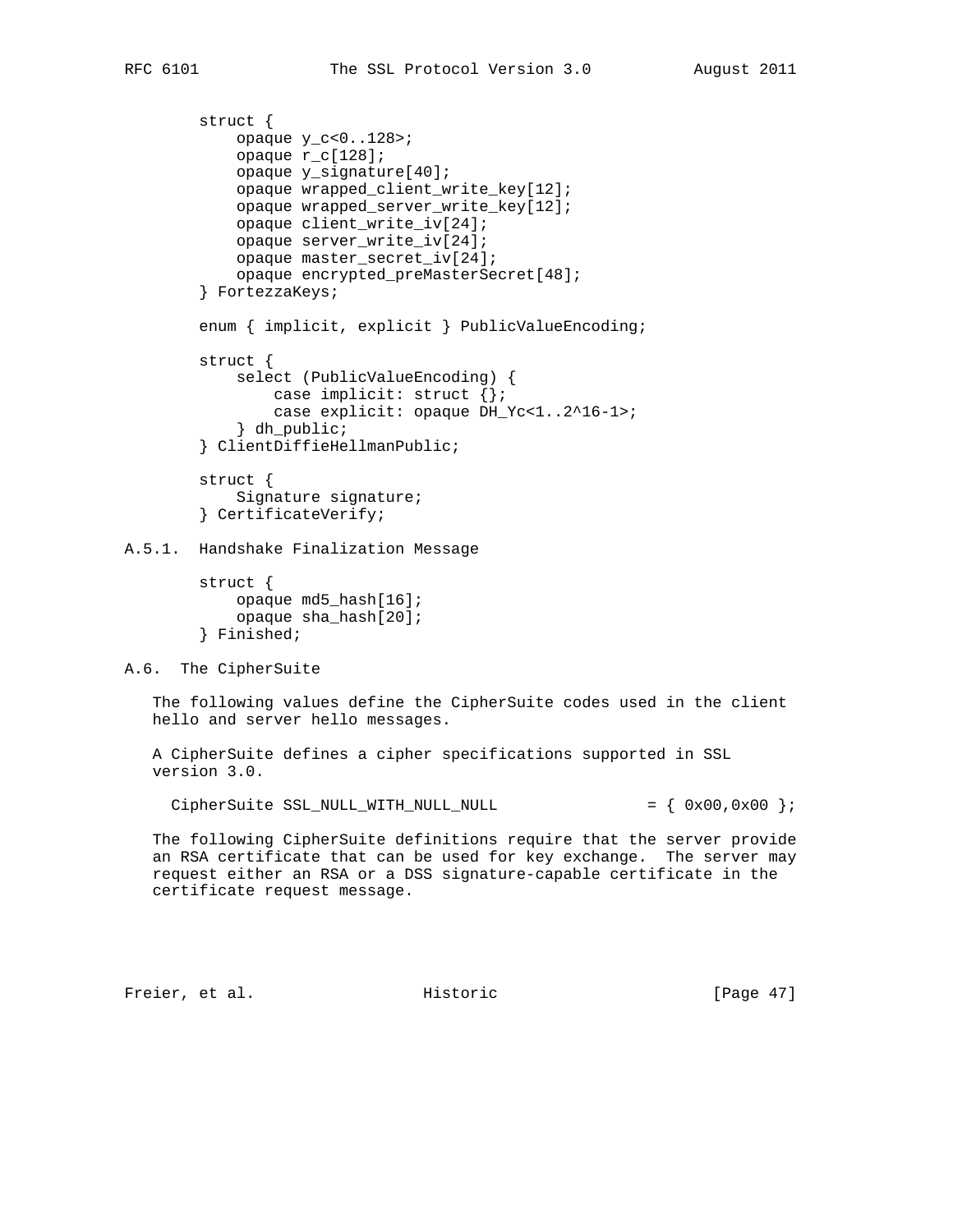```
struct {
    opaque y_c<0..128>;
    opaque r_c[128];
    opaque y_signature[40];
    opaque wrapped_client_write_key[12];
    opaque wrapped_server_write_key[12];
    opaque client_write_iv[24];
    opaque server_write_iv[24];
    opaque master_secret_iv[24];
    opaque encrypted_preMasterSecret[48];
} FortezzaKeys;

enum { implicit, explicit } PublicValueEncoding;

struct {
    select (PublicValueEncoding) {
        case implicit: struct {};
        case explicit: opaque DH_Yc<1..2^16-1>;
    } dh_public;
} ClientDiffieHellmanPublic;

struct {
    Signature signature;
} CertificateVerify;
```

### A.5.1. Handshake Finalization Message

```
struct {
    opaque md5_hash[16];
    opaque sha_hash[20];
} Finished;
```

## A.6. The CipherSuite

The following values define the CipherSuite codes used in the client hello and server hello messages.

A CipherSuite defines a cipher specifications supported in SSL version 3.0.

```
CipherSuite SSL_NULL_WITH_NULL_NULL                = { 0x00,0x00 };
```

The following CipherSuite definitions require that the server provide an RSA certificate that can be used for key exchange. The server may request either an RSA or a DSS signature-capable certificate in the certificate request message.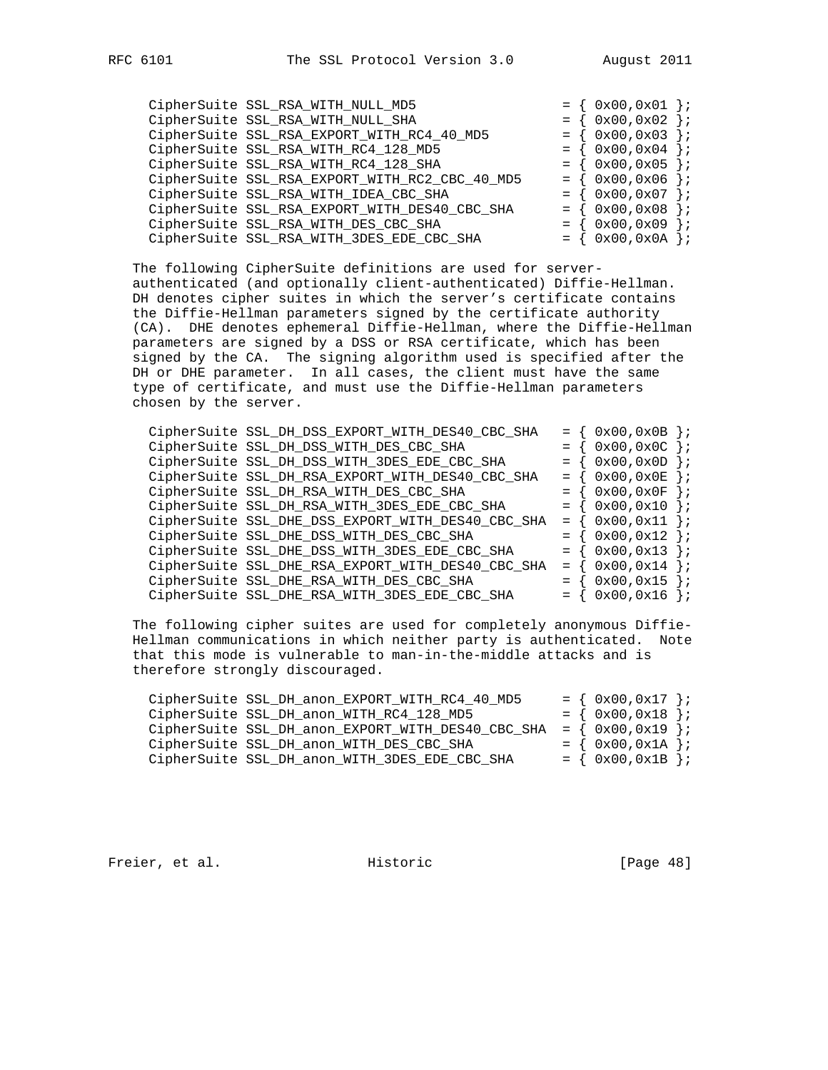```
CipherSuite SSL_RSA_WITH_NULL_MD5                  = { 0x00,0x01 };
CipherSuite SSL_RSA_WITH_NULL_SHA                  = { 0x00,0x02 };
CipherSuite SSL_RSA_EXPORT_WITH_RC4_40_MD5         = { 0x00,0x03 };
CipherSuite SSL_RSA_WITH_RC4_128_MD5               = { 0x00,0x04 };
CipherSuite SSL_RSA_WITH_RC4_128_SHA               = { 0x00,0x05 };
CipherSuite SSL_RSA_EXPORT_WITH_RC2_CBC_40_MD5     = { 0x00,0x06 };
CipherSuite SSL_RSA_WITH_IDEA_CBC_SHA              = { 0x00,0x07 };
CipherSuite SSL_RSA_EXPORT_WITH_DES40_CBC_SHA      = { 0x00,0x08 };
CipherSuite SSL_RSA_WITH_DES_CBC_SHA               = { 0x00,0x09 };
CipherSuite SSL_RSA_WITH_3DES_EDE_CBC_SHA          = { 0x00,0x0A };
```

The following CipherSuite definitions are used for server-authenticated (and optionally client-authenticated) Diffie-Hellman. DH denotes cipher suites in which the server's certificate contains the Diffie-Hellman parameters signed by the certificate authority (CA). DHE denotes ephemeral Diffie-Hellman, where the Diffie-Hellman parameters are signed by a DSS or RSA certificate, which has been signed by the CA. The signing algorithm used is specified after the DH or DHE parameter. In all cases, the client must have the same type of certificate, and must use the Diffie-Hellman parameters chosen by the server.

```
CipherSuite SSL_DH_DSS_EXPORT_WITH_DES40_CBC_SHA   = { 0x00,0x0B };
CipherSuite SSL_DH_DSS_WITH_DES_CBC_SHA            = { 0x00,0x0C };
CipherSuite SSL_DH_DSS_WITH_3DES_EDE_CBC_SHA       = { 0x00,0x0D };
CipherSuite SSL_DH_RSA_EXPORT_WITH_DES40_CBC_SHA   = { 0x00,0x0E };
CipherSuite SSL_DH_RSA_WITH_DES_CBC_SHA            = { 0x00,0x0F };
CipherSuite SSL_DH_RSA_WITH_3DES_EDE_CBC_SHA       = { 0x00,0x10 };
CipherSuite SSL_DHE_DSS_EXPORT_WITH_DES40_CBC_SHA  = { 0x00,0x11 };
CipherSuite SSL_DHE_DSS_WITH_DES_CBC_SHA           = { 0x00,0x12 };
CipherSuite SSL_DHE_DSS_WITH_3DES_EDE_CBC_SHA      = { 0x00,0x13 };
CipherSuite SSL_DHE_RSA_EXPORT_WITH_DES40_CBC_SHA  = { 0x00,0x14 };
CipherSuite SSL_DHE_RSA_WITH_DES_CBC_SHA           = { 0x00,0x15 };
CipherSuite SSL_DHE_RSA_WITH_3DES_EDE_CBC_SHA      = { 0x00,0x16 };
```

The following cipher suites are used for completely anonymous Diffie-Hellman communications in which neither party is authenticated. Note that this mode is vulnerable to man-in-the-middle attacks and is therefore strongly discouraged.

```
CipherSuite SSL_DH_anon_EXPORT_WITH_RC4_40_MD5     = { 0x00,0x17 };
CipherSuite SSL_DH_anon_WITH_RC4_128_MD5           = { 0x00,0x18 };
CipherSuite SSL_DH_anon_EXPORT_WITH_DES40_CBC_SHA  = { 0x00,0x19 };
CipherSuite SSL_DH_anon_WITH_DES_CBC_SHA           = { 0x00,0x1A };
CipherSuite SSL_DH_anon_WITH_3DES_EDE_CBC_SHA      = { 0x00,0x1B };
```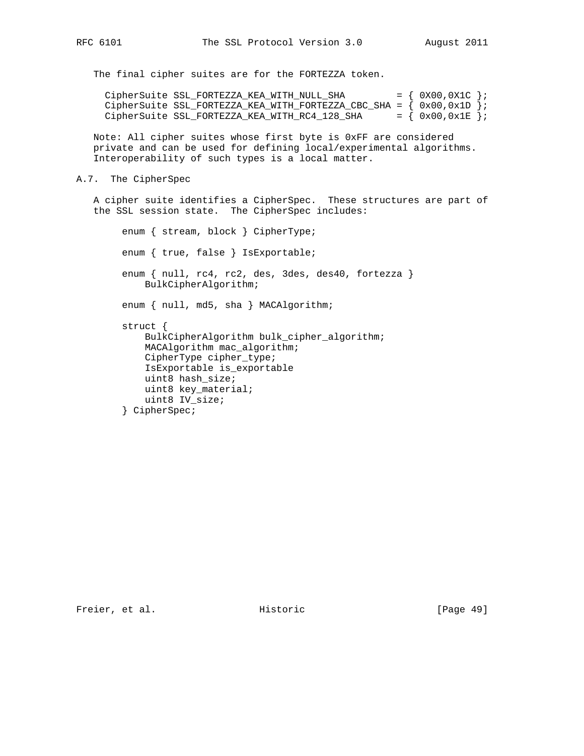The final cipher suites are for the FORTEZZA token.

```
CipherSuite SSL_FORTEZZA_KEA_WITH_NULL_SHA         = { 0X00,0X1C };
CipherSuite SSL_FORTEZZA_KEA_WITH_FORTEZZA_CBC_SHA = { 0x00,0x1D };
CipherSuite SSL_FORTEZZA_KEA_WITH_RC4_128_SHA      = { 0x00,0x1E };
```

Note: All cipher suites whose first byte is 0xFF are considered private and can be used for defining local/experimental algorithms. Interoperability of such types is a local matter.

## A.7. The CipherSpec

A cipher suite identifies a CipherSpec. These structures are part of the SSL session state. The CipherSpec includes:

```
enum { stream, block } CipherType;

enum { true, false } IsExportable;

enum { null, rc4, rc2, des, 3des, des40, fortezza }
    BulkCipherAlgorithm;

enum { null, md5, sha } MACAlgorithm;

struct {
    BulkCipherAlgorithm bulk_cipher_algorithm;
    MACAlgorithm mac_algorithm;
    CipherType cipher_type;
    IsExportable is_exportable
    uint8 hash_size;
    uint8 key_material;
    uint8 IV_size;
} CipherSpec;
```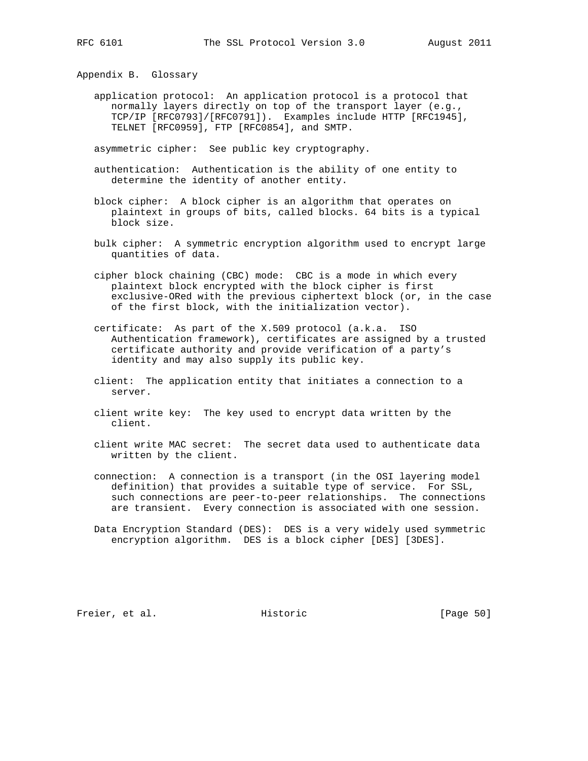## Appendix B. Glossary

application protocol: An application protocol is a protocol that normally layers directly on top of the transport layer (e.g., TCP/IP [RFC0793]/[RFC0791]). Examples include HTTP [RFC1945], TELNET [RFC0959], FTP [RFC0854], and SMTP.

asymmetric cipher: See public key cryptography.

authentication: Authentication is the ability of one entity to determine the identity of another entity.

block cipher: A block cipher is an algorithm that operates on plaintext in groups of bits, called blocks. 64 bits is a typical block size.

bulk cipher: A symmetric encryption algorithm used to encrypt large quantities of data.

cipher block chaining (CBC) mode: CBC is a mode in which every plaintext block encrypted with the block cipher is first exclusive-ORed with the previous ciphertext block (or, in the case of the first block, with the initialization vector).

certificate: As part of the X.509 protocol (a.k.a. ISO Authentication framework), certificates are assigned by a trusted certificate authority and provide verification of a party's identity and may also supply its public key.

client: The application entity that initiates a connection to a server.

client write key: The key used to encrypt data written by the client.

client write MAC secret: The secret data used to authenticate data written by the client.

connection: A connection is a transport (in the OSI layering model definition) that provides a suitable type of service. For SSL, such connections are peer-to-peer relationships. The connections are transient. Every connection is associated with one session.

Data Encryption Standard (DES): DES is a very widely used symmetric encryption algorithm. DES is a block cipher [DES] [3DES].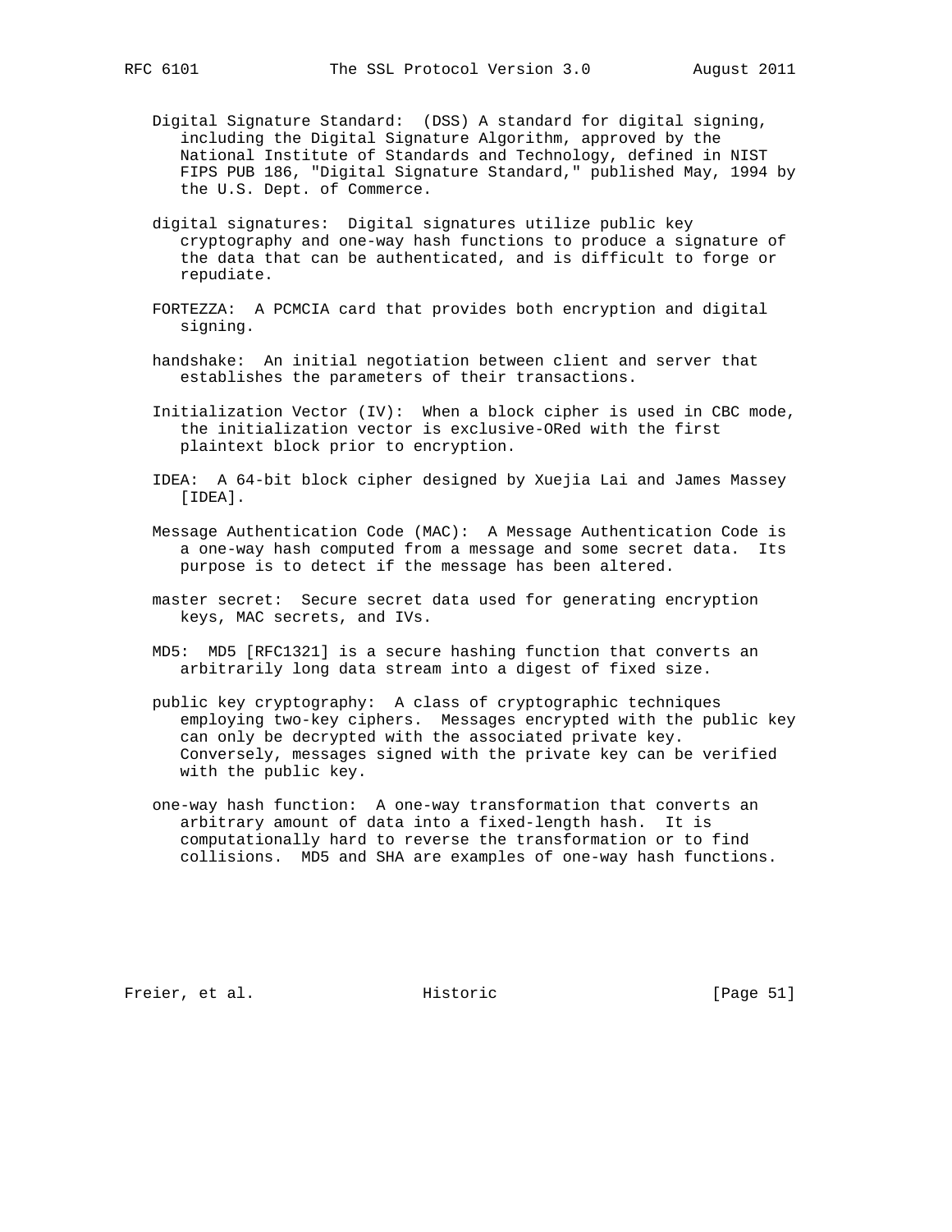Digital Signature Standard: (DSS) A standard for digital signing, including the Digital Signature Algorithm, approved by the National Institute of Standards and Technology, defined in NIST FIPS PUB 186, "Digital Signature Standard," published May, 1994 by the U.S. Dept. of Commerce.

digital signatures: Digital signatures utilize public key cryptography and one-way hash functions to produce a signature of the data that can be authenticated, and is difficult to forge or repudiate.

FORTEZZA: A PCMCIA card that provides both encryption and digital signing.

handshake: An initial negotiation between client and server that establishes the parameters of their transactions.

Initialization Vector (IV): When a block cipher is used in CBC mode, the initialization vector is exclusive-ORed with the first plaintext block prior to encryption.

IDEA: A 64-bit block cipher designed by Xuejia Lai and James Massey [IDEA].

Message Authentication Code (MAC): A Message Authentication Code is a one-way hash computed from a message and some secret data. Its purpose is to detect if the message has been altered.

master secret: Secure secret data used for generating encryption keys, MAC secrets, and IVs.

MD5: MD5 [RFC1321] is a secure hashing function that converts an arbitrarily long data stream into a digest of fixed size.

public key cryptography: A class of cryptographic techniques employing two-key ciphers. Messages encrypted with the public key can only be decrypted with the associated private key. Conversely, messages signed with the private key can be verified with the public key.

one-way hash function: A one-way transformation that converts an arbitrary amount of data into a fixed-length hash. It is computationally hard to reverse the transformation or to find collisions. MD5 and SHA are examples of one-way hash functions.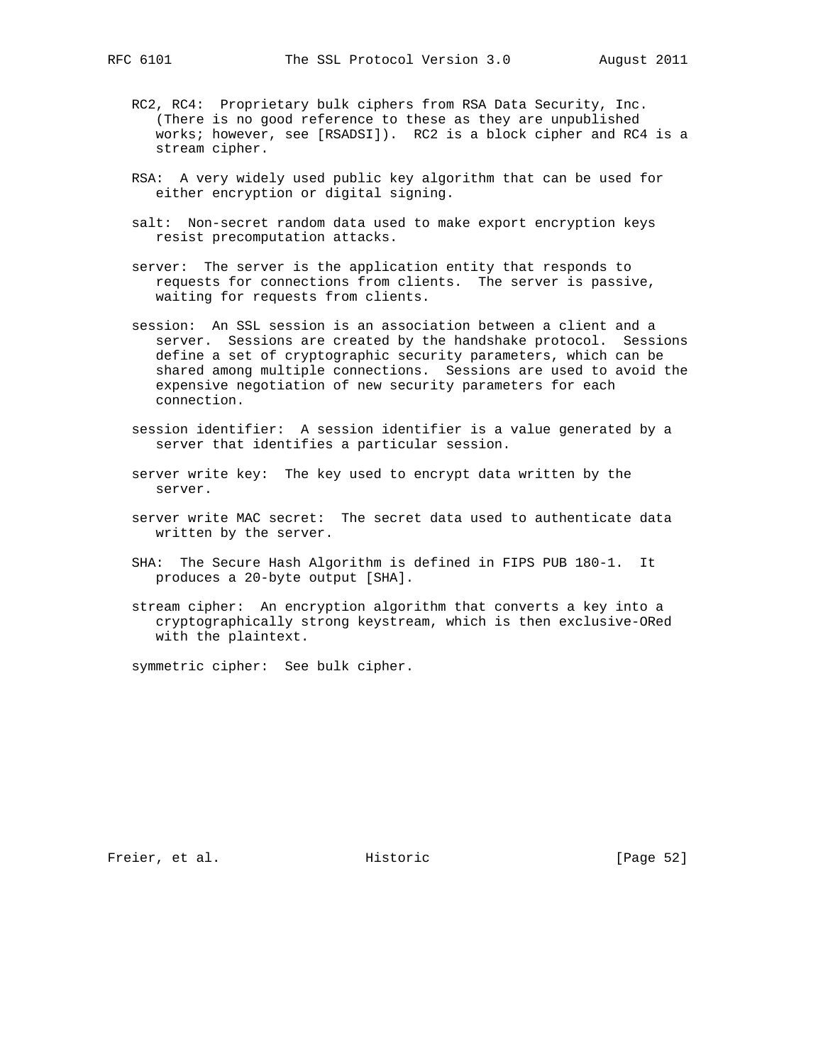RC2, RC4: Proprietary bulk ciphers from RSA Data Security, Inc. (There is no good reference to these as they are unpublished works; however, see [RSADSI]). RC2 is a block cipher and RC4 is a stream cipher.

RSA: A very widely used public key algorithm that can be used for either encryption or digital signing.

salt: Non-secret random data used to make export encryption keys resist precomputation attacks.

server: The server is the application entity that responds to requests for connections from clients. The server is passive, waiting for requests from clients.

session: An SSL session is an association between a client and a server. Sessions are created by the handshake protocol. Sessions define a set of cryptographic security parameters, which can be shared among multiple connections. Sessions are used to avoid the expensive negotiation of new security parameters for each connection.

session identifier: A session identifier is a value generated by a server that identifies a particular session.

server write key: The key used to encrypt data written by the server.

server write MAC secret: The secret data used to authenticate data written by the server.

SHA: The Secure Hash Algorithm is defined in FIPS PUB 180-1. It produces a 20-byte output [SHA].

stream cipher: An encryption algorithm that converts a key into a cryptographically strong keystream, which is then exclusive-ORed with the plaintext.

symmetric cipher: See bulk cipher.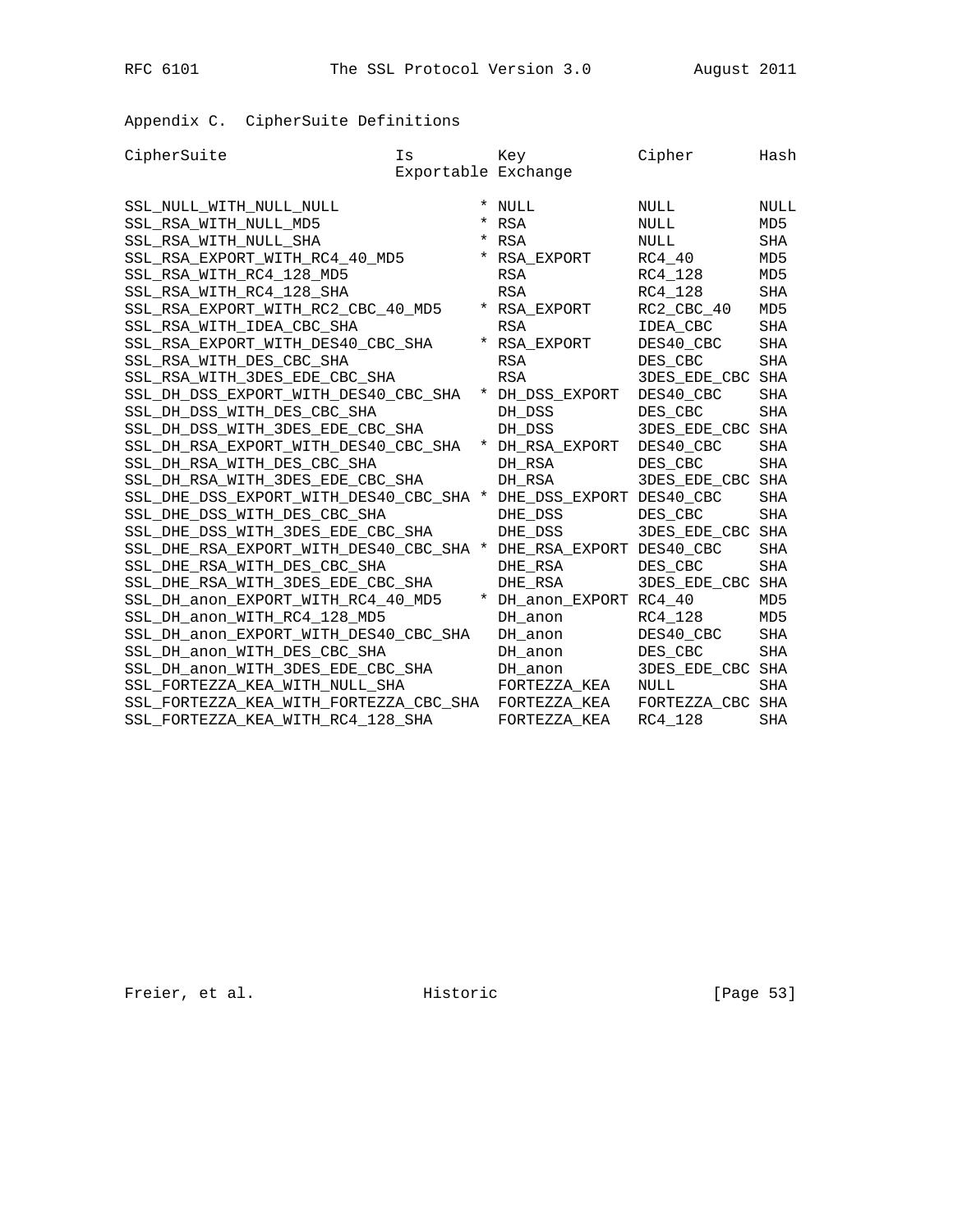## Appendix C. CipherSuite Definitions

| CipherSuite | Is Exportable | Key Exchange | Cipher | Hash |
|---|---|---|---|---|
| SSL_NULL_WITH_NULL_NULL | * | NULL | NULL | NULL |
| SSL_RSA_WITH_NULL_MD5 | * | RSA | NULL | MD5 |
| SSL_RSA_WITH_NULL_SHA | * | RSA | NULL | SHA |
| SSL_RSA_EXPORT_WITH_RC4_40_MD5 | * | RSA_EXPORT | RC4_40 | MD5 |
| SSL_RSA_WITH_RC4_128_MD5 | | RSA | RC4_128 | MD5 |
| SSL_RSA_WITH_RC4_128_SHA | | RSA | RC4_128 | SHA |
| SSL_RSA_EXPORT_WITH_RC2_CBC_40_MD5 | * | RSA_EXPORT | RC2_CBC_40 | MD5 |
| SSL_RSA_WITH_IDEA_CBC_SHA | | RSA | IDEA_CBC | SHA |
| SSL_RSA_EXPORT_WITH_DES40_CBC_SHA | * | RSA_EXPORT | DES40_CBC | SHA |
| SSL_RSA_WITH_DES_CBC_SHA | | RSA | DES_CBC | SHA |
| SSL_RSA_WITH_3DES_EDE_CBC_SHA | | RSA | 3DES_EDE_CBC | SHA |
| SSL_DH_DSS_EXPORT_WITH_DES40_CBC_SHA | * | DH_DSS_EXPORT | DES40_CBC | SHA |
| SSL_DH_DSS_WITH_DES_CBC_SHA | | DH_DSS | DES_CBC | SHA |
| SSL_DH_DSS_WITH_3DES_EDE_CBC_SHA | | DH_DSS | 3DES_EDE_CBC | SHA |
| SSL_DH_RSA_EXPORT_WITH_DES40_CBC_SHA | * | DH_RSA_EXPORT | DES40_CBC | SHA |
| SSL_DH_RSA_WITH_DES_CBC_SHA | | DH_RSA | DES_CBC | SHA |
| SSL_DH_RSA_WITH_3DES_EDE_CBC_SHA | | DH_RSA | 3DES_EDE_CBC | SHA |
| SSL_DHE_DSS_EXPORT_WITH_DES40_CBC_SHA | * | DHE_DSS_EXPORT | DES40_CBC | SHA |
| SSL_DHE_DSS_WITH_DES_CBC_SHA | | DHE_DSS | DES_CBC | SHA |
| SSL_DHE_DSS_WITH_3DES_EDE_CBC_SHA | | DHE_DSS | 3DES_EDE_CBC | SHA |
| SSL_DHE_RSA_EXPORT_WITH_DES40_CBC_SHA | * | DHE_RSA_EXPORT | DES40_CBC | SHA |
| SSL_DHE_RSA_WITH_DES_CBC_SHA | | DHE_RSA | DES_CBC | SHA |
| SSL_DHE_RSA_WITH_3DES_EDE_CBC_SHA | | DHE_RSA | 3DES_EDE_CBC | SHA |
| SSL_DH_anon_EXPORT_WITH_RC4_40_MD5 | * | DH_anon_EXPORT | RC4_40 | MD5 |
| SSL_DH_anon_WITH_RC4_128_MD5 | | DH_anon | RC4_128 | MD5 |
| SSL_DH_anon_EXPORT_WITH_DES40_CBC_SHA | | DH_anon | DES40_CBC | SHA |
| SSL_DH_anon_WITH_DES_CBC_SHA | | DH_anon | DES_CBC | SHA |
| SSL_DH_anon_WITH_3DES_EDE_CBC_SHA | | DH_anon | 3DES_EDE_CBC | SHA |
| SSL_FORTEZZA_KEA_WITH_NULL_SHA | | FORTEZZA_KEA | NULL | SHA |
| SSL_FORTEZZA_KEA_WITH_FORTEZZA_CBC_SHA | | FORTEZZA_KEA | FORTEZZA_CBC | SHA |
| SSL_FORTEZZA_KEA_WITH_RC4_128_SHA | | FORTEZZA_KEA | RC4_128 | SHA |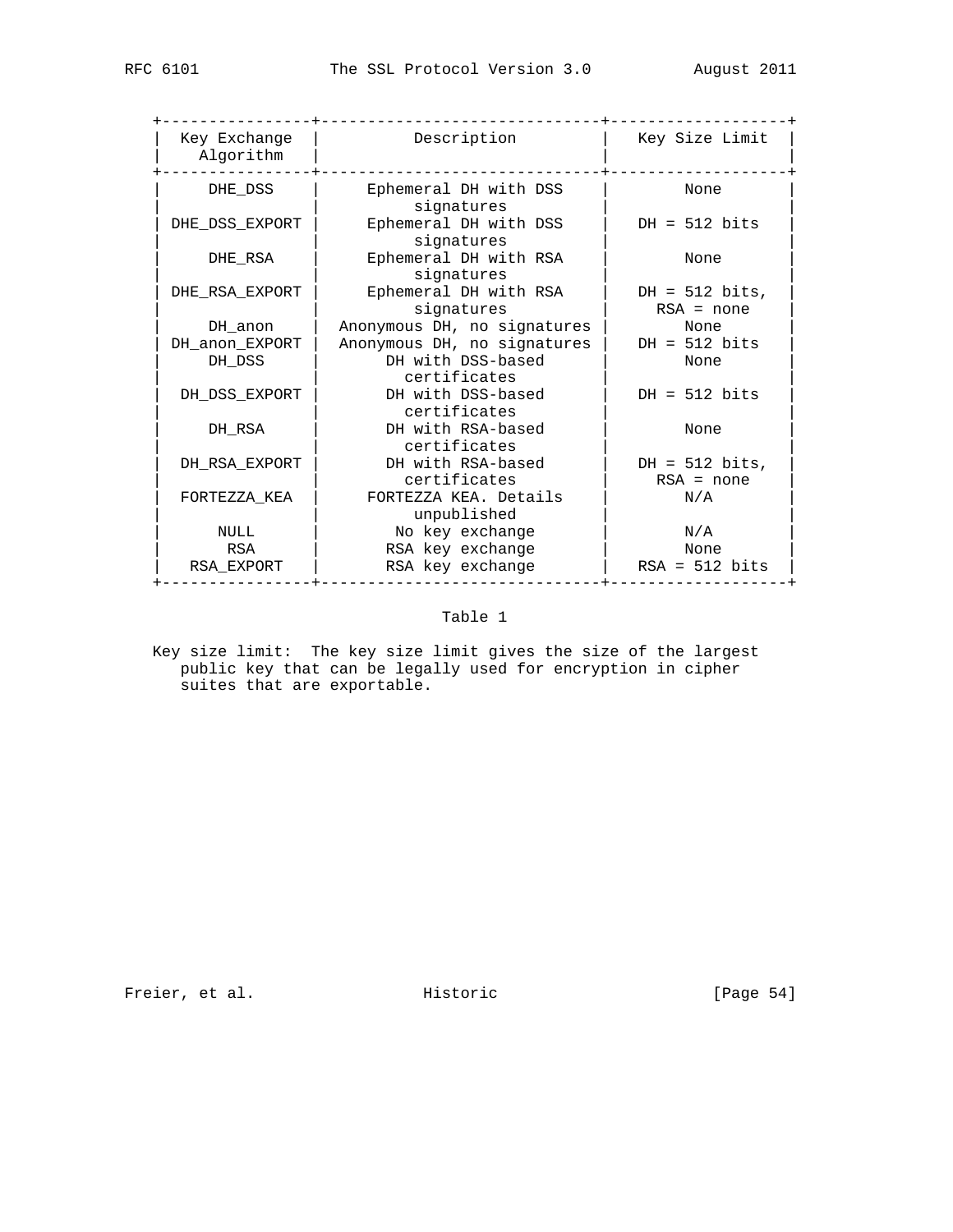| Key Exchange Algorithm | Description | Key Size Limit |
|---|---|---|
| DHE_DSS | Ephemeral DH with DSS signatures | None |
| DHE_DSS_EXPORT | Ephemeral DH with DSS signatures | DH = 512 bits |
| DHE_RSA | Ephemeral DH with RSA signatures | None |
| DHE_RSA_EXPORT | Ephemeral DH with RSA signatures | DH = 512 bits, RSA = none |
| DH_anon | Anonymous DH, no signatures | None |
| DH_anon_EXPORT | Anonymous DH, no signatures | DH = 512 bits |
| DH_DSS | DH with DSS-based certificates | None |
| DH_DSS_EXPORT | DH with DSS-based certificates | DH = 512 bits |
| DH_RSA | DH with RSA-based certificates | None |
| DH_RSA_EXPORT | DH with RSA-based certificates | DH = 512 bits, RSA = none |
| FORTEZZA_KEA | FORTEZZA KEA. Details unpublished | N/A |
| NULL | No key exchange | N/A |
| RSA | RSA key exchange | None |
| RSA_EXPORT | RSA key exchange | RSA = 512 bits |

Table 1

Key size limit: The key size limit gives the size of the largest public key that can be legally used for encryption in cipher suites that are exportable.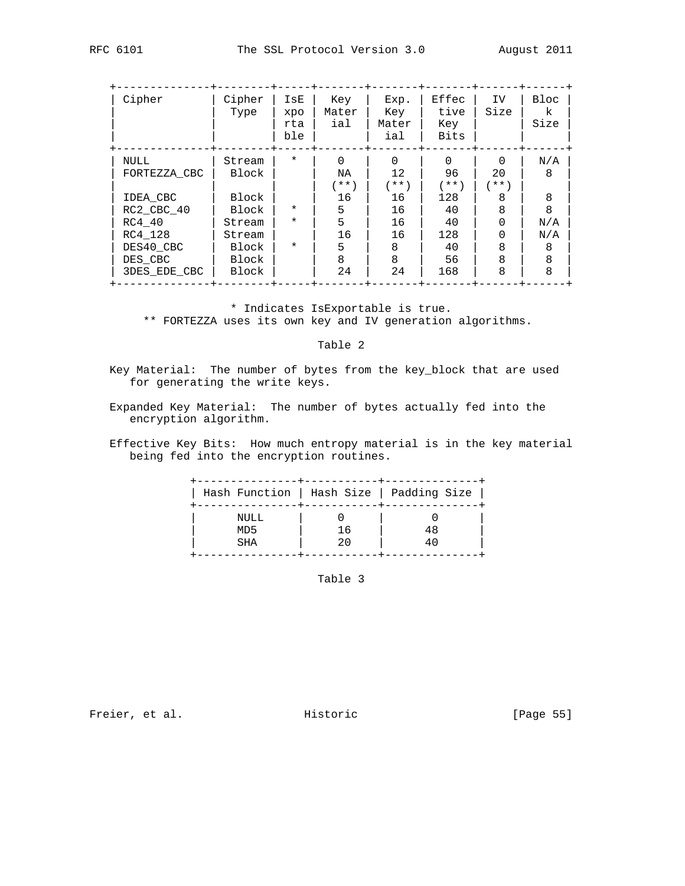| Cipher | Cipher Type | IsExportable | Key Material | Exp. Key Material | Effective Key Bits | IV Size | Block Size |
|---|---|---|---|---|---|---|---|
| NULL | Stream | * | 0 | 0 | 0 | 0 | N/A |
| FORTEZZA_CBC | Block | | NA (**) | 12 (**) | 96 (**) | 20 (**) | 8 |
| IDEA_CBC | Block | | 16 | 16 | 128 | 8 | 8 |
| RC2_CBC_40 | Block | * | 5 | 16 | 40 | 8 | 8 |
| RC4_40 | Stream | * | 5 | 16 | 40 | 0 | N/A |
| RC4_128 | Stream | | 16 | 16 | 128 | 0 | N/A |
| DES40_CBC | Block | * | 5 | 8 | 40 | 8 | 8 |
| DES_CBC | Block | | 8 | 8 | 56 | 8 | 8 |
| 3DES_EDE_CBC | Block | | 24 | 24 | 168 | 8 | 8 |

\* Indicates IsExportable is true.
\*\* FORTEZZA uses its own key and IV generation algorithms.

Table 2

Key Material: The number of bytes from the key_block that are used for generating the write keys.

Expanded Key Material: The number of bytes actually fed into the encryption algorithm.

Effective Key Bits: How much entropy material is in the key material being fed into the encryption routines.

| Hash Function | Hash Size | Padding Size |
|---|---|---|
| NULL | 0 | 0 |
| MD5 | 16 | 48 |
| SHA | 20 | 40 |

Table 3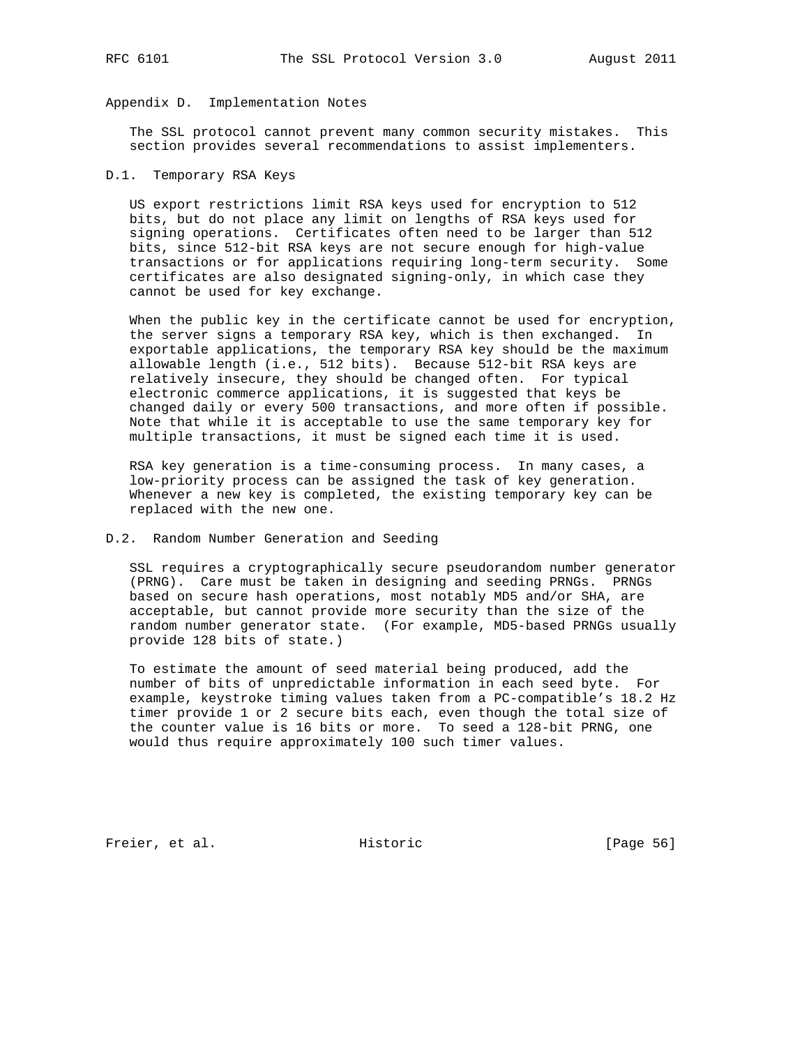# Appendix D. Implementation Notes

The SSL protocol cannot prevent many common security mistakes. This section provides several recommendations to assist implementers.

## D.1. Temporary RSA Keys

US export restrictions limit RSA keys used for encryption to 512 bits, but do not place any limit on lengths of RSA keys used for signing operations. Certificates often need to be larger than 512 bits, since 512-bit RSA keys are not secure enough for high-value transactions or for applications requiring long-term security. Some certificates are also designated signing-only, in which case they cannot be used for key exchange.

When the public key in the certificate cannot be used for encryption, the server signs a temporary RSA key, which is then exchanged. In exportable applications, the temporary RSA key should be the maximum allowable length (i.e., 512 bits). Because 512-bit RSA keys are relatively insecure, they should be changed often. For typical electronic commerce applications, it is suggested that keys be changed daily or every 500 transactions, and more often if possible. Note that while it is acceptable to use the same temporary key for multiple transactions, it must be signed each time it is used.

RSA key generation is a time-consuming process. In many cases, a low-priority process can be assigned the task of key generation. Whenever a new key is completed, the existing temporary key can be replaced with the new one.

## D.2. Random Number Generation and Seeding

SSL requires a cryptographically secure pseudorandom number generator (PRNG). Care must be taken in designing and seeding PRNGs. PRNGs based on secure hash operations, most notably MD5 and/or SHA, are acceptable, but cannot provide more security than the size of the random number generator state. (For example, MD5-based PRNGs usually provide 128 bits of state.)

To estimate the amount of seed material being produced, add the number of bits of unpredictable information in each seed byte. For example, keystroke timing values taken from a PC-compatible's 18.2 Hz timer provide 1 or 2 secure bits each, even though the total size of the counter value is 16 bits or more. To seed a 128-bit PRNG, one would thus require approximately 100 such timer values.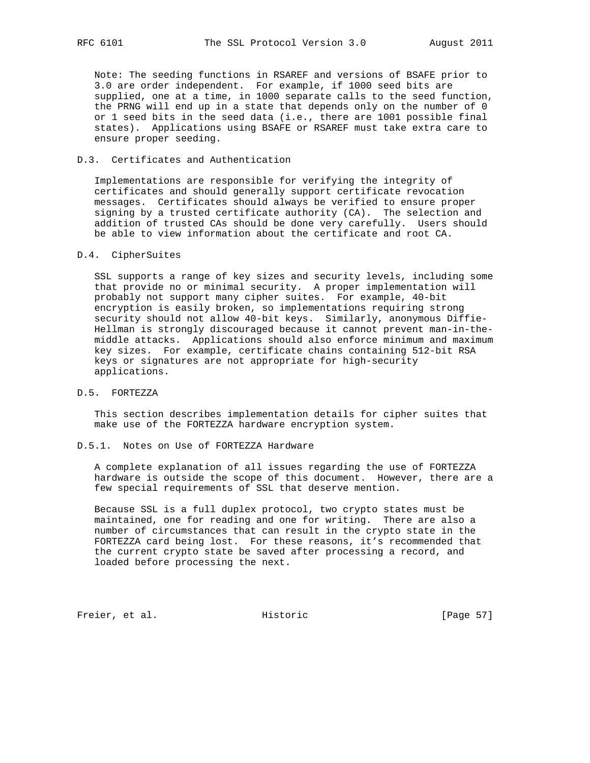Note: The seeding functions in RSAREF and versions of BSAFE prior to 3.0 are order independent. For example, if 1000 seed bits are supplied, one at a time, in 1000 separate calls to the seed function, the PRNG will end up in a state that depends only on the number of 0 or 1 seed bits in the seed data (i.e., there are 1001 possible final states). Applications using BSAFE or RSAREF must take extra care to ensure proper seeding.

## D.3. Certificates and Authentication

Implementations are responsible for verifying the integrity of certificates and should generally support certificate revocation messages. Certificates should always be verified to ensure proper signing by a trusted certificate authority (CA). The selection and addition of trusted CAs should be done very carefully. Users should be able to view information about the certificate and root CA.

## D.4. CipherSuites

SSL supports a range of key sizes and security levels, including some that provide no or minimal security. A proper implementation will probably not support many cipher suites. For example, 40-bit encryption is easily broken, so implementations requiring strong security should not allow 40-bit keys. Similarly, anonymous Diffie-Hellman is strongly discouraged because it cannot prevent man-in-the-middle attacks. Applications should also enforce minimum and maximum key sizes. For example, certificate chains containing 512-bit RSA keys or signatures are not appropriate for high-security applications.

## D.5. FORTEZZA

This section describes implementation details for cipher suites that make use of the FORTEZZA hardware encryption system.

### D.5.1. Notes on Use of FORTEZZA Hardware

A complete explanation of all issues regarding the use of FORTEZZA hardware is outside the scope of this document. However, there are a few special requirements of SSL that deserve mention.

Because SSL is a full duplex protocol, two crypto states must be maintained, one for reading and one for writing. There are also a number of circumstances that can result in the crypto state in the FORTEZZA card being lost. For these reasons, it’s recommended that the current crypto state be saved after processing a record, and loaded before processing the next.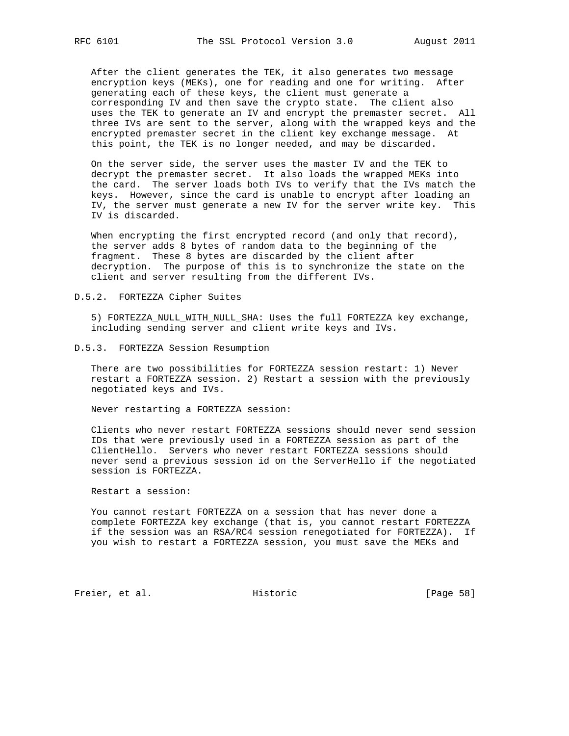After the client generates the TEK, it also generates two message encryption keys (MEKs), one for reading and one for writing. After generating each of these keys, the client must generate a corresponding IV and then save the crypto state. The client also uses the TEK to generate an IV and encrypt the premaster secret. All three IVs are sent to the server, along with the wrapped keys and the encrypted premaster secret in the client key exchange message. At this point, the TEK is no longer needed, and may be discarded.

On the server side, the server uses the master IV and the TEK to decrypt the premaster secret. It also loads the wrapped MEKs into the card. The server loads both IVs to verify that the IVs match the keys. However, since the card is unable to encrypt after loading an IV, the server must generate a new IV for the server write key. This IV is discarded.

When encrypting the first encrypted record (and only that record), the server adds 8 bytes of random data to the beginning of the fragment. These 8 bytes are discarded by the client after decryption. The purpose of this is to synchronize the state on the client and server resulting from the different IVs.

### D.5.2. FORTEZZA Cipher Suites

5) FORTEZZA_NULL_WITH_NULL_SHA: Uses the full FORTEZZA key exchange, including sending server and client write keys and IVs.

### D.5.3. FORTEZZA Session Resumption

There are two possibilities for FORTEZZA session restart: 1) Never restart a FORTEZZA session. 2) Restart a session with the previously negotiated keys and IVs.

Never restarting a FORTEZZA session:

Clients who never restart FORTEZZA sessions should never send session IDs that were previously used in a FORTEZZA session as part of the ClientHello. Servers who never restart FORTEZZA sessions should never send a previous session id on the ServerHello if the negotiated session is FORTEZZA.

Restart a session:

You cannot restart FORTEZZA on a session that has never done a complete FORTEZZA key exchange (that is, you cannot restart FORTEZZA if the session was an RSA/RC4 session renegotiated for FORTEZZA). If you wish to restart a FORTEZZA session, you must save the MEKs and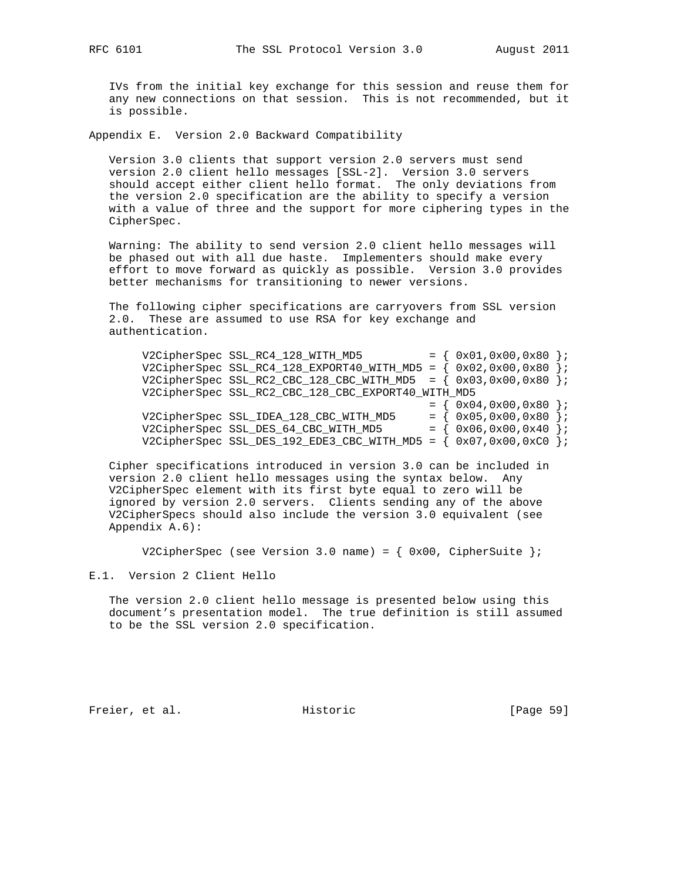IVs from the initial key exchange for this session and reuse them for any new connections on that session. This is not recommended, but it is possible.

## Appendix E. Version 2.0 Backward Compatibility

Version 3.0 clients that support version 2.0 servers must send version 2.0 client hello messages [SSL-2]. Version 3.0 servers should accept either client hello format. The only deviations from the version 2.0 specification are the ability to specify a version with a value of three and the support for more ciphering types in the CipherSpec.

Warning: The ability to send version 2.0 client hello messages will be phased out with all due haste. Implementers should make every effort to move forward as quickly as possible. Version 3.0 provides better mechanisms for transitioning to newer versions.

The following cipher specifications are carryovers from SSL version 2.0. These are assumed to use RSA for key exchange and authentication.

```
V2CipherSpec SSL_RC4_128_WITH_MD5          = { 0x01,0x00,0x80 };
V2CipherSpec SSL_RC4_128_EXPORT40_WITH_MD5 = { 0x02,0x00,0x80 };
V2CipherSpec SSL_RC2_CBC_128_CBC_WITH_MD5  = { 0x03,0x00,0x80 };
V2CipherSpec SSL_RC2_CBC_128_CBC_EXPORT40_WITH_MD5
                                           = { 0x04,0x00,0x80 };
V2CipherSpec SSL_IDEA_128_CBC_WITH_MD5     = { 0x05,0x00,0x80 };
V2CipherSpec SSL_DES_64_CBC_WITH_MD5       = { 0x06,0x00,0x40 };
V2CipherSpec SSL_DES_192_EDE3_CBC_WITH_MD5 = { 0x07,0x00,0xC0 };
```

Cipher specifications introduced in version 3.0 can be included in version 2.0 client hello messages using the syntax below. Any V2CipherSpec element with its first byte equal to zero will be ignored by version 2.0 servers. Clients sending any of the above V2CipherSpecs should also include the version 3.0 equivalent (see Appendix A.6):

```
V2CipherSpec (see Version 3.0 name) = { 0x00, CipherSuite };
```

### E.1. Version 2 Client Hello

The version 2.0 client hello message is presented below using this document’s presentation model. The true definition is still assumed to be the SSL version 2.0 specification.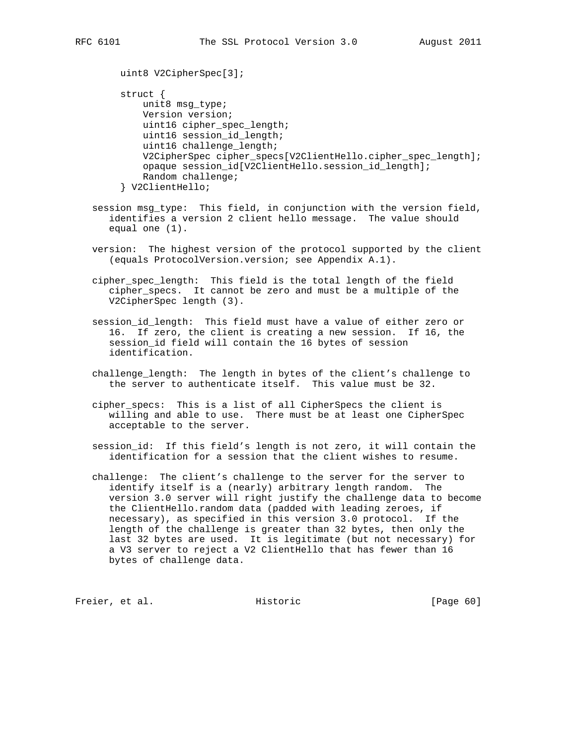```
uint8 V2CipherSpec[3];

struct {
    unit8 msg_type;
    Version version;
    uint16 cipher_spec_length;
    uint16 session_id_length;
    uint16 challenge_length;
    V2CipherSpec cipher_specs[V2ClientHello.cipher_spec_length];
    opaque session_id[V2ClientHello.session_id_length];
    Random challenge;
} V2ClientHello;
```

session msg_type: This field, in conjunction with the version field, identifies a version 2 client hello message. The value should equal one (1).

version: The highest version of the protocol supported by the client (equals ProtocolVersion.version; see Appendix A.1).

cipher_spec_length: This field is the total length of the field cipher_specs. It cannot be zero and must be a multiple of the V2CipherSpec length (3).

session_id_length: This field must have a value of either zero or 16. If zero, the client is creating a new session. If 16, the session_id field will contain the 16 bytes of session identification.

challenge_length: The length in bytes of the client's challenge to the server to authenticate itself. This value must be 32.

cipher_specs: This is a list of all CipherSpecs the client is willing and able to use. There must be at least one CipherSpec acceptable to the server.

session_id: If this field's length is not zero, it will contain the identification for a session that the client wishes to resume.

challenge: The client's challenge to the server for the server to identify itself is a (nearly) arbitrary length random. The version 3.0 server will right justify the challenge data to become the ClientHello.random data (padded with leading zeroes, if necessary), as specified in this version 3.0 protocol. If the length of the challenge is greater than 32 bytes, then only the last 32 bytes are used. It is legitimate (but not necessary) for a V3 server to reject a V2 ClientHello that has fewer than 16 bytes of challenge data.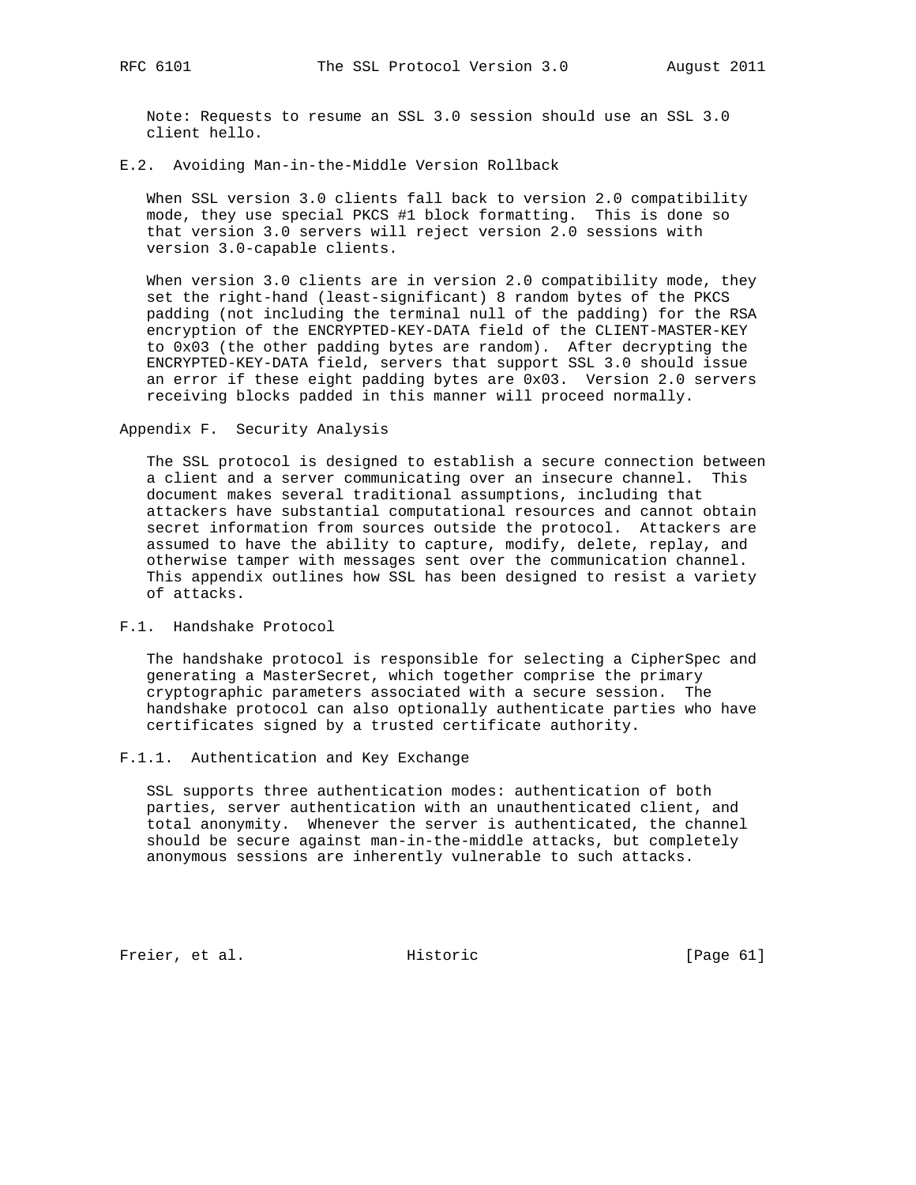Note: Requests to resume an SSL 3.0 session should use an SSL 3.0 client hello.

### E.2. Avoiding Man-in-the-Middle Version Rollback

When SSL version 3.0 clients fall back to version 2.0 compatibility mode, they use special PKCS #1 block formatting. This is done so that version 3.0 servers will reject version 2.0 sessions with version 3.0-capable clients.

When version 3.0 clients are in version 2.0 compatibility mode, they set the right-hand (least-significant) 8 random bytes of the PKCS padding (not including the terminal null of the padding) for the RSA encryption of the ENCRYPTED-KEY-DATA field of the CLIENT-MASTER-KEY to 0x03 (the other padding bytes are random). After decrypting the ENCRYPTED-KEY-DATA field, servers that support SSL 3.0 should issue an error if these eight padding bytes are 0x03. Version 2.0 servers receiving blocks padded in this manner will proceed normally.

## Appendix F. Security Analysis

The SSL protocol is designed to establish a secure connection between a client and a server communicating over an insecure channel. This document makes several traditional assumptions, including that attackers have substantial computational resources and cannot obtain secret information from sources outside the protocol. Attackers are assumed to have the ability to capture, modify, delete, replay, and otherwise tamper with messages sent over the communication channel. This appendix outlines how SSL has been designed to resist a variety of attacks.

### F.1. Handshake Protocol

The handshake protocol is responsible for selecting a CipherSpec and generating a MasterSecret, which together comprise the primary cryptographic parameters associated with a secure session. The handshake protocol can also optionally authenticate parties who have certificates signed by a trusted certificate authority.

#### F.1.1. Authentication and Key Exchange

SSL supports three authentication modes: authentication of both parties, server authentication with an unauthenticated client, and total anonymity. Whenever the server is authenticated, the channel should be secure against man-in-the-middle attacks, but completely anonymous sessions are inherently vulnerable to such attacks.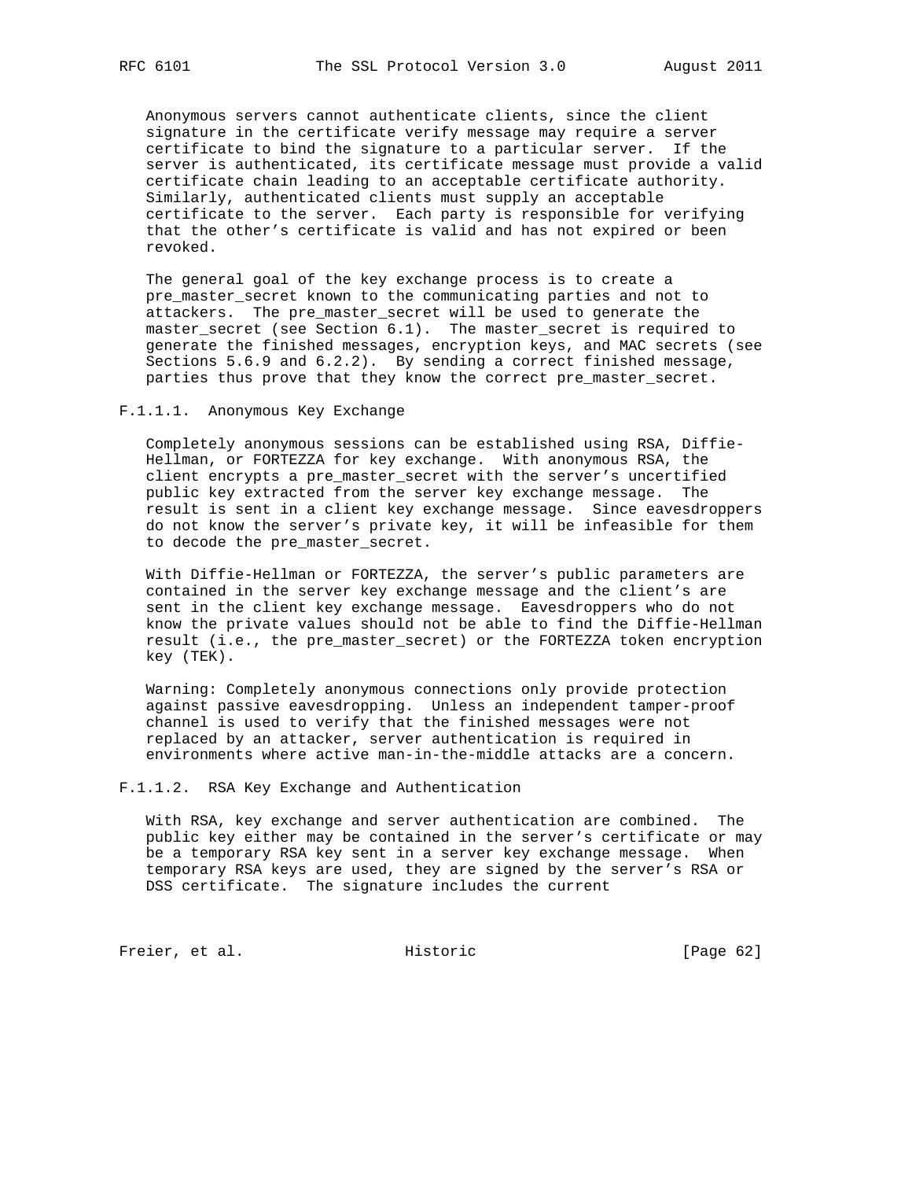Anonymous servers cannot authenticate clients, since the client signature in the certificate verify message may require a server certificate to bind the signature to a particular server. If the server is authenticated, its certificate message must provide a valid certificate chain leading to an acceptable certificate authority. Similarly, authenticated clients must supply an acceptable certificate to the server. Each party is responsible for verifying that the other's certificate is valid and has not expired or been revoked.

The general goal of the key exchange process is to create a pre_master_secret known to the communicating parties and not to attackers. The pre_master_secret will be used to generate the master_secret (see Section 6.1). The master_secret is required to generate the finished messages, encryption keys, and MAC secrets (see Sections 5.6.9 and 6.2.2). By sending a correct finished message, parties thus prove that they know the correct pre_master_secret.

#### F.1.1.1. Anonymous Key Exchange

Completely anonymous sessions can be established using RSA, Diffie-Hellman, or FORTEZZA for key exchange. With anonymous RSA, the client encrypts a pre_master_secret with the server's uncertified public key extracted from the server key exchange message. The result is sent in a client key exchange message. Since eavesdroppers do not know the server's private key, it will be infeasible for them to decode the pre_master_secret.

With Diffie-Hellman or FORTEZZA, the server's public parameters are contained in the server key exchange message and the client's are sent in the client key exchange message. Eavesdroppers who do not know the private values should not be able to find the Diffie-Hellman result (i.e., the pre_master_secret) or the FORTEZZA token encryption key (TEK).

Warning: Completely anonymous connections only provide protection against passive eavesdropping. Unless an independent tamper-proof channel is used to verify that the finished messages were not replaced by an attacker, server authentication is required in environments where active man-in-the-middle attacks are a concern.

#### F.1.1.2. RSA Key Exchange and Authentication

With RSA, key exchange and server authentication are combined. The public key either may be contained in the server's certificate or may be a temporary RSA key sent in a server key exchange message. When temporary RSA keys are used, they are signed by the server's RSA or DSS certificate. The signature includes the current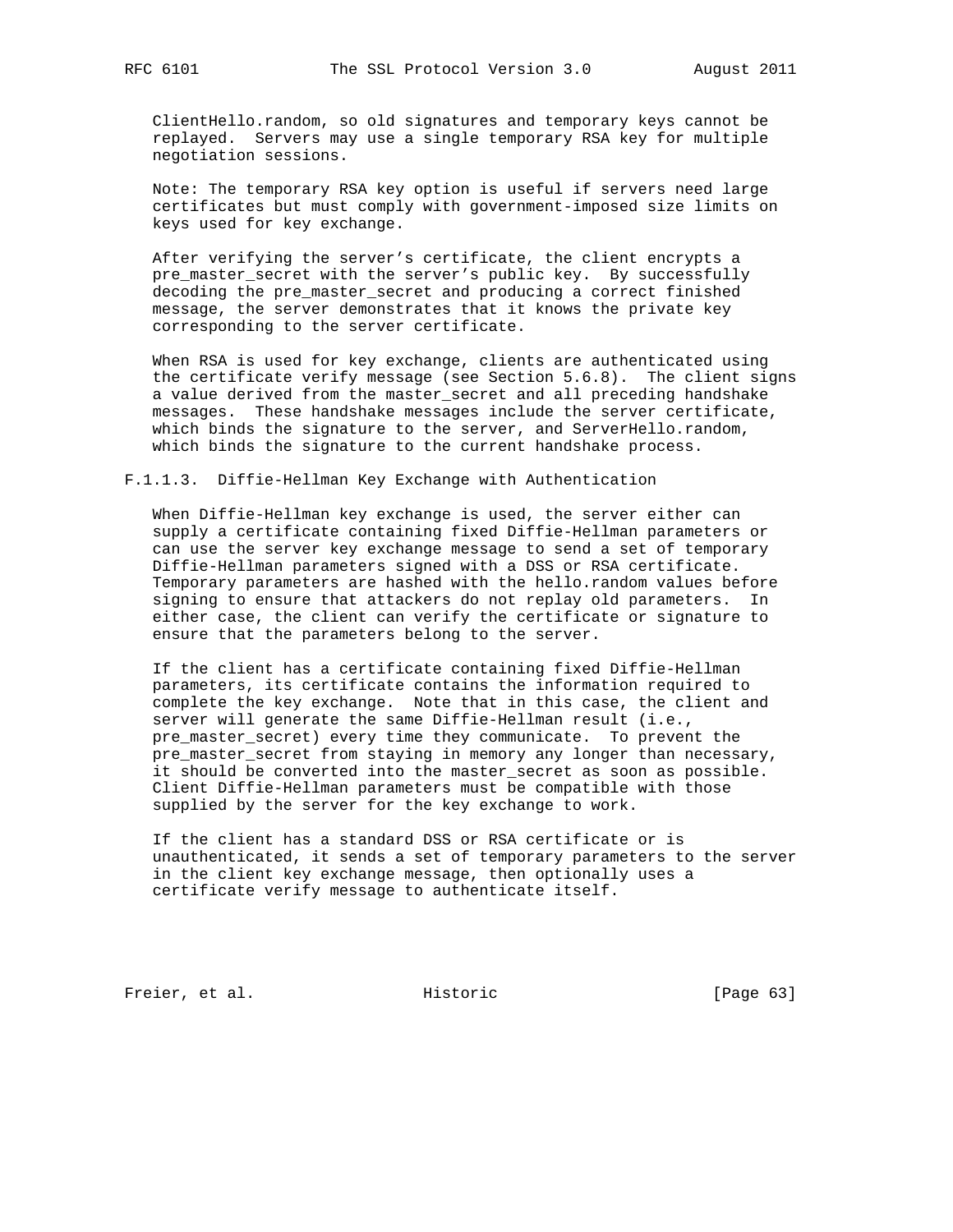ClientHello.random, so old signatures and temporary keys cannot be replayed. Servers may use a single temporary RSA key for multiple negotiation sessions.

Note: The temporary RSA key option is useful if servers need large certificates but must comply with government-imposed size limits on keys used for key exchange.

After verifying the server's certificate, the client encrypts a pre_master_secret with the server's public key. By successfully decoding the pre_master_secret and producing a correct finished message, the server demonstrates that it knows the private key corresponding to the server certificate.

When RSA is used for key exchange, clients are authenticated using the certificate verify message (see Section 5.6.8). The client signs a value derived from the master_secret and all preceding handshake messages. These handshake messages include the server certificate, which binds the signature to the server, and ServerHello.random, which binds the signature to the current handshake process.

#### F.1.1.3. Diffie-Hellman Key Exchange with Authentication

When Diffie-Hellman key exchange is used, the server either can supply a certificate containing fixed Diffie-Hellman parameters or can use the server key exchange message to send a set of temporary Diffie-Hellman parameters signed with a DSS or RSA certificate. Temporary parameters are hashed with the hello.random values before signing to ensure that attackers do not replay old parameters. In either case, the client can verify the certificate or signature to ensure that the parameters belong to the server.

If the client has a certificate containing fixed Diffie-Hellman parameters, its certificate contains the information required to complete the key exchange. Note that in this case, the client and server will generate the same Diffie-Hellman result (i.e., pre_master_secret) every time they communicate. To prevent the pre_master_secret from staying in memory any longer than necessary, it should be converted into the master_secret as soon as possible. Client Diffie-Hellman parameters must be compatible with those supplied by the server for the key exchange to work.

If the client has a standard DSS or RSA certificate or is unauthenticated, it sends a set of temporary parameters to the server in the client key exchange message, then optionally uses a certificate verify message to authenticate itself.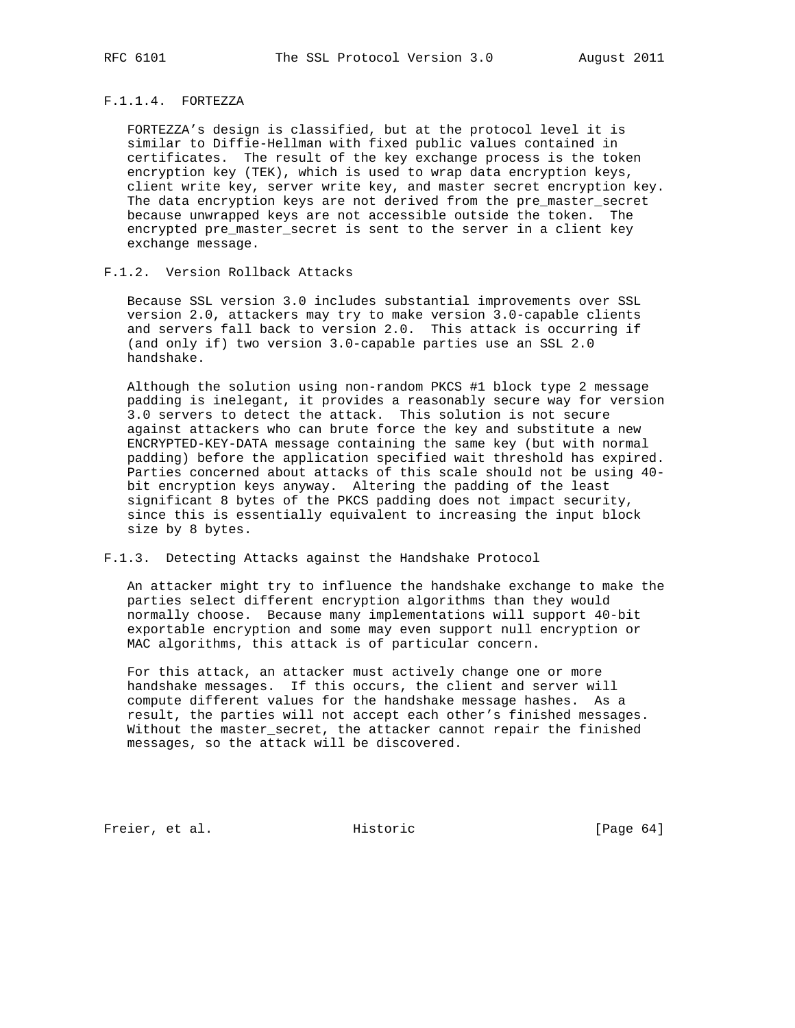#### F.1.1.4. FORTEZZA

FORTEZZA's design is classified, but at the protocol level it is similar to Diffie-Hellman with fixed public values contained in certificates. The result of the key exchange process is the token encryption key (TEK), which is used to wrap data encryption keys, client write key, server write key, and master secret encryption key. The data encryption keys are not derived from the pre_master_secret because unwrapped keys are not accessible outside the token. The encrypted pre_master_secret is sent to the server in a client key exchange message.

### F.1.2. Version Rollback Attacks

Because SSL version 3.0 includes substantial improvements over SSL version 2.0, attackers may try to make version 3.0-capable clients and servers fall back to version 2.0. This attack is occurring if (and only if) two version 3.0-capable parties use an SSL 2.0 handshake.

Although the solution using non-random PKCS #1 block type 2 message padding is inelegant, it provides a reasonably secure way for version 3.0 servers to detect the attack. This solution is not secure against attackers who can brute force the key and substitute a new ENCRYPTED-KEY-DATA message containing the same key (but with normal padding) before the application specified wait threshold has expired. Parties concerned about attacks of this scale should not be using 40-bit encryption keys anyway. Altering the padding of the least significant 8 bytes of the PKCS padding does not impact security, since this is essentially equivalent to increasing the input block size by 8 bytes.

### F.1.3. Detecting Attacks against the Handshake Protocol

An attacker might try to influence the handshake exchange to make the parties select different encryption algorithms than they would normally choose. Because many implementations will support 40-bit exportable encryption and some may even support null encryption or MAC algorithms, this attack is of particular concern.

For this attack, an attacker must actively change one or more handshake messages. If this occurs, the client and server will compute different values for the handshake message hashes. As a result, the parties will not accept each other's finished messages. Without the master_secret, the attacker cannot repair the finished messages, so the attack will be discovered.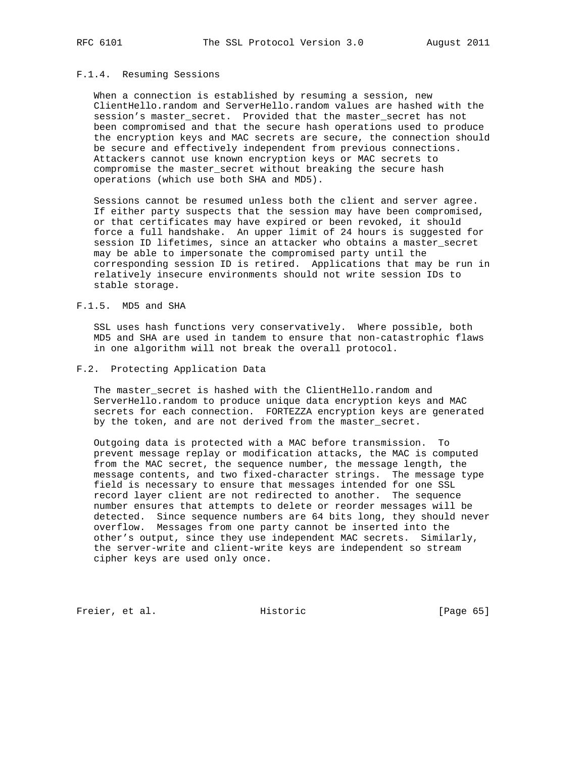#### F.1.4. Resuming Sessions

When a connection is established by resuming a session, new ClientHello.random and ServerHello.random values are hashed with the session's master_secret. Provided that the master_secret has not been compromised and that the secure hash operations used to produce the encryption keys and MAC secrets are secure, the connection should be secure and effectively independent from previous connections. Attackers cannot use known encryption keys or MAC secrets to compromise the master_secret without breaking the secure hash operations (which use both SHA and MD5).

Sessions cannot be resumed unless both the client and server agree. If either party suspects that the session may have been compromised, or that certificates may have expired or been revoked, it should force a full handshake. An upper limit of 24 hours is suggested for session ID lifetimes, since an attacker who obtains a master_secret may be able to impersonate the compromised party until the corresponding session ID is retired. Applications that may be run in relatively insecure environments should not write session IDs to stable storage.

#### F.1.5. MD5 and SHA

SSL uses hash functions very conservatively. Where possible, both MD5 and SHA are used in tandem to ensure that non-catastrophic flaws in one algorithm will not break the overall protocol.

### F.2. Protecting Application Data

The master_secret is hashed with the ClientHello.random and ServerHello.random to produce unique data encryption keys and MAC secrets for each connection. FORTEZZA encryption keys are generated by the token, and are not derived from the master_secret.

Outgoing data is protected with a MAC before transmission. To prevent message replay or modification attacks, the MAC is computed from the MAC secret, the sequence number, the message length, the message contents, and two fixed-character strings. The message type field is necessary to ensure that messages intended for one SSL record layer client are not redirected to another. The sequence number ensures that attempts to delete or reorder messages will be detected. Since sequence numbers are 64 bits long, they should never overflow. Messages from one party cannot be inserted into the other's output, since they use independent MAC secrets. Similarly, the server-write and client-write keys are independent so stream cipher keys are used only once.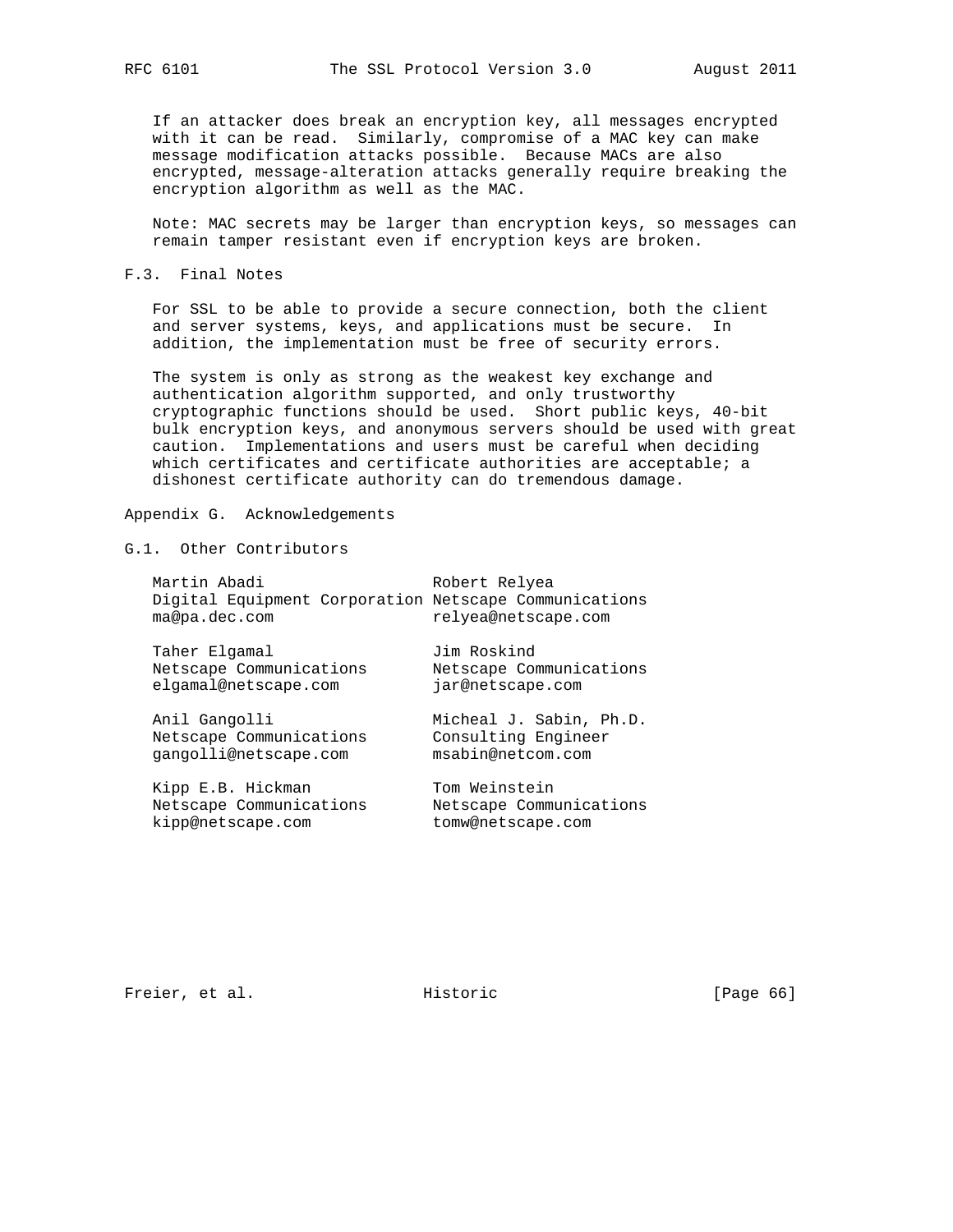If an attacker does break an encryption key, all messages encrypted with it can be read. Similarly, compromise of a MAC key can make message modification attacks possible. Because MACs are also encrypted, message-alteration attacks generally require breaking the encryption algorithm as well as the MAC.

Note: MAC secrets may be larger than encryption keys, so messages can remain tamper resistant even if encryption keys are broken.

### F.3. Final Notes

For SSL to be able to provide a secure connection, both the client and server systems, keys, and applications must be secure. In addition, the implementation must be free of security errors.

The system is only as strong as the weakest key exchange and authentication algorithm supported, and only trustworthy cryptographic functions should be used. Short public keys, 40-bit bulk encryption keys, and anonymous servers should be used with great caution. Implementations and users must be careful when deciding which certificates and certificate authorities are acceptable; a dishonest certificate authority can do tremendous damage.

## Appendix G. Acknowledgements

### G.1. Other Contributors

Martin Abadi
Digital Equipment Corporation
ma@pa.dec.com

Taher Elgamal
Netscape Communications
elgamal@netscape.com

Anil Gangolli
Netscape Communications
gangolli@netscape.com

Kipp E.B. Hickman
Netscape Communications
kipp@netscape.com

Robert Relyea
Netscape Communications
relyea@netscape.com

Jim Roskind
Netscape Communications
jar@netscape.com

Micheal J. Sabin, Ph.D.
Consulting Engineer
msabin@netcom.com

Tom Weinstein
Netscape Communications
tomw@netscape.com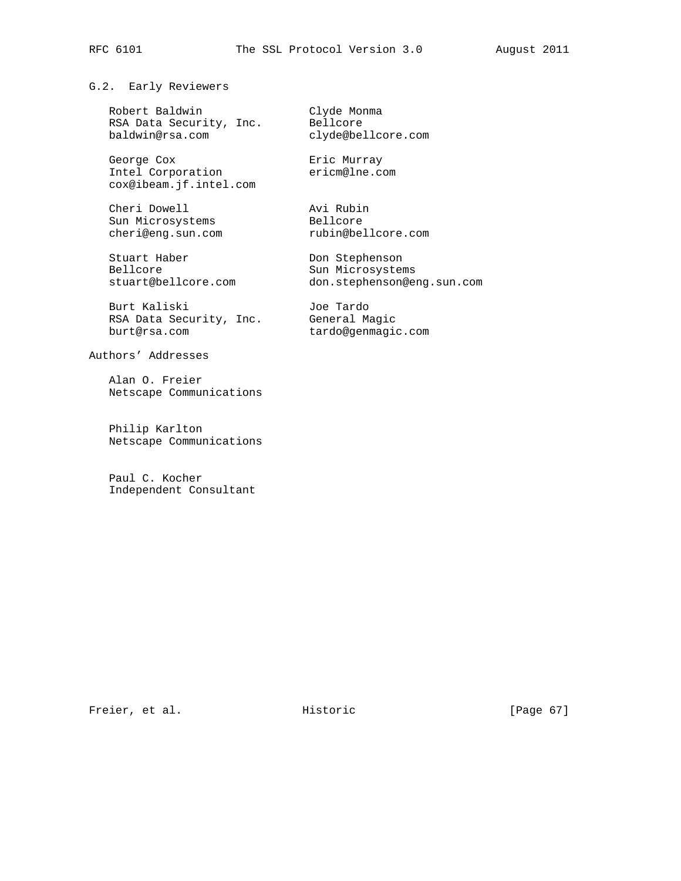### G.2. Early Reviewers

Robert Baldwin
RSA Data Security, Inc.
baldwin@rsa.com

George Cox
Intel Corporation
cox@ibeam.jf.intel.com

Cheri Dowell
Sun Microsystems
cheri@eng.sun.com

Stuart Haber
Bellcore
stuart@bellcore.com

Burt Kaliski
RSA Data Security, Inc.
burt@rsa.com

Clyde Monma
Bellcore
clyde@bellcore.com

Eric Murray
ericm@lne.com

Avi Rubin
Bellcore
rubin@bellcore.com

Don Stephenson
Sun Microsystems
don.stephenson@eng.sun.com

Joe Tardo
General Magic
tardo@genmagic.com

## Authors' Addresses

Alan O. Freier
Netscape Communications

Philip Karlton
Netscape Communications

Paul C. Kocher
Independent Consultant